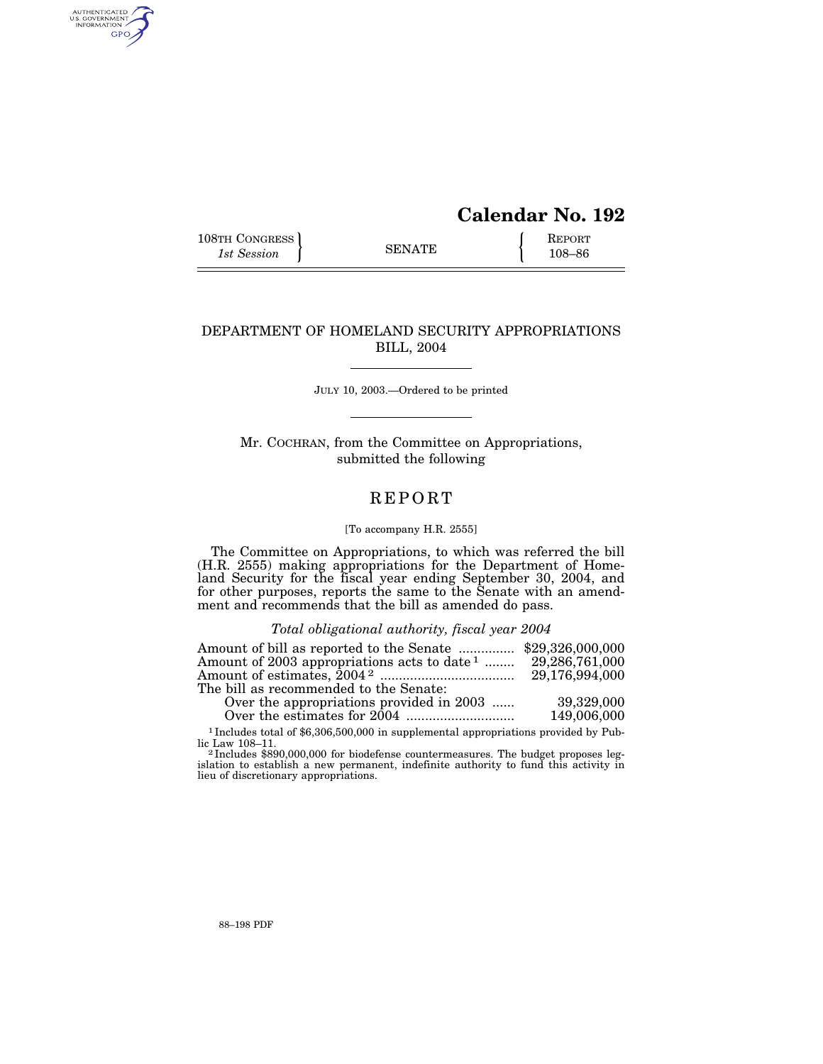# Calendar No. 192

| 108TH CONGRESS<br>*1st Session* | SENATE | REPORT<br>108–86 |
|---|---|---|

## DEPARTMENT OF HOMELAND SECURITY APPROPRIATIONS BILL, 2004

JULY 10, 2003.—Ordered to be printed

Mr. COCHRAN, from the Committee on Appropriations, submitted the following

# REPORT

[To accompany H.R. 2555]

The Committee on Appropriations, to which was referred the bill (H.R. 2555) making appropriations for the Department of Homeland Security for the fiscal year ending September 30, 2004, and for other purposes, reports the same to the Senate with an amendment and recommends that the bill as amended do pass.

*Total obligational authority, fiscal year 2004*

| | |
|---|---|
| Amount of bill as reported to the Senate | $29,326,000,000 |
| Amount of 2003 appropriations acts to date [1] | 29,286,761,000 |
| Amount of estimates, 2004 [2] | 29,176,994,000 |
| The bill as recommended to the Senate: | |
| Over the appropriations provided in 2003 | 39,329,000 |
| Over the estimates for 2004 | 149,006,000 |

[1] Includes total of $6,306,500,000 in supplemental appropriations provided by Public Law 108–11.

[2] Includes $890,000,000 for biodefense countermeasures. The budget proposes legislation to establish a new permanent, indefinite authority to fund this activity in lieu of discretionary appropriations.

88–198 PDF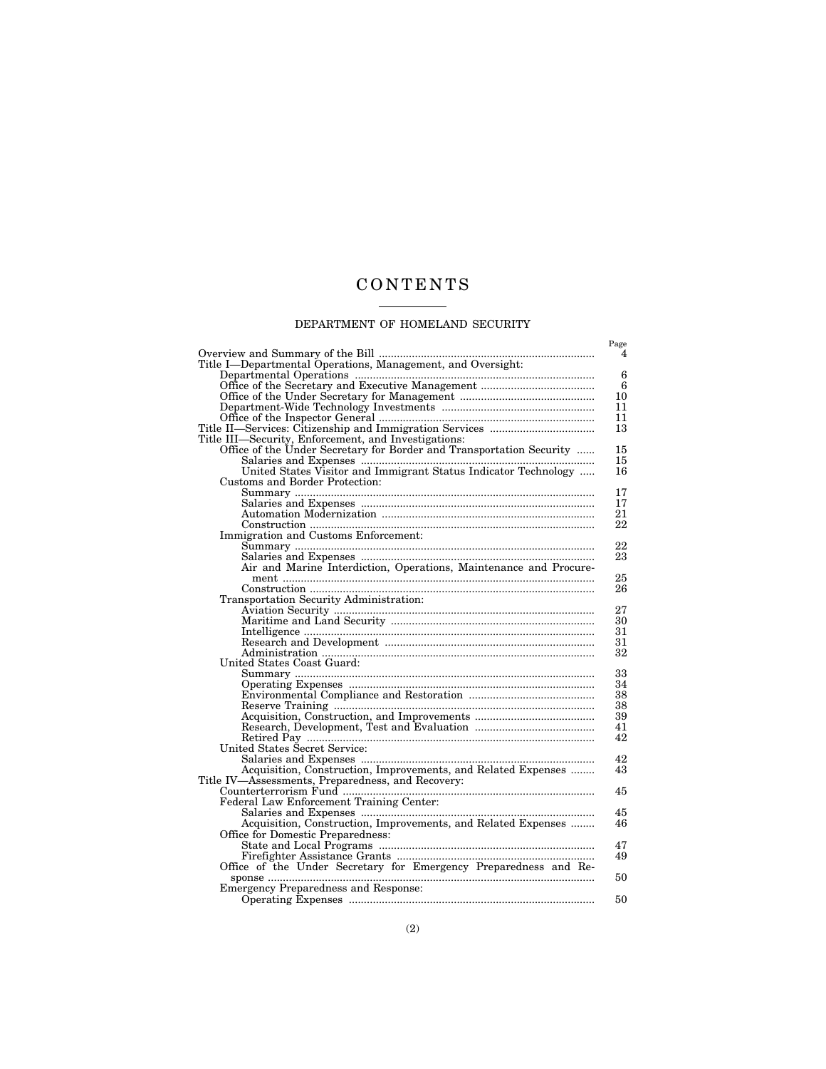# CONTENTS

## DEPARTMENT OF HOMELAND SECURITY

| | Page |
|---|---|
| Overview and Summary of the Bill | 4 |
| Title I—Departmental Operations, Management, and Oversight: | |
| Departmental Operations | 6 |
| Office of the Secretary and Executive Management | 6 |
| Office of the Under Secretary for Management | 10 |
| Department-Wide Technology Investments | 11 |
| Office of the Inspector General | 11 |
| Title II—Services: Citizenship and Immigration Services | 13 |
| Title III—Security, Enforcement, and Investigations: | |
| Office of the Under Secretary for Border and Transportation Security | 15 |
| Salaries and Expenses | 15 |
| United States Visitor and Immigrant Status Indicator Technology | 16 |
| Customs and Border Protection: | |
| Summary | 17 |
| Salaries and Expenses | 17 |
| Automation Modernization | 21 |
| Construction | 22 |
| Immigration and Customs Enforcement: | |
| Summary | 22 |
| Salaries and Expenses | 23 |
| Air and Marine Interdiction, Operations, Maintenance and Procurement | 25 |
| Construction | 26 |
| Transportation Security Administration: | |
| Aviation Security | 27 |
| Maritime and Land Security | 30 |
| Intelligence | 31 |
| Research and Development | 31 |
| Administration | 32 |
| United States Coast Guard: | |
| Summary | 33 |
| Operating Expenses | 34 |
| Environmental Compliance and Restoration | 38 |
| Reserve Training | 38 |
| Acquisition, Construction, and Improvements | 39 |
| Research, Development, Test and Evaluation | 41 |
| Retired Pay | 42 |
| United States Secret Service: | |
| Salaries and Expenses | 42 |
| Acquisition, Construction, Improvements, and Related Expenses | 43 |
| Title IV—Assessments, Preparedness, and Recovery: | |
| Counterterrorism Fund | 45 |
| Federal Law Enforcement Training Center: | |
| Salaries and Expenses | 45 |
| Acquisition, Construction, Improvements, and Related Expenses | 46 |
| Office for Domestic Preparedness: | |
| State and Local Programs | 47 |
| Firefighter Assistance Grants | 49 |
| Office of the Under Secretary for Emergency Preparedness and Response | 50 |
| Emergency Preparedness and Response: | |
| Operating Expenses | 50 |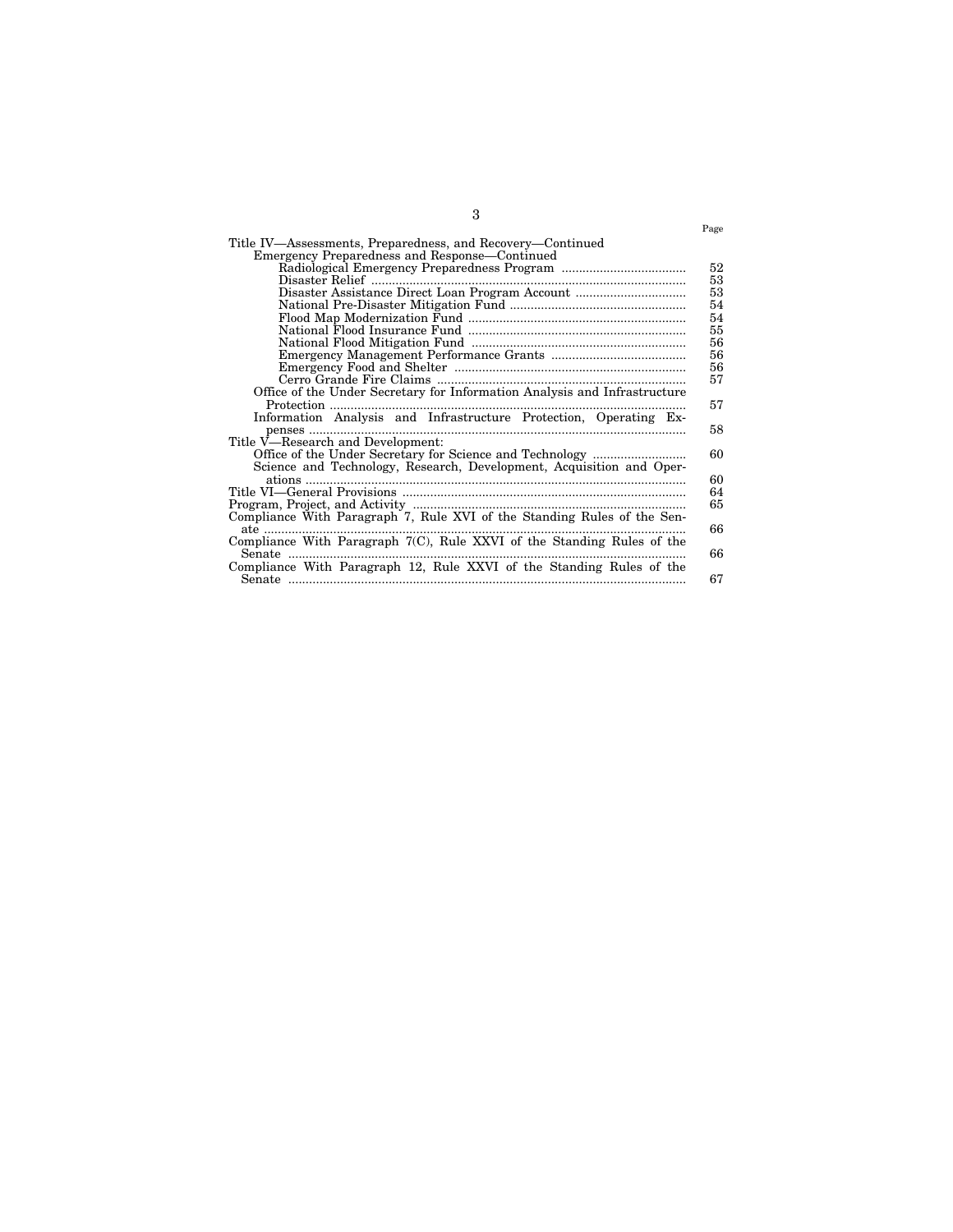| | Page |
|---|---|
| Title IV—Assessments, Preparedness, and Recovery—Continued | |
| Emergency Preparedness and Response—Continued | |
| Radiological Emergency Preparedness Program | 52 |
| Disaster Relief | 53 |
| Disaster Assistance Direct Loan Program Account | 53 |
| National Pre-Disaster Mitigation Fund | 54 |
| Flood Map Modernization Fund | 54 |
| National Flood Insurance Fund | 55 |
| National Flood Mitigation Fund | 56 |
| Emergency Management Performance Grants | 56 |
| Emergency Food and Shelter | 56 |
| Cerro Grande Fire Claims | 57 |
| Office of the Under Secretary for Information Analysis and Infrastructure Protection | 57 |
| Information Analysis and Infrastructure Protection, Operating Expenses | 58 |
| Title V—Research and Development: | |
| Office of the Under Secretary for Science and Technology | 60 |
| Science and Technology, Research, Development, Acquisition and Operations | 60 |
| Title VI—General Provisions | 64 |
| Program, Project, and Activity | 65 |
| Compliance With Paragraph 7, Rule XVI of the Standing Rules of the Senate | 66 |
| Compliance With Paragraph 7(C), Rule XXVI of the Standing Rules of the Senate | 66 |
| Compliance With Paragraph 12, Rule XXVI of the Standing Rules of the Senate | 67 |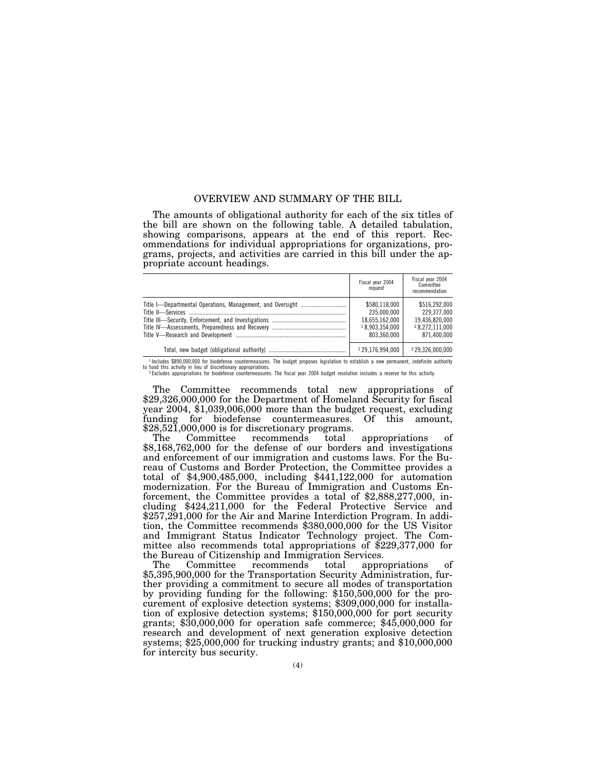## OVERVIEW AND SUMMARY OF THE BILL

The amounts of obligational authority for each of the six titles of the bill are shown on the following table. A detailed tabulation, showing comparisons, appears at the end of this report. Recommendations for individual appropriations for organizations, programs, projects, and activities are carried in this bill under the appropriate account headings.

| | Fiscal year 2004 request | Fiscal year 2004 Committee recommendation |
|---|---|---|
| Title I—Departmental Operations, Management, and Oversight | $580,118,000 | $516,292,000 |
| Title II—Services | 235,000,000 | 229,377,000 |
| Title III—Security, Enforcement, and Investigations | 18,655,162,000 | 19,436,820,000 |
| Title IV—Assessments, Preparedness and Recovery | [1] 8,903,354,000 | [2] 8,272,111,000 |
| Title V—Research and Development | 803,360,000 | 871,400,000 |
| Total, new budget (obligational authority) | [1] 29,176,994,000 | [2] 29,326,000,000 |

[1] Includes $890,000,000 for biodefense countermeasures. The budget proposes legislation to establish a new permanent, indefinite authority to fund this activity in lieu of discretionary appropriations.

[2] Excludes appropriations for biodefense countermeasures. The fiscal year 2004 budget resolution includes a reserve for this activity.

The Committee recommends total new appropriations of $29,326,000,000 for the Department of Homeland Security for fiscal year 2004, $1,039,006,000 more than the budget request, excluding funding for biodefense countermeasures. Of this amount, $28,521,000,000 is for discretionary programs.

The Committee recommends total appropriations of $8,168,762,000 for the defense of our borders and investigations and enforcement of our immigration and customs laws. For the Bureau of Customs and Border Protection, the Committee provides a total of $4,900,485,000, including $441,122,000 for automation modernization. For the Bureau of Immigration and Customs Enforcement, the Committee provides a total of $2,888,277,000, including $424,211,000 for the Federal Protective Service and $257,291,000 for the Air and Marine Interdiction Program. In addition, the Committee recommends $380,000,000 for the US Visitor and Immigrant Status Indicator Technology project. The Committee also recommends total appropriations of $229,377,000 for the Bureau of Citizenship and Immigration Services.

The Committee recommends total appropriations of $5,395,900,000 for the Transportation Security Administration, further providing a commitment to secure all modes of transportation by providing funding for the following: $150,500,000 for the procurement of explosive detection systems; $309,000,000 for installation of explosive detection systems; $150,000,000 for port security grants; $30,000,000 for operation safe commerce; $45,000,000 for research and development of next generation explosive detection systems; $25,000,000 for trucking industry grants; and $10,000,000 for intercity bus security.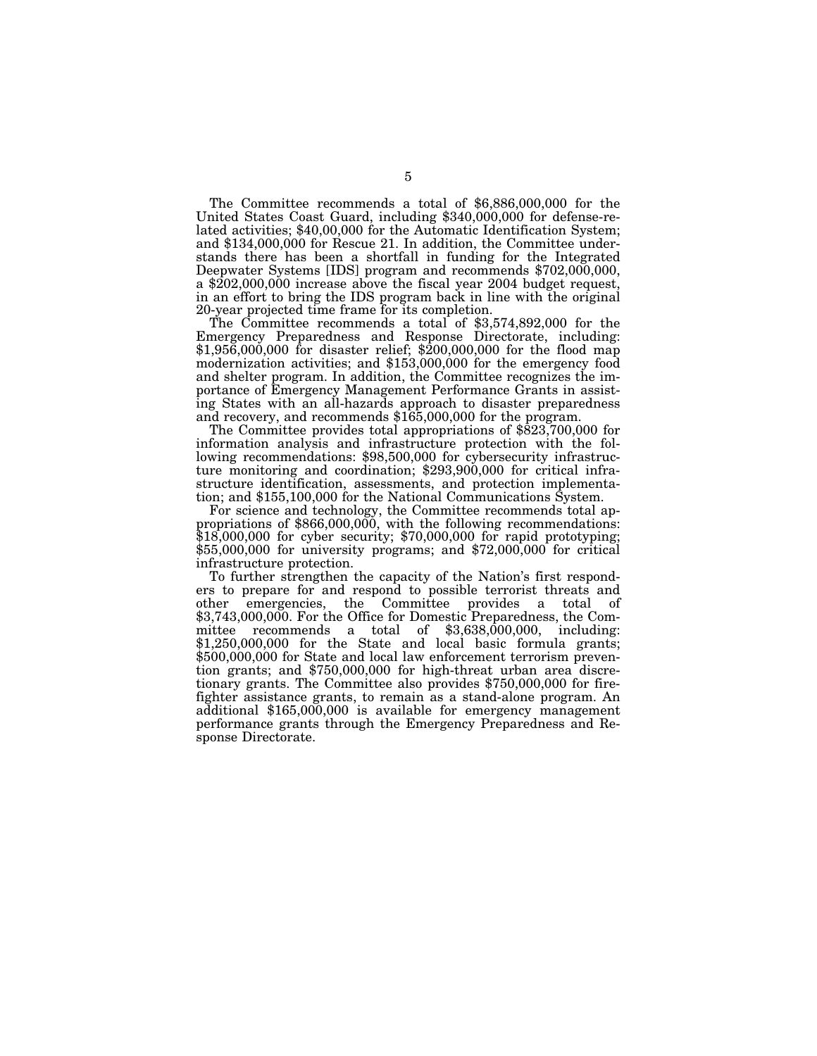The Committee recommends a total of $6,886,000,000 for the United States Coast Guard, including $340,000,000 for defense-related activities; $40,00,000 for the Automatic Identification System; and $134,000,000 for Rescue 21. In addition, the Committee understands there has been a shortfall in funding for the Integrated Deepwater Systems [IDS] program and recommends $702,000,000, a $202,000,000 increase above the fiscal year 2004 budget request, in an effort to bring the IDS program back in line with the original 20-year projected time frame for its completion.

The Committee recommends a total of $3,574,892,000 for the Emergency Preparedness and Response Directorate, including: $1,956,000,000 for disaster relief; $200,000,000 for the flood map modernization activities; and $153,000,000 for the emergency food and shelter program. In addition, the Committee recognizes the importance of Emergency Management Performance Grants in assisting States with an all-hazards approach to disaster preparedness and recovery, and recommends $165,000,000 for the program.

The Committee provides total appropriations of $823,700,000 for information analysis and infrastructure protection with the following recommendations: $98,500,000 for cybersecurity infrastructure monitoring and coordination; $293,900,000 for critical infrastructure identification, assessments, and protection implementation; and $155,100,000 for the National Communications System.

For science and technology, the Committee recommends total appropriations of $866,000,000, with the following recommendations: $18,000,000 for cyber security; $70,000,000 for rapid prototyping; $55,000,000 for university programs; and $72,000,000 for critical infrastructure protection.

To further strengthen the capacity of the Nation's first responders to prepare for and respond to possible terrorist threats and other emergencies, the Committee provides a total of $3,743,000,000. For the Office for Domestic Preparedness, the Committee recommends a total of $3,638,000,000, including: $1,250,000,000 for the State and local basic formula grants; $500,000,000 for State and local law enforcement terrorism prevention grants; and $750,000,000 for high-threat urban area discretionary grants. The Committee also provides $750,000,000 for firefighter assistance grants, to remain as a stand-alone program. An additional $165,000,000 is available for emergency management performance grants through the Emergency Preparedness and Response Directorate.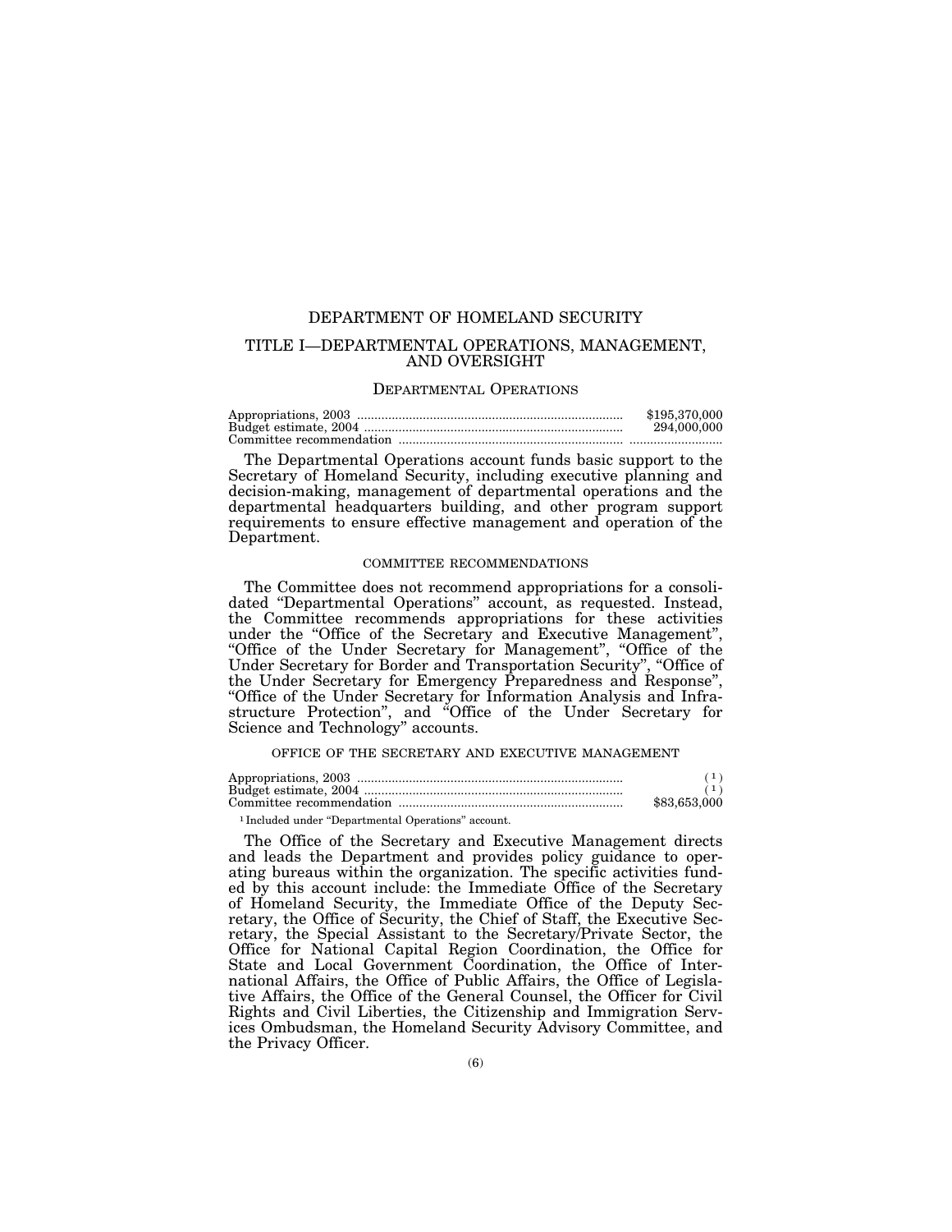# DEPARTMENT OF HOMELAND SECURITY

## TITLE I—DEPARTMENTAL OPERATIONS, MANAGEMENT, AND OVERSIGHT

### DEPARTMENTAL OPERATIONS

| | |
|---|---|
| Appropriations, 2003 | $195,370,000 |
| Budget estimate, 2004 | 294,000,000 |
| Committee recommendation | ........................ |

The Departmental Operations account funds basic support to the Secretary of Homeland Security, including executive planning and decision-making, management of departmental operations and the departmental headquarters building, and other program support requirements to ensure effective management and operation of the Department.

#### COMMITTEE RECOMMENDATIONS

The Committee does not recommend appropriations for a consolidated "Departmental Operations" account, as requested. Instead, the Committee recommends appropriations for these activities under the "Office of the Secretary and Executive Management", "Office of the Under Secretary for Management", "Office of the Under Secretary for Border and Transportation Security", "Office of the Under Secretary for Emergency Preparedness and Response", "Office of the Under Secretary for Information Analysis and Infrastructure Protection", and "Office of the Under Secretary for Science and Technology" accounts.

#### OFFICE OF THE SECRETARY AND EXECUTIVE MANAGEMENT

| | |
|---|---|
| Appropriations, 2003 | ([1]) |
| Budget estimate, 2004 | ([1]) |
| Committee recommendation | $83,653,000 |

[1] Included under "Departmental Operations" account.

The Office of the Secretary and Executive Management directs and leads the Department and provides policy guidance to operating bureaus within the organization. The specific activities funded by this account include: the Immediate Office of the Secretary of Homeland Security, the Immediate Office of the Deputy Secretary, the Office of Security, the Chief of Staff, the Executive Secretary, the Special Assistant to the Secretary/Private Sector, the Office for National Capital Region Coordination, the Office for State and Local Government Coordination, the Office of International Affairs, the Office of Public Affairs, the Office of Legislative Affairs, the Office of the General Counsel, the Officer for Civil Rights and Civil Liberties, the Citizenship and Immigration Services Ombudsman, the Homeland Security Advisory Committee, and the Privacy Officer.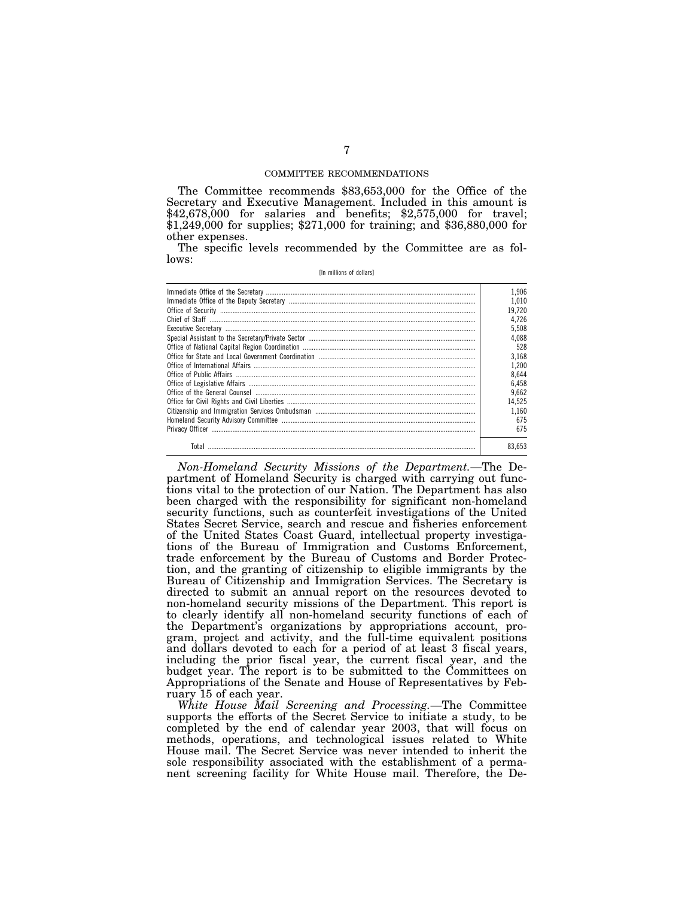## COMMITTEE RECOMMENDATIONS

The Committee recommends $83,653,000 for the Office of the Secretary and Executive Management. Included in this amount is $42,678,000 for salaries and benefits; $2,575,000 for travel; $1,249,000 for supplies; $271,000 for training; and $36,880,000 for other expenses.

The specific levels recommended by the Committee are as follows:

[In millions of dollars]

| | |
|---|---|
| Immediate Office of the Secretary | 1,906 |
| Immediate Office of the Deputy Secretary | 1,010 |
| Office of Security | 19,720 |
| Chief of Staff | 4,726 |
| Executive Secretary | 5,508 |
| Special Assistant to the Secretary/Private Sector | 4,088 |
| Office of National Capital Region Coordination | 528 |
| Office for State and Local Government Coordination | 3,168 |
| Office of International Affairs | 1,200 |
| Office of Public Affairs | 8,644 |
| Office of Legislative Affairs | 6,458 |
| Office of the General Counsel | 9,662 |
| Office for Civil Rights and Civil Liberties | 14,525 |
| Citizenship and Immigration Services Ombudsman | 1,160 |
| Homeland Security Advisory Committee | 675 |
| Privacy Officer | 675 |
| Total | 83,653 |

*Non-Homeland Security Missions of the Department.*—The Department of Homeland Security is charged with carrying out functions vital to the protection of our Nation. The Department has also been charged with the responsibility for significant non-homeland security functions, such as counterfeit investigations of the United States Secret Service, search and rescue and fisheries enforcement of the United States Coast Guard, intellectual property investigations of the Bureau of Immigration and Customs Enforcement, trade enforcement by the Bureau of Customs and Border Protection, and the granting of citizenship to eligible immigrants by the Bureau of Citizenship and Immigration Services. The Secretary is directed to submit an annual report on the resources devoted to non-homeland security missions of the Department. This report is to clearly identify all non-homeland security functions of each of the Department's organizations by appropriations account, program, project and activity, and the full-time equivalent positions and dollars devoted to each for a period of at least 3 fiscal years, including the prior fiscal year, the current fiscal year, and the budget year. The report is to be submitted to the Committees on Appropriations of the Senate and House of Representatives by February 15 of each year.

*White House Mail Screening and Processing.*—The Committee supports the efforts of the Secret Service to initiate a study, to be completed by the end of calendar year 2003, that will focus on methods, operations, and technological issues related to White House mail. The Secret Service was never intended to inherit the sole responsibility associated with the establishment of a permanent screening facility for White House mail. Therefore, the De-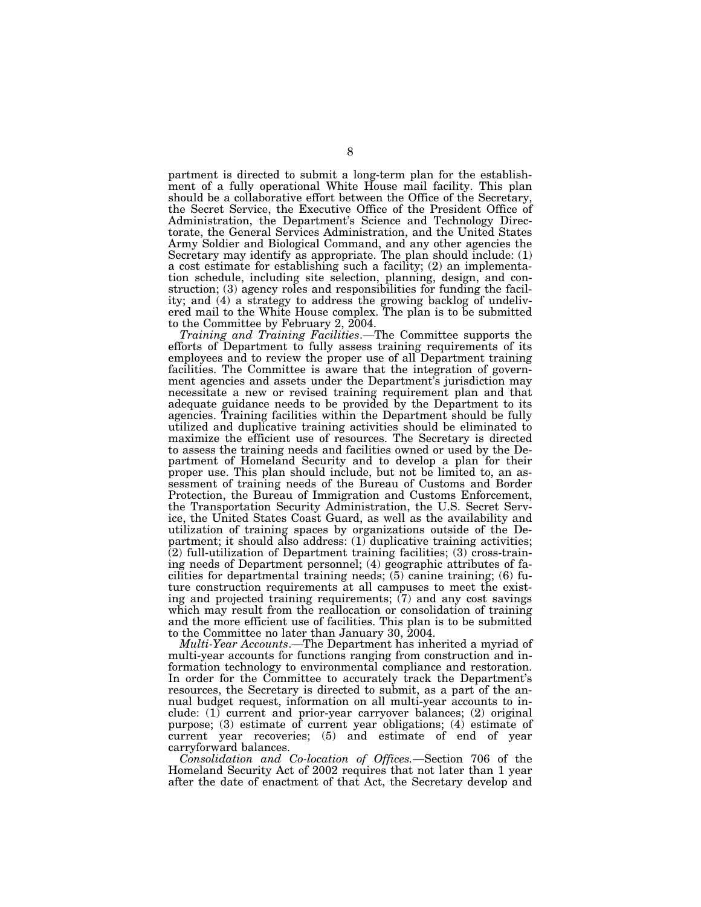partment is directed to submit a long-term plan for the establishment of a fully operational White House mail facility. This plan should be a collaborative effort between the Office of the Secretary, the Secret Service, the Executive Office of the President Office of Administration, the Department's Science and Technology Directorate, the General Services Administration, and the United States Army Soldier and Biological Command, and any other agencies the Secretary may identify as appropriate. The plan should include: (1) a cost estimate for establishing such a facility; (2) an implementation schedule, including site selection, planning, design, and construction; (3) agency roles and responsibilities for funding the facility; and (4) a strategy to address the growing backlog of undelivered mail to the White House complex. The plan is to be submitted to the Committee by February 2, 2004.

*Training and Training Facilities*.—The Committee supports the efforts of Department to fully assess training requirements of its employees and to review the proper use of all Department training facilities. The Committee is aware that the integration of government agencies and assets under the Department's jurisdiction may necessitate a new or revised training requirement plan and that adequate guidance needs to be provided by the Department to its agencies. Training facilities within the Department should be fully utilized and duplicative training activities should be eliminated to maximize the efficient use of resources. The Secretary is directed to assess the training needs and facilities owned or used by the Department of Homeland Security and to develop a plan for their proper use. This plan should include, but not be limited to, an assessment of training needs of the Bureau of Customs and Border Protection, the Bureau of Immigration and Customs Enforcement, the Transportation Security Administration, the U.S. Secret Service, the United States Coast Guard, as well as the availability and utilization of training spaces by organizations outside of the Department; it should also address: (1) duplicative training activities; (2) full-utilization of Department training facilities; (3) cross-training needs of Department personnel; (4) geographic attributes of facilities for departmental training needs; (5) canine training; (6) future construction requirements at all campuses to meet the existing and projected training requirements; (7) and any cost savings which may result from the reallocation or consolidation of training and the more efficient use of facilities. This plan is to be submitted to the Committee no later than January 30, 2004.

*Multi-Year Accounts*.—The Department has inherited a myriad of multi-year accounts for functions ranging from construction and information technology to environmental compliance and restoration. In order for the Committee to accurately track the Department's resources, the Secretary is directed to submit, as a part of the annual budget request, information on all multi-year accounts to include: (1) current and prior-year carryover balances; (2) original purpose; (3) estimate of current year obligations; (4) estimate of current year recoveries; (5) and estimate of end of year carryforward balances.

*Consolidation and Co-location of Offices.*—Section 706 of the Homeland Security Act of 2002 requires that not later than 1 year after the date of enactment of that Act, the Secretary develop and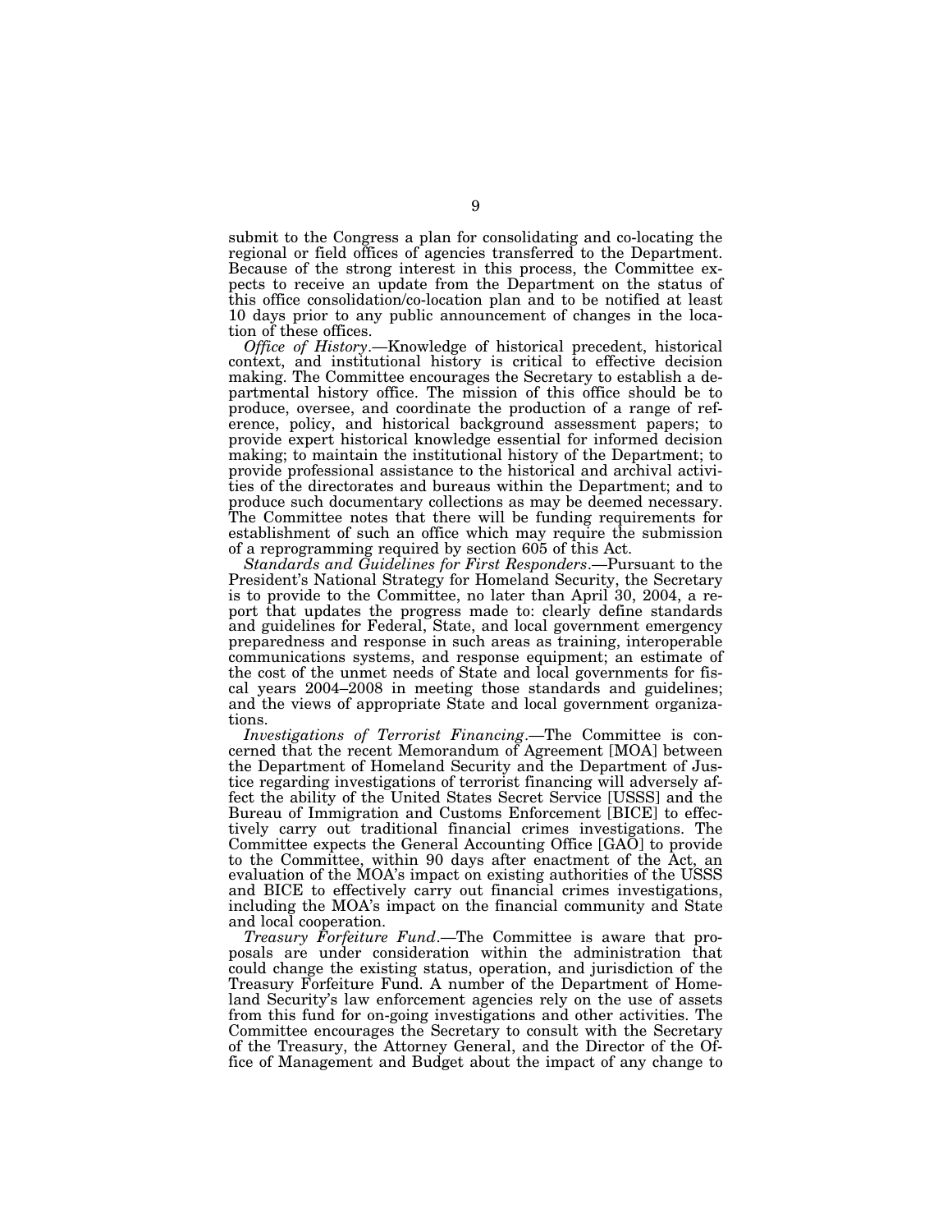submit to the Congress a plan for consolidating and co-locating the regional or field offices of agencies transferred to the Department. Because of the strong interest in this process, the Committee expects to receive an update from the Department on the status of this office consolidation/co-location plan and to be notified at least 10 days prior to any public announcement of changes in the location of these offices.

*Office of History*.—Knowledge of historical precedent, historical context, and institutional history is critical to effective decision making. The Committee encourages the Secretary to establish a departmental history office. The mission of this office should be to produce, oversee, and coordinate the production of a range of reference, policy, and historical background assessment papers; to provide expert historical knowledge essential for informed decision making; to maintain the institutional history of the Department; to provide professional assistance to the historical and archival activities of the directorates and bureaus within the Department; and to produce such documentary collections as may be deemed necessary. The Committee notes that there will be funding requirements for establishment of such an office which may require the submission of a reprogramming required by section 605 of this Act.

*Standards and Guidelines for First Responders*.—Pursuant to the President's National Strategy for Homeland Security, the Secretary is to provide to the Committee, no later than April 30, 2004, a report that updates the progress made to: clearly define standards and guidelines for Federal, State, and local government emergency preparedness and response in such areas as training, interoperable communications systems, and response equipment; an estimate of the cost of the unmet needs of State and local governments for fiscal years 2004–2008 in meeting those standards and guidelines; and the views of appropriate State and local government organizations.

*Investigations of Terrorist Financing*.—The Committee is concerned that the recent Memorandum of Agreement [MOA] between the Department of Homeland Security and the Department of Justice regarding investigations of terrorist financing will adversely affect the ability of the United States Secret Service [USSS] and the Bureau of Immigration and Customs Enforcement [BICE] to effectively carry out traditional financial crimes investigations. The Committee expects the General Accounting Office [GAO] to provide to the Committee, within 90 days after enactment of the Act, an evaluation of the MOA's impact on existing authorities of the USSS and BICE to effectively carry out financial crimes investigations, including the MOA's impact on the financial community and State and local cooperation.

*Treasury Forfeiture Fund*.—The Committee is aware that proposals are under consideration within the administration that could change the existing status, operation, and jurisdiction of the Treasury Forfeiture Fund. A number of the Department of Homeland Security's law enforcement agencies rely on the use of assets from this fund for on-going investigations and other activities. The Committee encourages the Secretary to consult with the Secretary of the Treasury, the Attorney General, and the Director of the Office of Management and Budget about the impact of any change to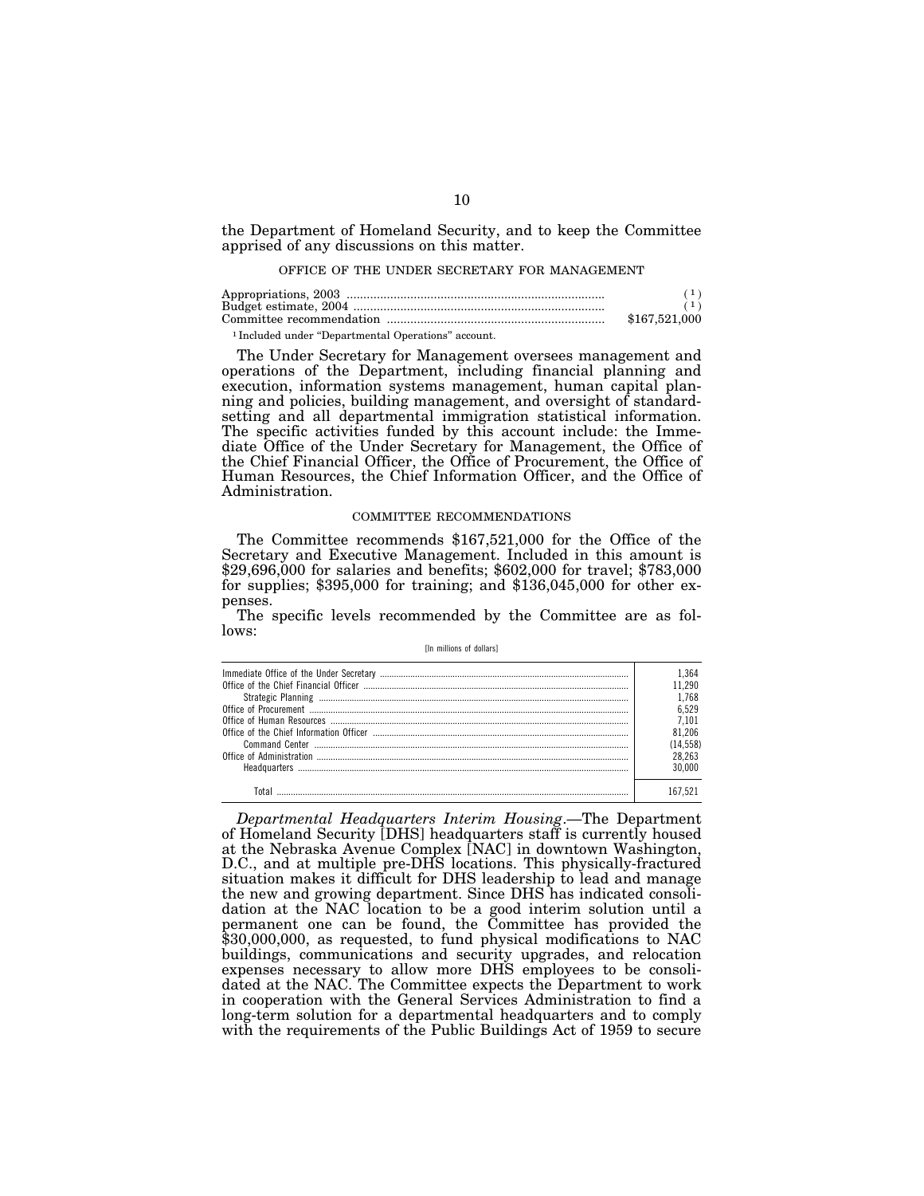the Department of Homeland Security, and to keep the Committee apprised of any discussions on this matter.

### OFFICE OF THE UNDER SECRETARY FOR MANAGEMENT

| | |
|---|---|
| Appropriations, 2003 | (1) |
| Budget estimate, 2004 | (1) |
| Committee recommendation | $167,521,000 |

[1] Included under "Departmental Operations" account.

The Under Secretary for Management oversees management and operations of the Department, including financial planning and execution, information systems management, human capital planning and policies, building management, and oversight of standard-setting and all departmental immigration statistical information. The specific activities funded by this account include: the Immediate Office of the Under Secretary for Management, the Office of the Chief Financial Officer, the Office of Procurement, the Office of Human Resources, the Chief Information Officer, and the Office of Administration.

### COMMITTEE RECOMMENDATIONS

The Committee recommends $167,521,000 for the Office of the Secretary and Executive Management. Included in this amount is $29,696,000 for salaries and benefits; $602,000 for travel; $783,000 for supplies; $395,000 for training; and $136,045,000 for other expenses.

The specific levels recommended by the Committee are as follows:

[In millions of dollars]

| | |
|---|---|
| Immediate Office of the Under Secretary | 1,364 |
| Office of the Chief Financial Officer | 11,290 |
| Strategic Planning | 1,768 |
| Office of Procurement | 6,529 |
| Office of Human Resources | 7,101 |
| Office of the Chief Information Officer | 81,206 |
| Command Center | (14,558) |
| Office of Administration | 28,263 |
| Headquarters | 30,000 |
| Total | 167,521 |

*Departmental Headquarters Interim Housing*.—The Department of Homeland Security [DHS] headquarters staff is currently housed at the Nebraska Avenue Complex [NAC] in downtown Washington, D.C., and at multiple pre-DHS locations. This physically-fractured situation makes it difficult for DHS leadership to lead and manage the new and growing department. Since DHS has indicated consolidation at the NAC location to be a good interim solution until a permanent one can be found, the Committee has provided the $30,000,000, as requested, to fund physical modifications to NAC buildings, communications and security upgrades, and relocation expenses necessary to allow more DHS employees to be consolidated at the NAC. The Committee expects the Department to work in cooperation with the General Services Administration to find a long-term solution for a departmental headquarters and to comply with the requirements of the Public Buildings Act of 1959 to secure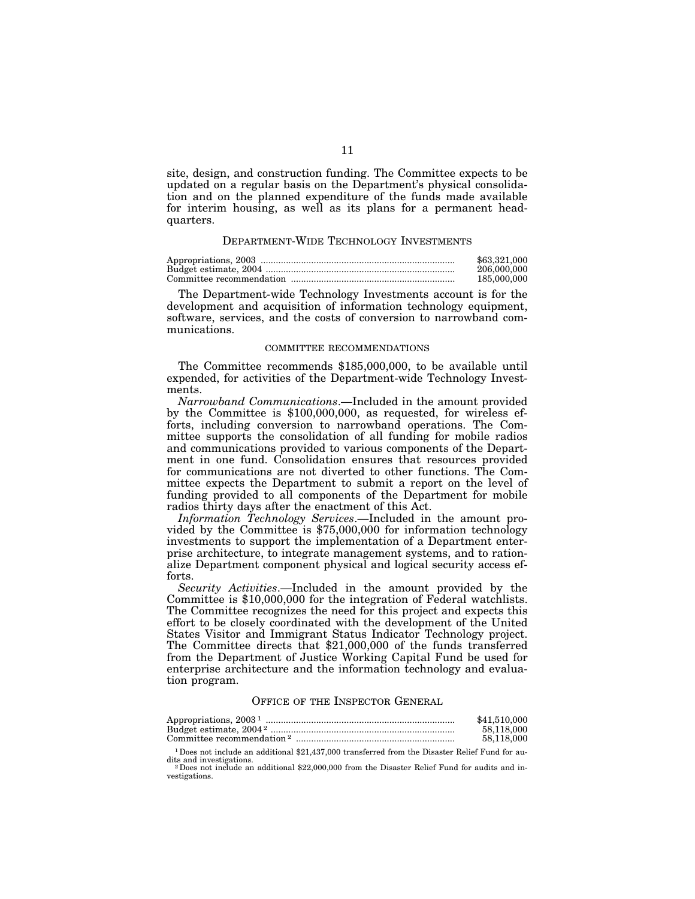site, design, and construction funding. The Committee expects to be updated on a regular basis on the Department's physical consolidation and on the planned expenditure of the funds made available for interim housing, as well as its plans for a permanent headquarters.

## DEPARTMENT-WIDE TECHNOLOGY INVESTMENTS

| | |
|---|---|
| Appropriations, 2003 | $63,321,000 |
| Budget estimate, 2004 | 206,000,000 |
| Committee recommendation | 185,000,000 |

The Department-wide Technology Investments account is for the development and acquisition of information technology equipment, software, services, and the costs of conversion to narrowband communications.

### COMMITTEE RECOMMENDATIONS

The Committee recommends $185,000,000, to be available until expended, for activities of the Department-wide Technology Investments.

*Narrowband Communications*.—Included in the amount provided by the Committee is $100,000,000, as requested, for wireless efforts, including conversion to narrowband operations. The Committee supports the consolidation of all funding for mobile radios and communications provided to various components of the Department in one fund. Consolidation ensures that resources provided for communications are not diverted to other functions. The Committee expects the Department to submit a report on the level of funding provided to all components of the Department for mobile radios thirty days after the enactment of this Act.

*Information Technology Services*.—Included in the amount provided by the Committee is $75,000,000 for information technology investments to support the implementation of a Department enterprise architecture, to integrate management systems, and to rationalize Department component physical and logical security access efforts.

*Security Activities*.—Included in the amount provided by the Committee is $10,000,000 for the integration of Federal watchlists. The Committee recognizes the need for this project and expects this effort to be closely coordinated with the development of the United States Visitor and Immigrant Status Indicator Technology project. The Committee directs that $21,000,000 of the funds transferred from the Department of Justice Working Capital Fund be used for enterprise architecture and the information technology and evaluation program.

## OFFICE OF THE INSPECTOR GENERAL

| | |
|---|---|
| Appropriations, 2003 [1] | $41,510,000 |
| Budget estimate, 2004 [2] | 58,118,000 |
| Committee recommendation [2] | 58,118,000 |

[1] Does not include an additional $21,437,000 transferred from the Disaster Relief Fund for audits and investigations.

[2] Does not include an additional $22,000,000 from the Disaster Relief Fund for audits and investigations.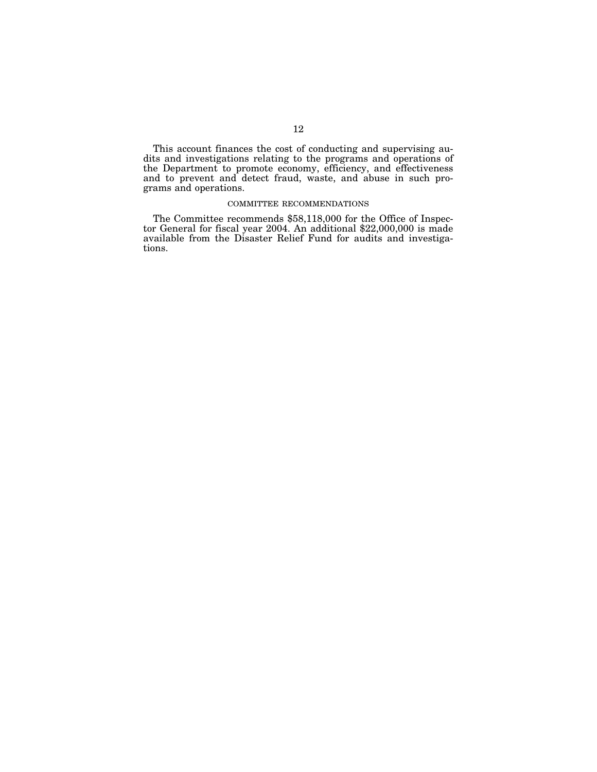This account finances the cost of conducting and supervising audits and investigations relating to the programs and operations of the Department to promote economy, efficiency, and effectiveness and to prevent and detect fraud, waste, and abuse in such programs and operations.

### COMMITTEE RECOMMENDATIONS

The Committee recommends $58,118,000 for the Office of Inspector General for fiscal year 2004. An additional $22,000,000 is made available from the Disaster Relief Fund for audits and investigations.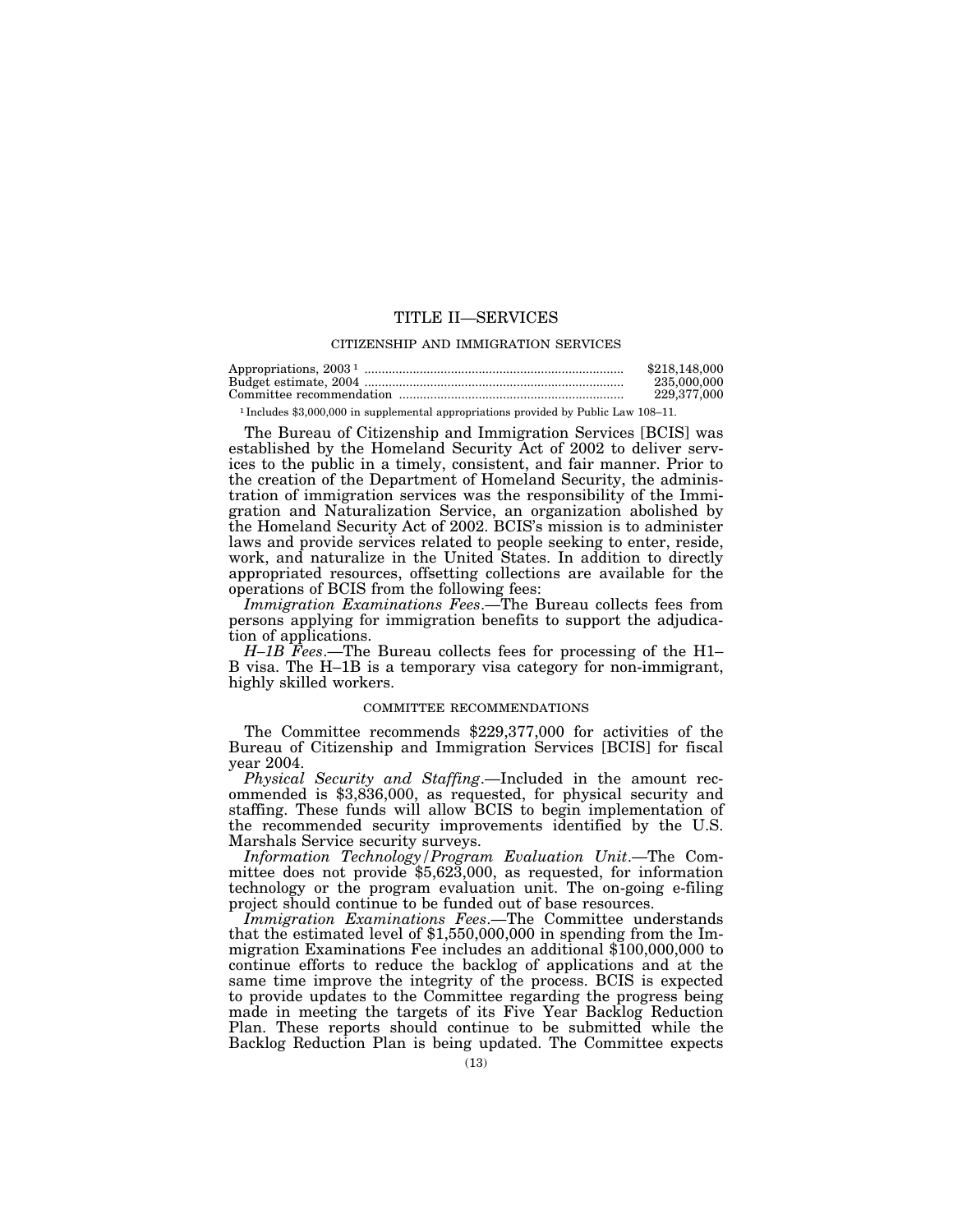# TITLE II—SERVICES

## CITIZENSHIP AND IMMIGRATION SERVICES

| | |
|---|---|
| Appropriations, 2003 [1] | $218,148,000 |
| Budget estimate, 2004 | 235,000,000 |
| Committee recommendation | 229,377,000 |

[1] Includes $3,000,000 in supplemental appropriations provided by Public Law 108–11.

The Bureau of Citizenship and Immigration Services [BCIS] was established by the Homeland Security Act of 2002 to deliver services to the public in a timely, consistent, and fair manner. Prior to the creation of the Department of Homeland Security, the administration of immigration services was the responsibility of the Immigration and Naturalization Service, an organization abolished by the Homeland Security Act of 2002. BCIS's mission is to administer laws and provide services related to people seeking to enter, reside, work, and naturalize in the United States. In addition to directly appropriated resources, offsetting collections are available for the operations of BCIS from the following fees:

*Immigration Examinations Fees*.—The Bureau collects fees from persons applying for immigration benefits to support the adjudication of applications.

*H–1B Fees*.—The Bureau collects fees for processing of the H1–B visa. The H–1B is a temporary visa category for non-immigrant, highly skilled workers.

### COMMITTEE RECOMMENDATIONS

The Committee recommends $229,377,000 for activities of the Bureau of Citizenship and Immigration Services [BCIS] for fiscal year 2004.

*Physical Security and Staffing*.—Included in the amount recommended is $3,836,000, as requested, for physical security and staffing. These funds will allow BCIS to begin implementation of the recommended security improvements identified by the U.S. Marshals Service security surveys.

*Information Technology/Program Evaluation Unit*.—The Committee does not provide $5,623,000, as requested, for information technology or the program evaluation unit. The on-going e-filing project should continue to be funded out of base resources.

*Immigration Examinations Fees*.—The Committee understands that the estimated level of $1,550,000,000 in spending from the Immigration Examinations Fee includes an additional $100,000,000 to continue efforts to reduce the backlog of applications and at the same time improve the integrity of the process. BCIS is expected to provide updates to the Committee regarding the progress being made in meeting the targets of its Five Year Backlog Reduction Plan. These reports should continue to be submitted while the Backlog Reduction Plan is being updated. The Committee expects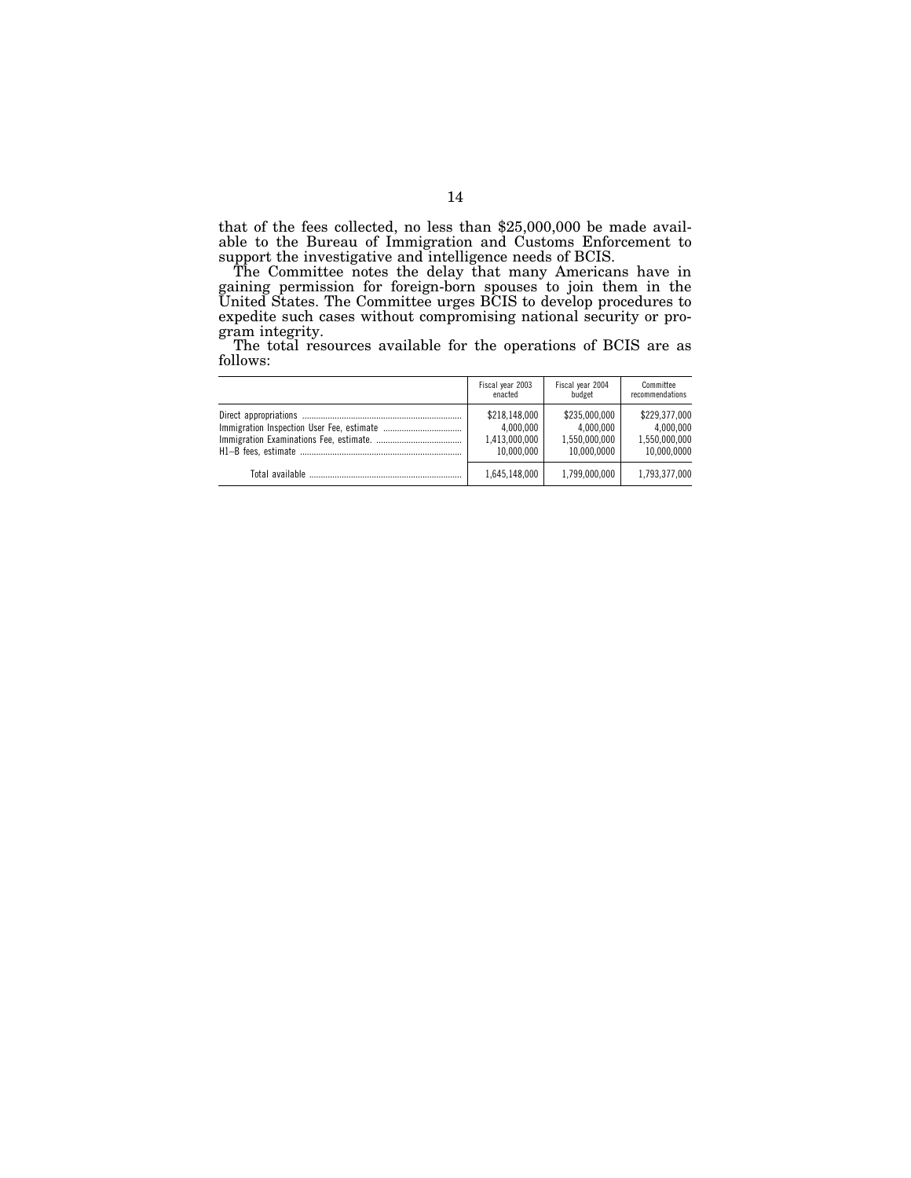that of the fees collected, no less than $25,000,000 be made available to the Bureau of Immigration and Customs Enforcement to support the investigative and intelligence needs of BCIS.

The Committee notes the delay that many Americans have in gaining permission for foreign-born spouses to join them in the United States. The Committee urges BCIS to develop procedures to expedite such cases without compromising national security or program integrity.

The total resources available for the operations of BCIS are as follows:

| | Fiscal year 2003 enacted | Fiscal year 2004 budget | Committee recommendations |
|---|---|---|---|
| Direct appropriations | $218,148,000 | $235,000,000 | $229,377,000 |
| Immigration Inspection User Fee, estimate | 4,000,000 | 4,000,000 | 4,000,000 |
| Immigration Examinations Fee, estimate. | 1,413,000,000 | 1,550,000,000 | 1,550,000,000 |
| H1–B fees, estimate | 10,000,000 | 10,000,0000 | 10,000,0000 |
| Total available | 1,645,148,000 | 1,799,000,000 | 1,793,377,000 |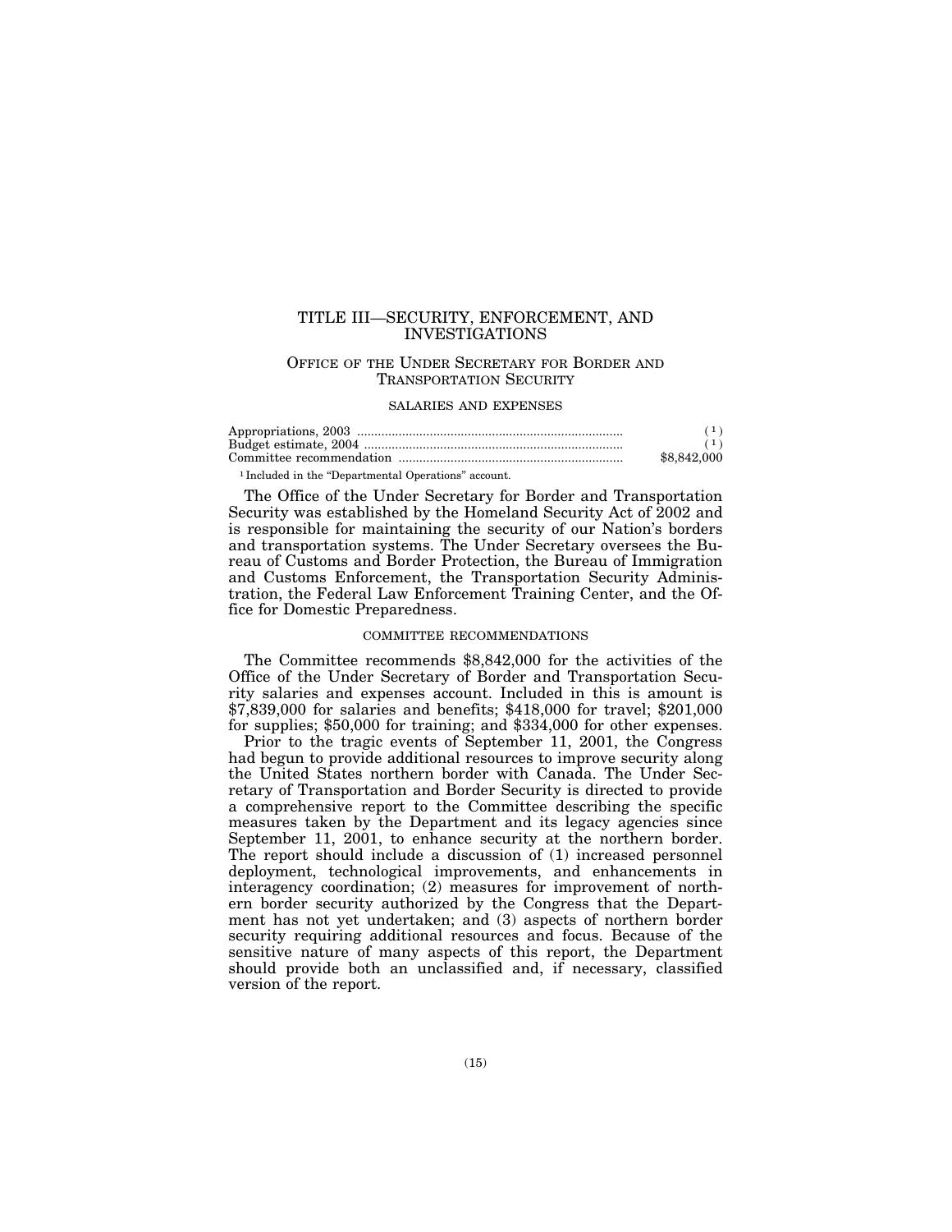# TITLE III—SECURITY, ENFORCEMENT, AND INVESTIGATIONS

## OFFICE OF THE UNDER SECRETARY FOR BORDER AND TRANSPORTATION SECURITY

### SALARIES AND EXPENSES

| | |
|---|---|
| Appropriations, 2003 | ([1]) |
| Budget estimate, 2004 | ([1]) |
| Committee recommendation | $8,842,000 |

[1] Included in the "Departmental Operations" account.

The Office of the Under Secretary for Border and Transportation Security was established by the Homeland Security Act of 2002 and is responsible for maintaining the security of our Nation's borders and transportation systems. The Under Secretary oversees the Bureau of Customs and Border Protection, the Bureau of Immigration and Customs Enforcement, the Transportation Security Administration, the Federal Law Enforcement Training Center, and the Office for Domestic Preparedness.

### COMMITTEE RECOMMENDATIONS

The Committee recommends $8,842,000 for the activities of the Office of the Under Secretary of Border and Transportation Security salaries and expenses account. Included in this is amount is $7,839,000 for salaries and benefits; $418,000 for travel; $201,000 for supplies; $50,000 for training; and $334,000 for other expenses.

Prior to the tragic events of September 11, 2001, the Congress had begun to provide additional resources to improve security along the United States northern border with Canada. The Under Secretary of Transportation and Border Security is directed to provide a comprehensive report to the Committee describing the specific measures taken by the Department and its legacy agencies since September 11, 2001, to enhance security at the northern border. The report should include a discussion of (1) increased personnel deployment, technological improvements, and enhancements in interagency coordination; (2) measures for improvement of northern border security authorized by the Congress that the Department has not yet undertaken; and (3) aspects of northern border security requiring additional resources and focus. Because of the sensitive nature of many aspects of this report, the Department should provide both an unclassified and, if necessary, classified version of the report.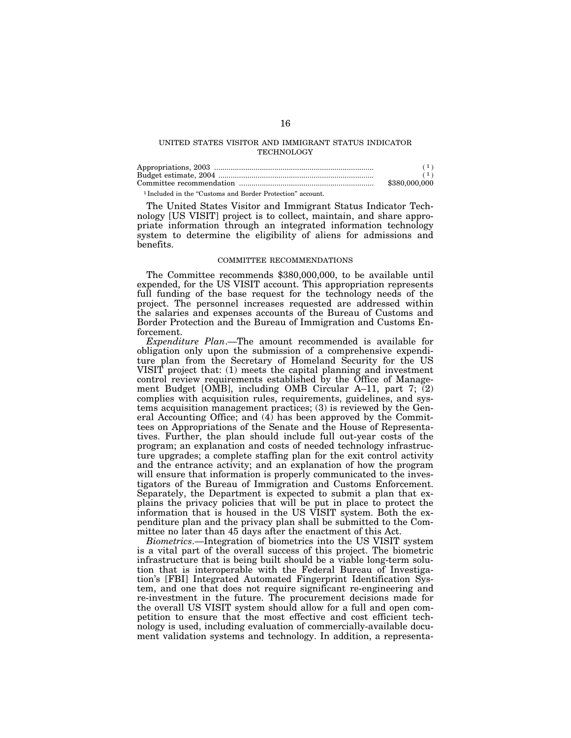## UNITED STATES VISITOR AND IMMIGRANT STATUS INDICATOR TECHNOLOGY

| | |
|---|---|
| Appropriations, 2003 | [1] |
| Budget estimate, 2004 | [1] |
| Committee recommendation | $380,000,000 |

[1] Included in the "Customs and Border Protection" account.

The United States Visitor and Immigrant Status Indicator Technology [US VISIT] project is to collect, maintain, and share appropriate information through an integrated information technology system to determine the eligibility of aliens for admissions and benefits.

### COMMITTEE RECOMMENDATIONS

The Committee recommends $380,000,000, to be available until expended, for the US VISIT account. This appropriation represents full funding of the base request for the technology needs of the project. The personnel increases requested are addressed within the salaries and expenses accounts of the Bureau of Customs and Border Protection and the Bureau of Immigration and Customs Enforcement.

*Expenditure Plan*.—The amount recommended is available for obligation only upon the submission of a comprehensive expenditure plan from the Secretary of Homeland Security for the US VISIT project that: (1) meets the capital planning and investment control review requirements established by the Office of Management Budget [OMB], including OMB Circular A–11, part 7; (2) complies with acquisition rules, requirements, guidelines, and systems acquisition management practices; (3) is reviewed by the General Accounting Office; and (4) has been approved by the Committees on Appropriations of the Senate and the House of Representatives. Further, the plan should include full out-year costs of the program; an explanation and costs of needed technology infrastructure upgrades; a complete staffing plan for the exit control activity and the entrance activity; and an explanation of how the program will ensure that information is properly communicated to the investigators of the Bureau of Immigration and Customs Enforcement. Separately, the Department is expected to submit a plan that explains the privacy policies that will be put in place to protect the information that is housed in the US VISIT system. Both the expenditure plan and the privacy plan shall be submitted to the Committee no later than 45 days after the enactment of this Act.

*Biometrics*.—Integration of biometrics into the US VISIT system is a vital part of the overall success of this project. The biometric infrastructure that is being built should be a viable long-term solution that is interoperable with the Federal Bureau of Investigation's [FBI] Integrated Automated Fingerprint Identification System, and one that does not require significant re-engineering and re-investment in the future. The procurement decisions made for the overall US VISIT system should allow for a full and open competition to ensure that the most effective and cost efficient technology is used, including evaluation of commercially-available document validation systems and technology. In addition, a representa-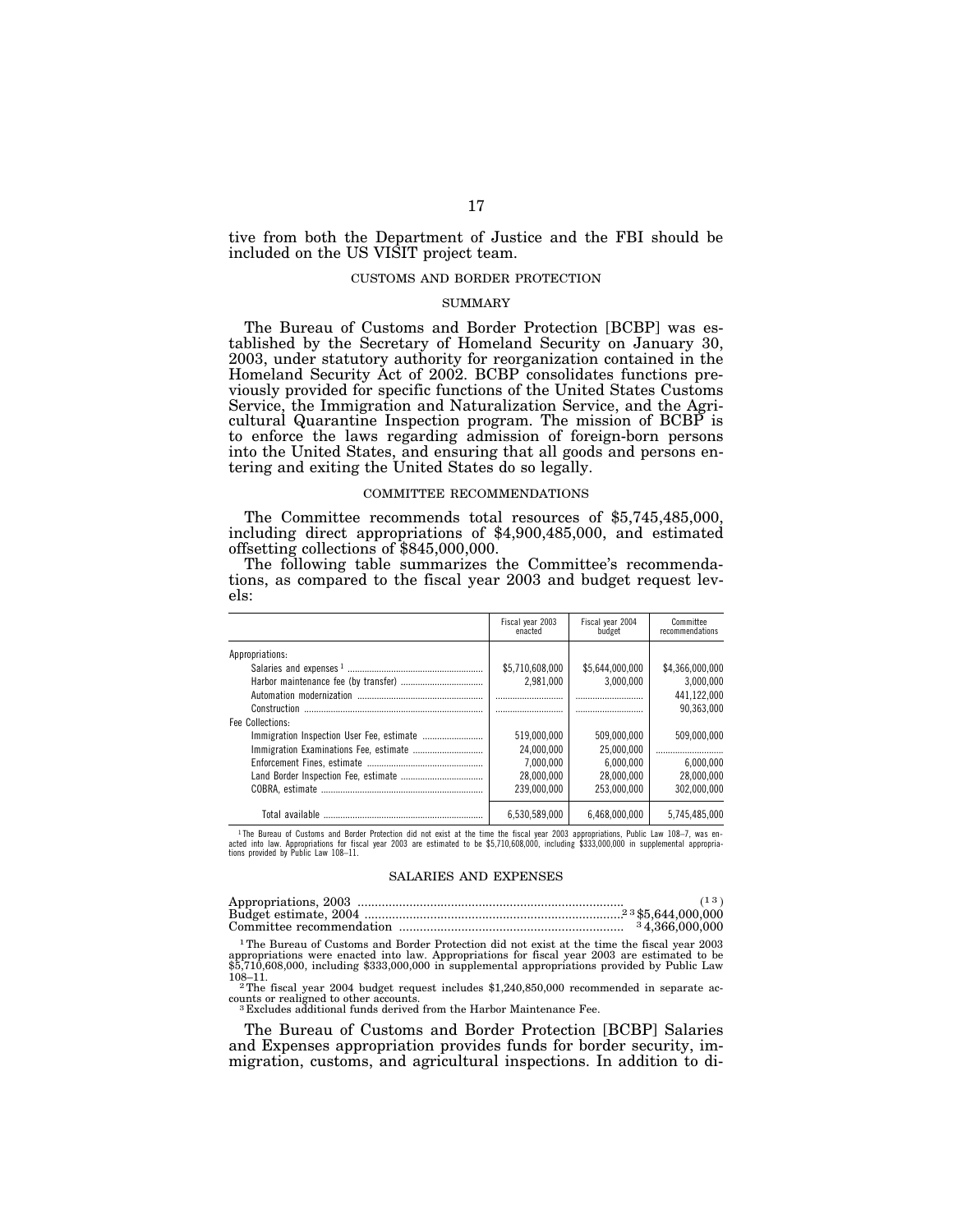tive from both the Department of Justice and the FBI should be included on the US VISIT project team.

## CUSTOMS AND BORDER PROTECTION

### SUMMARY

The Bureau of Customs and Border Protection [BCBP] was established by the Secretary of Homeland Security on January 30, 2003, under statutory authority for reorganization contained in the Homeland Security Act of 2002. BCBP consolidates functions previously provided for specific functions of the United States Customs Service, the Immigration and Naturalization Service, and the Agricultural Quarantine Inspection program. The mission of BCBP is to enforce the laws regarding admission of foreign-born persons into the United States, and ensuring that all goods and persons entering and exiting the United States do so legally.

### COMMITTEE RECOMMENDATIONS

The Committee recommends total resources of $5,745,485,000, including direct appropriations of $4,900,485,000, and estimated offsetting collections of $845,000,000.

The following table summarizes the Committee's recommendations, as compared to the fiscal year 2003 and budget request levels:

| | Fiscal year 2003 enacted | Fiscal year 2004 budget | Committee recommendations |
|---|---|---|---|
| Appropriations: | | | |
| Salaries and expenses [1] | $5,710,608,000 | $5,644,000,000 | $4,366,000,000 |
| Harbor maintenance fee (by transfer) | 2,981,000 | 3,000,000 | 3,000,000 |
| Automation modernization | | | 441,122,000 |
| Construction | | | 90,363,000 |
| Fee Collections: | | | |
| Immigration Inspection User Fee, estimate | 519,000,000 | 509,000,000 | 509,000,000 |
| Immigration Examinations Fee, estimate | 24,000,000 | 25,000,000 | |
| Enforcement Fines, estimate | 7,000,000 | 6,000,000 | 6,000,000 |
| Land Border Inspection Fee, estimate | 28,000,000 | 28,000,000 | 28,000,000 |
| COBRA, estimate | 239,000,000 | 253,000,000 | 302,000,000 |
| Total available | 6,530,589,000 | 6,468,000,000 | 5,745,485,000 |

[1] The Bureau of Customs and Border Protection did not exist at the time the fiscal year 2003 appropriations, Public Law 108–7, was enacted into law. Appropriations for fiscal year 2003 are estimated to be $5,710,608,000, including $333,000,000 in supplemental appropriations provided by Public Law 108–11.

### SALARIES AND EXPENSES

| | |
|---|---|
| Appropriations, 2003 | ([1] [3]) |
| Budget estimate, 2004 | [2] [3] $5,644,000,000 |
| Committee recommendation | [3] 4,366,000,000 |

[1] The Bureau of Customs and Border Protection did not exist at the time the fiscal year 2003 appropriations were enacted into law. Appropriations for fiscal year 2003 are estimated to be $5,710,608,000, including $333,000,000 in supplemental appropriations provided by Public Law 108–11.

[2] The fiscal year 2004 budget request includes $1,240,850,000 recommended in separate accounts or realigned to other accounts.

[3] Excludes additional funds derived from the Harbor Maintenance Fee.

The Bureau of Customs and Border Protection [BCBP] Salaries and Expenses appropriation provides funds for border security, immigration, customs, and agricultural inspections. In addition to di-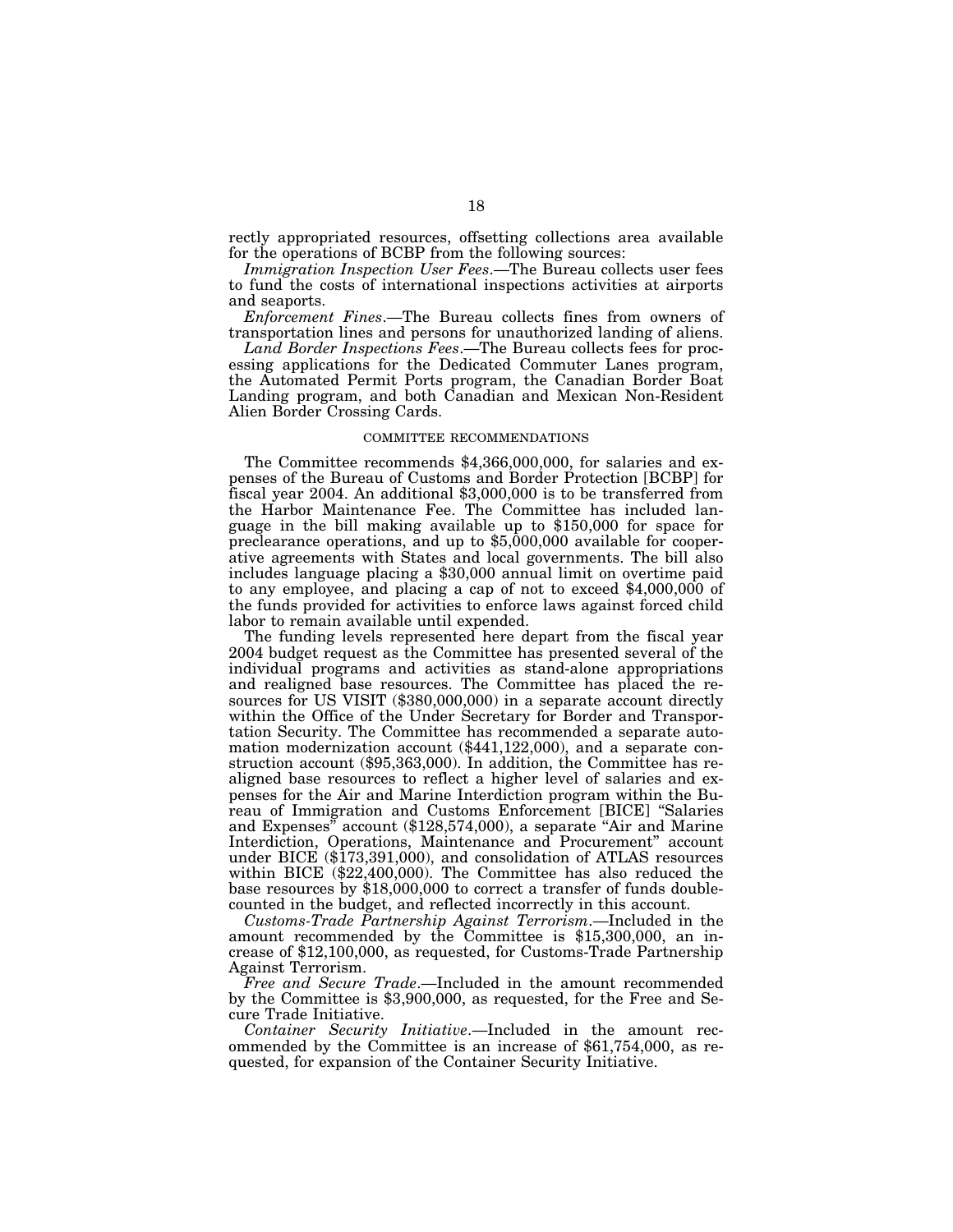rectly appropriated resources, offsetting collections area available for the operations of BCBP from the following sources:

*Immigration Inspection User Fees*.—The Bureau collects user fees to fund the costs of international inspections activities at airports and seaports.

*Enforcement Fines*.—The Bureau collects fines from owners of transportation lines and persons for unauthorized landing of aliens.

*Land Border Inspections Fees*.—The Bureau collects fees for processing applications for the Dedicated Commuter Lanes program, the Automated Permit Ports program, the Canadian Border Boat Landing program, and both Canadian and Mexican Non-Resident Alien Border Crossing Cards.

COMMITTEE RECOMMENDATIONS

The Committee recommends $4,366,000,000, for salaries and expenses of the Bureau of Customs and Border Protection [BCBP] for fiscal year 2004. An additional $3,000,000 is to be transferred from the Harbor Maintenance Fee. The Committee has included language in the bill making available up to $150,000 for space for preclearance operations, and up to $5,000,000 available for cooperative agreements with States and local governments. The bill also includes language placing a $30,000 annual limit on overtime paid to any employee, and placing a cap of not to exceed $4,000,000 of the funds provided for activities to enforce laws against forced child labor to remain available until expended.

The funding levels represented here depart from the fiscal year 2004 budget request as the Committee has presented several of the individual programs and activities as stand-alone appropriations and realigned base resources. The Committee has placed the resources for US VISIT ($380,000,000) in a separate account directly within the Office of the Under Secretary for Border and Transportation Security. The Committee has recommended a separate automation modernization account ($441,122,000), and a separate construction account ($95,363,000). In addition, the Committee has realigned base resources to reflect a higher level of salaries and expenses for the Air and Marine Interdiction program within the Bureau of Immigration and Customs Enforcement [BICE] "Salaries and Expenses" account ($128,574,000), a separate "Air and Marine Interdiction, Operations, Maintenance and Procurement" account under BICE ($173,391,000), and consolidation of ATLAS resources within BICE ($22,400,000). The Committee has also reduced the base resources by $18,000,000 to correct a transfer of funds double-counted in the budget, and reflected incorrectly in this account.

*Customs-Trade Partnership Against Terrorism*.—Included in the amount recommended by the Committee is $15,300,000, an increase of $12,100,000, as requested, for Customs-Trade Partnership Against Terrorism.

*Free and Secure Trade*.—Included in the amount recommended by the Committee is $3,900,000, as requested, for the Free and Secure Trade Initiative.

*Container Security Initiative*.—Included in the amount recommended by the Committee is an increase of $61,754,000, as requested, for expansion of the Container Security Initiative.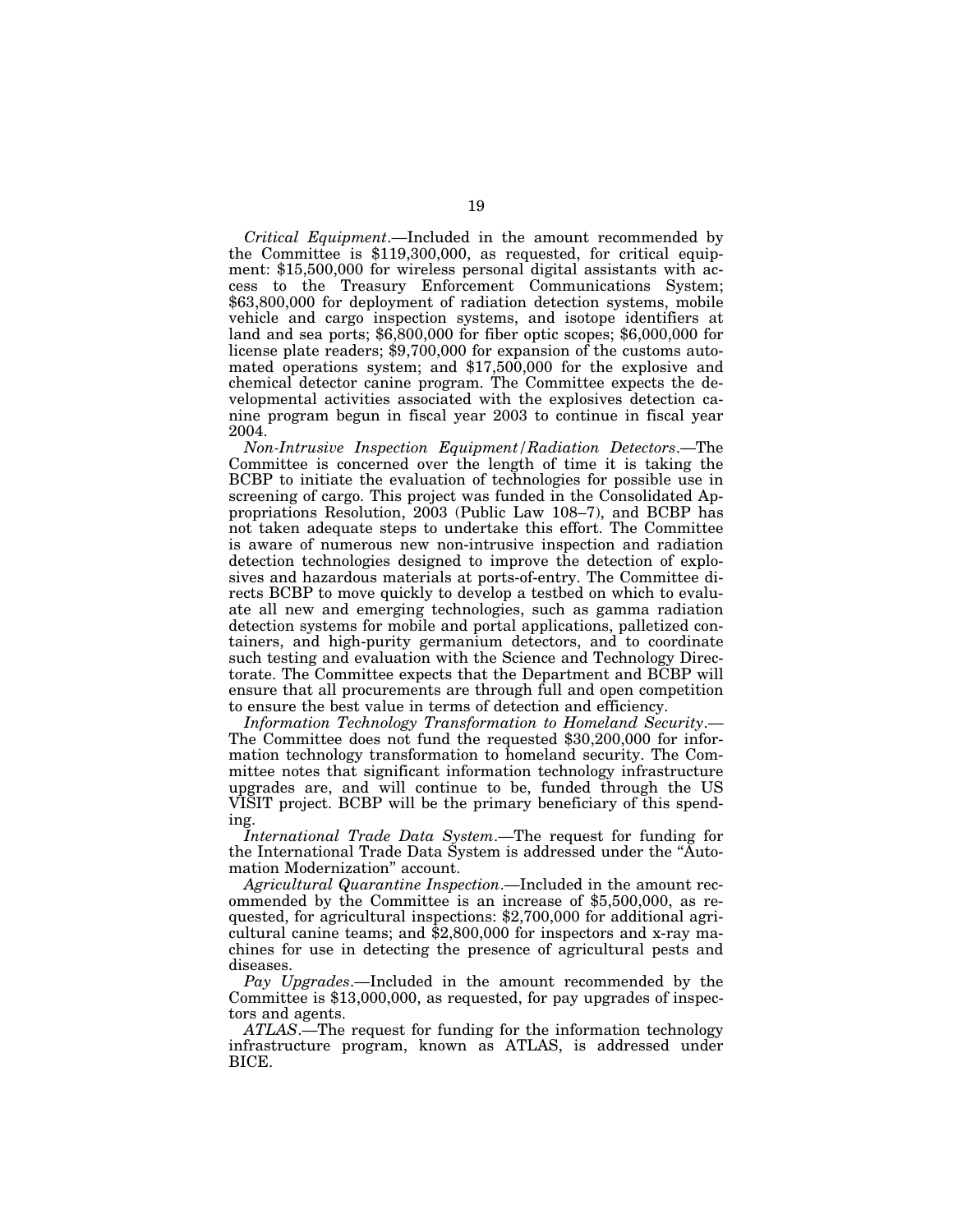*Critical Equipment*.—Included in the amount recommended by the Committee is $119,300,000, as requested, for critical equipment: $15,500,000 for wireless personal digital assistants with access to the Treasury Enforcement Communications System; $63,800,000 for deployment of radiation detection systems, mobile vehicle and cargo inspection systems, and isotope identifiers at land and sea ports; $6,800,000 for fiber optic scopes; $6,000,000 for license plate readers; $9,700,000 for expansion of the customs automated operations system; and $17,500,000 for the explosive and chemical detector canine program. The Committee expects the developmental activities associated with the explosives detection canine program begun in fiscal year 2003 to continue in fiscal year 2004.

*Non-Intrusive Inspection Equipment/Radiation Detectors*.—The Committee is concerned over the length of time it is taking the BCBP to initiate the evaluation of technologies for possible use in screening of cargo. This project was funded in the Consolidated Appropriations Resolution, 2003 (Public Law 108–7), and BCBP has not taken adequate steps to undertake this effort. The Committee is aware of numerous new non-intrusive inspection and radiation detection technologies designed to improve the detection of explosives and hazardous materials at ports-of-entry. The Committee directs BCBP to move quickly to develop a testbed on which to evaluate all new and emerging technologies, such as gamma radiation detection systems for mobile and portal applications, palletized containers, and high-purity germanium detectors, and to coordinate such testing and evaluation with the Science and Technology Directorate. The Committee expects that the Department and BCBP will ensure that all procurements are through full and open competition to ensure the best value in terms of detection and efficiency.

*Information Technology Transformation to Homeland Security*.—The Committee does not fund the requested $30,200,000 for information technology transformation to homeland security. The Committee notes that significant information technology infrastructure upgrades are, and will continue to be, funded through the US VISIT project. BCBP will be the primary beneficiary of this spending.

*International Trade Data System*.—The request for funding for the International Trade Data System is addressed under the "Automation Modernization" account.

*Agricultural Quarantine Inspection*.—Included in the amount recommended by the Committee is an increase of $5,500,000, as requested, for agricultural inspections: $2,700,000 for additional agricultural canine teams; and $2,800,000 for inspectors and x-ray machines for use in detecting the presence of agricultural pests and diseases.

*Pay Upgrades*.—Included in the amount recommended by the Committee is $13,000,000, as requested, for pay upgrades of inspectors and agents.

*ATLAS*.—The request for funding for the information technology infrastructure program, known as ATLAS, is addressed under BICE.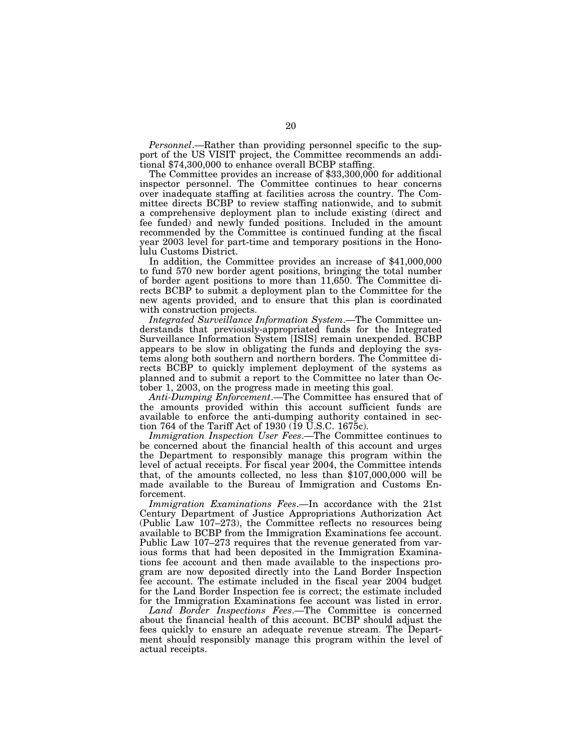*Personnel*.—Rather than providing personnel specific to the support of the US VISIT project, the Committee recommends an additional $74,300,000 to enhance overall BCBP staffing.

The Committee provides an increase of $33,300,000 for additional inspector personnel. The Committee continues to hear concerns over inadequate staffing at facilities across the country. The Committee directs BCBP to review staffing nationwide, and to submit a comprehensive deployment plan to include existing (direct and fee funded) and newly funded positions. Included in the amount recommended by the Committee is continued funding at the fiscal year 2003 level for part-time and temporary positions in the Honolulu Customs District.

In addition, the Committee provides an increase of $41,000,000 to fund 570 new border agent positions, bringing the total number of border agent positions to more than 11,650. The Committee directs BCBP to submit a deployment plan to the Committee for the new agents provided, and to ensure that this plan is coordinated with construction projects.

*Integrated Surveillance Information System*.—The Committee understands that previously-appropriated funds for the Integrated Surveillance Information System [ISIS] remain unexpended. BCBP appears to be slow in obligating the funds and deploying the systems along both southern and northern borders. The Committee directs BCBP to quickly implement deployment of the systems as planned and to submit a report to the Committee no later than October 1, 2003, on the progress made in meeting this goal.

*Anti-Dumping Enforcement*.—The Committee has ensured that of the amounts provided within this account sufficient funds are available to enforce the anti-dumping authority contained in section 764 of the Tariff Act of 1930 (19 U.S.C. 1675c).

*Immigration Inspection User Fees*.—The Committee continues to be concerned about the financial health of this account and urges the Department to responsibly manage this program within the level of actual receipts. For fiscal year 2004, the Committee intends that, of the amounts collected, no less than $107,000,000 will be made available to the Bureau of Immigration and Customs Enforcement.

*Immigration Examinations Fees*.—In accordance with the 21st Century Department of Justice Appropriations Authorization Act (Public Law 107–273), the Committee reflects no resources being available to BCBP from the Immigration Examinations fee account. Public Law 107–273 requires that the revenue generated from various forms that had been deposited in the Immigration Examinations fee account and then made available to the inspections program are now deposited directly into the Land Border Inspection fee account. The estimate included in the fiscal year 2004 budget for the Land Border Inspection fee is correct; the estimate included for the Immigration Examinations fee account was listed in error.

*Land Border Inspections Fees*.—The Committee is concerned about the financial health of this account. BCBP should adjust the fees quickly to ensure an adequate revenue stream. The Department should responsibly manage this program within the level of actual receipts.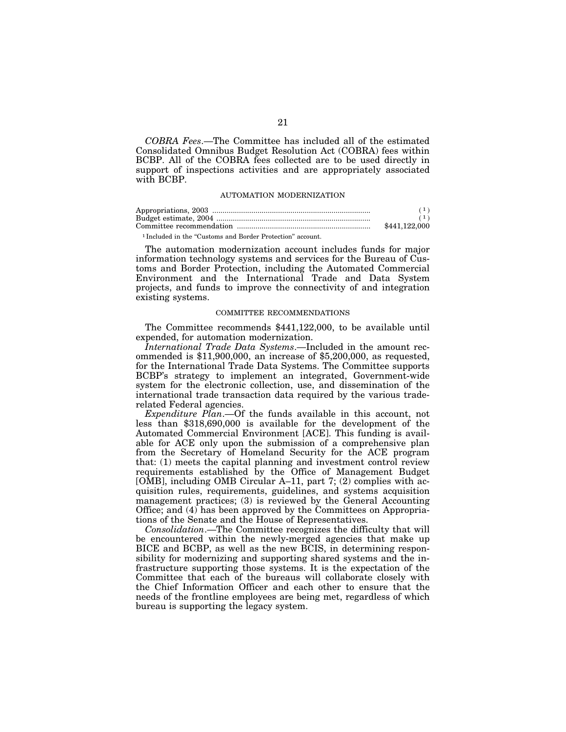*COBRA Fees*.—The Committee has included all of the estimated Consolidated Omnibus Budget Resolution Act (COBRA) fees within BCBP. All of the COBRA fees collected are to be used directly in support of inspections activities and are appropriately associated with BCBP.

AUTOMATION MODERNIZATION

| | |
|---|---|
| Appropriations, 2003 | [1] |
| Budget estimate, 2004 | [1] |
| Committee recommendation | $441,122,000 |

[1] Included in the "Customs and Border Protection" account.

The automation modernization account includes funds for major information technology systems and services for the Bureau of Customs and Border Protection, including the Automated Commercial Environment and the International Trade and Data System projects, and funds to improve the connectivity of and integration existing systems.

COMMITTEE RECOMMENDATIONS

The Committee recommends $441,122,000, to be available until expended, for automation modernization.

*International Trade Data Systems*.—Included in the amount recommended is $11,900,000, an increase of $5,200,000, as requested, for the International Trade Data Systems. The Committee supports BCBP's strategy to implement an integrated, Government-wide system for the electronic collection, use, and dissemination of the international trade transaction data required by the various trade-related Federal agencies.

*Expenditure Plan*.—Of the funds available in this account, not less than $318,690,000 is available for the development of the Automated Commercial Environment [ACE]. This funding is available for ACE only upon the submission of a comprehensive plan from the Secretary of Homeland Security for the ACE program that: (1) meets the capital planning and investment control review requirements established by the Office of Management Budget [OMB], including OMB Circular A–11, part 7; (2) complies with acquisition rules, requirements, guidelines, and systems acquisition management practices; (3) is reviewed by the General Accounting Office; and (4) has been approved by the Committees on Appropriations of the Senate and the House of Representatives.

*Consolidation*.—The Committee recognizes the difficulty that will be encountered within the newly-merged agencies that make up BICE and BCBP, as well as the new BCIS, in determining responsibility for modernizing and supporting shared systems and the infrastructure supporting those systems. It is the expectation of the Committee that each of the bureaus will collaborate closely with the Chief Information Officer and each other to ensure that the needs of the frontline employees are being met, regardless of which bureau is supporting the legacy system.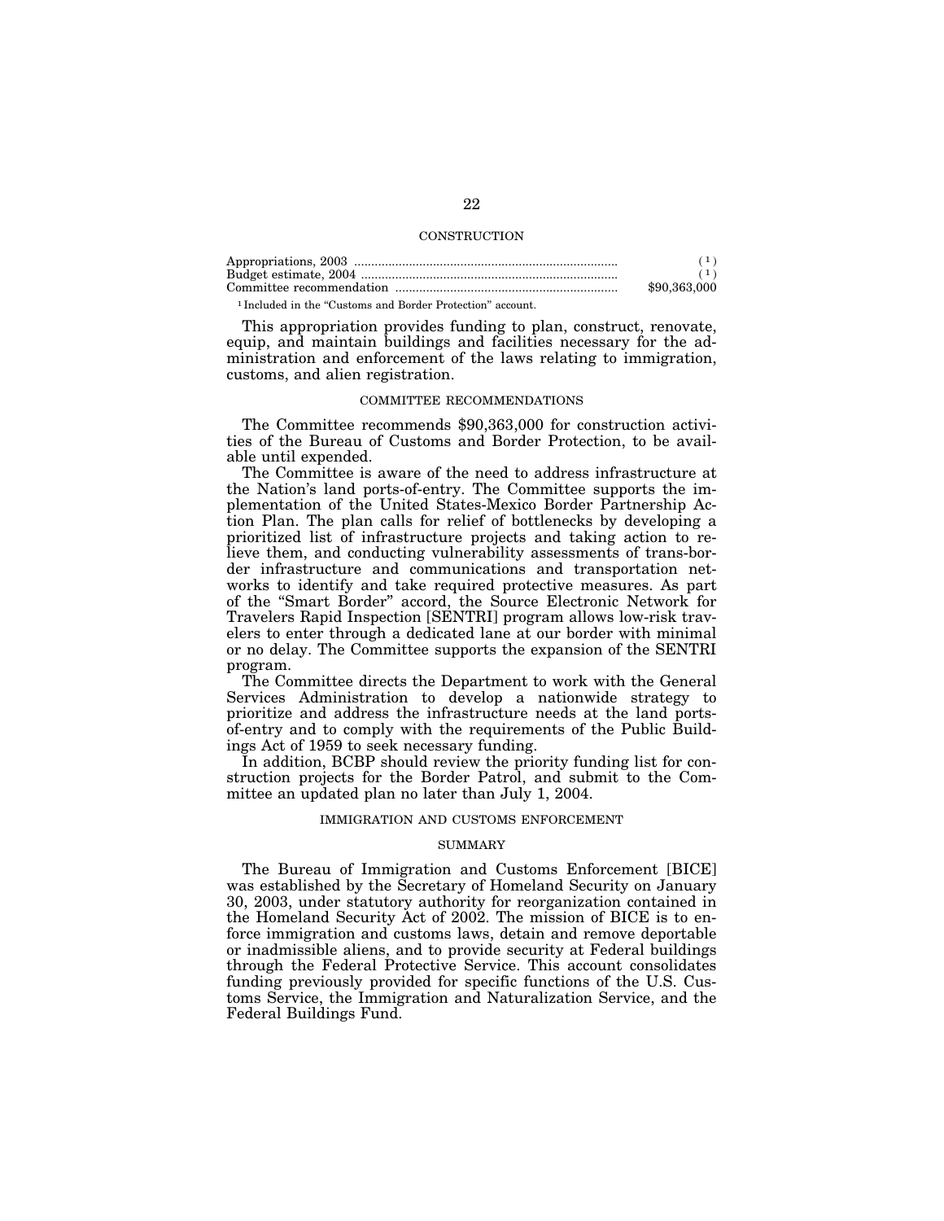## CONSTRUCTION

| | |
|---|---|
| Appropriations, 2003 | [1] |
| Budget estimate, 2004 | [1] |
| Committee recommendation | $90,363,000 |

[1] Included in the "Customs and Border Protection" account.

This appropriation provides funding to plan, construct, renovate, equip, and maintain buildings and facilities necessary for the administration and enforcement of the laws relating to immigration, customs, and alien registration.

### COMMITTEE RECOMMENDATIONS

The Committee recommends $90,363,000 for construction activities of the Bureau of Customs and Border Protection, to be available until expended.

The Committee is aware of the need to address infrastructure at the Nation's land ports-of-entry. The Committee supports the implementation of the United States-Mexico Border Partnership Action Plan. The plan calls for relief of bottlenecks by developing a prioritized list of infrastructure projects and taking action to relieve them, and conducting vulnerability assessments of trans-border infrastructure and communications and transportation networks to identify and take required protective measures. As part of the "Smart Border" accord, the Source Electronic Network for Travelers Rapid Inspection [SENTRI] program allows low-risk travelers to enter through a dedicated lane at our border with minimal or no delay. The Committee supports the expansion of the SENTRI program.

The Committee directs the Department to work with the General Services Administration to develop a nationwide strategy to prioritize and address the infrastructure needs at the land ports-of-entry and to comply with the requirements of the Public Buildings Act of 1959 to seek necessary funding.

In addition, BCBP should review the priority funding list for construction projects for the Border Patrol, and submit to the Committee an updated plan no later than July 1, 2004.

## IMMIGRATION AND CUSTOMS ENFORCEMENT

### SUMMARY

The Bureau of Immigration and Customs Enforcement [BICE] was established by the Secretary of Homeland Security on January 30, 2003, under statutory authority for reorganization contained in the Homeland Security Act of 2002. The mission of BICE is to enforce immigration and customs laws, detain and remove deportable or inadmissible aliens, and to provide security at Federal buildings through the Federal Protective Service. This account consolidates funding previously provided for specific functions of the U.S. Customs Service, the Immigration and Naturalization Service, and the Federal Buildings Fund.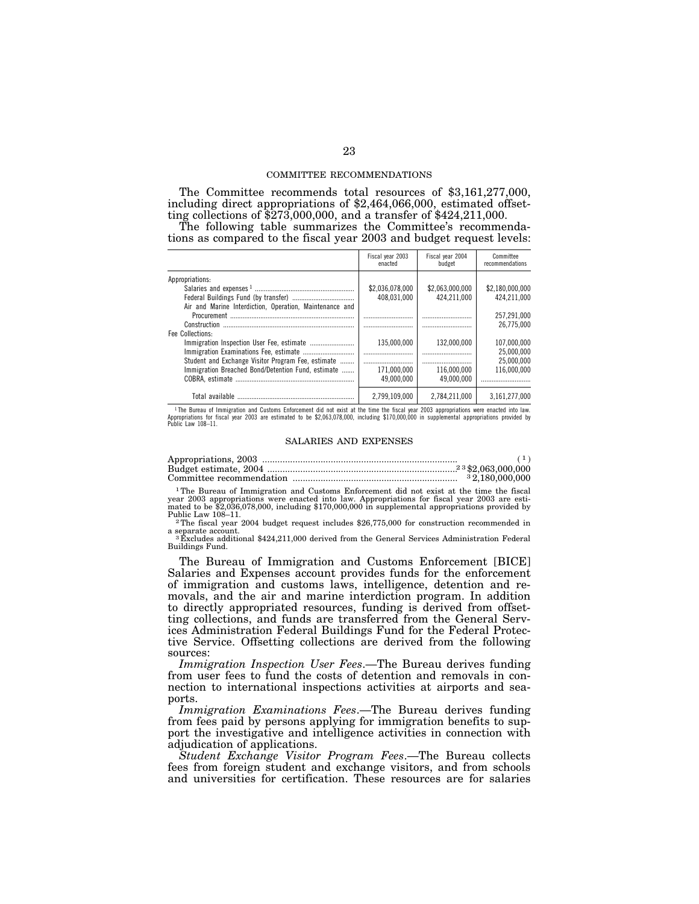COMMITTEE RECOMMENDATIONS

The Committee recommends total resources of $3,161,277,000, including direct appropriations of $2,464,066,000, estimated offsetting collections of $273,000,000, and a transfer of $424,211,000.

The following table summarizes the Committee's recommendations as compared to the fiscal year 2003 and budget request levels:

| | Fiscal year 2003 enacted | Fiscal year 2004 budget | Committee recommendations |
|---|---|---|---|
| Appropriations: | | | |
| Salaries and expenses [1] | $2,036,078,000 | $2,063,000,000 | $2,180,000,000 |
| Federal Buildings Fund (by transfer) | 408,031,000 | 424,211,000 | 424,211,000 |
| Air and Marine Interdiction, Operation, Maintenance and Procurement | | | 257,291,000 |
| Construction | | | 26,775,000 |
| Fee Collections: | | | |
| Immigration Inspection User Fee, estimate | 135,000,000 | 132,000,000 | 107,000,000 |
| Immigration Examinations Fee, estimate | | | 25,000,000 |
| Student and Exchange Visitor Program Fee, estimate | | | 25,000,000 |
| Immigration Breached Bond/Detention Fund, estimate | 171,000,000 | 116,000,000 | 116,000,000 |
| COBRA, estimate | 49,000,000 | 49,000,000 | |
| Total available | 2,799,109,000 | 2,784,211,000 | 3,161,277,000 |

[1] The Bureau of Immigration and Customs Enforcement did not exist at the time the fiscal year 2003 appropriations were enacted into law. Appropriations for fiscal year 2003 are estimated to be $2,063,078,000, including $170,000,000 in supplemental appropriations provided by Public Law 108–11.

SALARIES AND EXPENSES

| | |
|---|---|
| Appropriations, 2003 | [1] |
| Budget estimate, 2004 | [2 3] $2,063,000,000 |
| Committee recommendation | [3] 2,180,000,000 |

[1] The Bureau of Immigration and Customs Enforcement did not exist at the time the fiscal year 2003 appropriations were enacted into law. Appropriations for fiscal year 2003 are estimated to be $2,036,078,000, including $170,000,000 in supplemental appropriations provided by Public Law 108–11.

[2] The fiscal year 2004 budget request includes $26,775,000 for construction recommended in a separate account.

[3] Excludes additional $424,211,000 derived from the General Services Administration Federal Buildings Fund.

The Bureau of Immigration and Customs Enforcement [BICE] Salaries and Expenses account provides funds for the enforcement of immigration and customs laws, intelligence, detention and removals, and the air and marine interdiction program. In addition to directly appropriated resources, funding is derived from offsetting collections, and funds are transferred from the General Services Administration Federal Buildings Fund for the Federal Protective Service. Offsetting collections are derived from the following sources:

*Immigration Inspection User Fees*.—The Bureau derives funding from user fees to fund the costs of detention and removals in connection to international inspections activities at airports and seaports.

*Immigration Examinations Fees*.—The Bureau derives funding from fees paid by persons applying for immigration benefits to support the investigative and intelligence activities in connection with adjudication of applications.

*Student Exchange Visitor Program Fees*.—The Bureau collects fees from foreign student and exchange visitors, and from schools and universities for certification. These resources are for salaries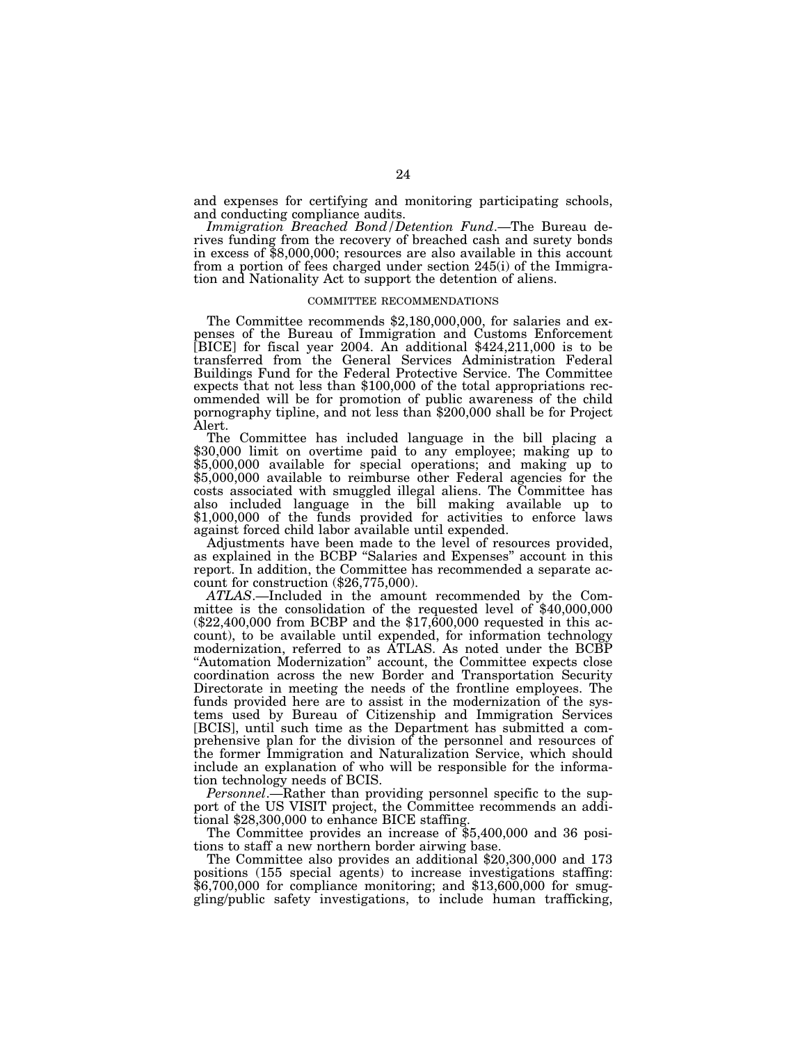and expenses for certifying and monitoring participating schools, and conducting compliance audits.

*Immigration Breached Bond/Detention Fund*.—The Bureau derives funding from the recovery of breached cash and surety bonds in excess of $8,000,000; resources are also available in this account from a portion of fees charged under section 245(i) of the Immigration and Nationality Act to support the detention of aliens.

COMMITTEE RECOMMENDATIONS

The Committee recommends $2,180,000,000, for salaries and expenses of the Bureau of Immigration and Customs Enforcement [BICE] for fiscal year 2004. An additional $424,211,000 is to be transferred from the General Services Administration Federal Buildings Fund for the Federal Protective Service. The Committee expects that not less than $100,000 of the total appropriations recommended will be for promotion of public awareness of the child pornography tipline, and not less than $200,000 shall be for Project Alert.

The Committee has included language in the bill placing a $30,000 limit on overtime paid to any employee; making up to $5,000,000 available for special operations; and making up to $5,000,000 available to reimburse other Federal agencies for the costs associated with smuggled illegal aliens. The Committee has also included language in the bill making available up to $1,000,000 of the funds provided for activities to enforce laws against forced child labor available until expended.

Adjustments have been made to the level of resources provided, as explained in the BCBP "Salaries and Expenses" account in this report. In addition, the Committee has recommended a separate account for construction ($26,775,000).

*ATLAS*.—Included in the amount recommended by the Committee is the consolidation of the requested level of $40,000,000 ($22,400,000 from BCBP and the $17,600,000 requested in this account), to be available until expended, for information technology modernization, referred to as ATLAS. As noted under the BCBP "Automation Modernization" account, the Committee expects close coordination across the new Border and Transportation Security Directorate in meeting the needs of the frontline employees. The funds provided here are to assist in the modernization of the systems used by Bureau of Citizenship and Immigration Services [BCIS], until such time as the Department has submitted a comprehensive plan for the division of the personnel and resources of the former Immigration and Naturalization Service, which should include an explanation of who will be responsible for the information technology needs of BCIS.

*Personnel*.—Rather than providing personnel specific to the support of the US VISIT project, the Committee recommends an additional $28,300,000 to enhance BICE staffing.

The Committee provides an increase of $5,400,000 and 36 positions to staff a new northern border airwing base.

The Committee also provides an additional $20,300,000 and 173 positions (155 special agents) to increase investigations staffing: $6,700,000 for compliance monitoring; and $13,600,000 for smuggling/public safety investigations, to include human trafficking,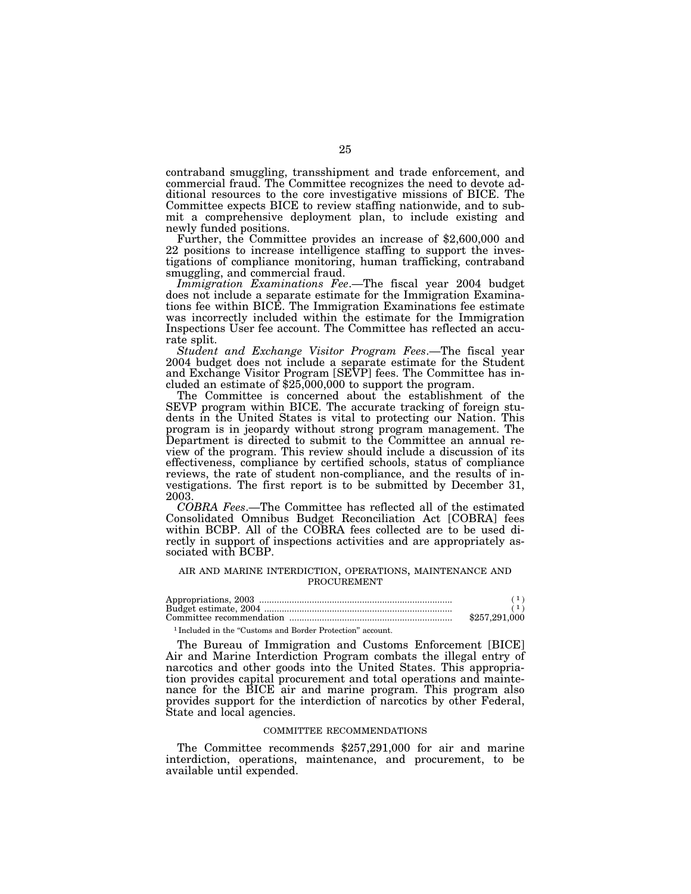contraband smuggling, transshipment and trade enforcement, and commercial fraud. The Committee recognizes the need to devote additional resources to the core investigative missions of BICE. The Committee expects BICE to review staffing nationwide, and to submit a comprehensive deployment plan, to include existing and newly funded positions.

Further, the Committee provides an increase of $2,600,000 and 22 positions to increase intelligence staffing to support the investigations of compliance monitoring, human trafficking, contraband smuggling, and commercial fraud.

*Immigration Examinations Fee*.—The fiscal year 2004 budget does not include a separate estimate for the Immigration Examinations fee within BICE. The Immigration Examinations fee estimate was incorrectly included within the estimate for the Immigration Inspections User fee account. The Committee has reflected an accurate split.

*Student and Exchange Visitor Program Fees*.—The fiscal year 2004 budget does not include a separate estimate for the Student and Exchange Visitor Program [SEVP] fees. The Committee has included an estimate of $25,000,000 to support the program.

The Committee is concerned about the establishment of the SEVP program within BICE. The accurate tracking of foreign students in the United States is vital to protecting our Nation. This program is in jeopardy without strong program management. The Department is directed to submit to the Committee an annual review of the program. This review should include a discussion of its effectiveness, compliance by certified schools, status of compliance reviews, the rate of student non-compliance, and the results of investigations. The first report is to be submitted by December 31, 2003.

*COBRA Fees*.—The Committee has reflected all of the estimated Consolidated Omnibus Budget Reconciliation Act [COBRA] fees within BCBP. All of the COBRA fees collected are to be used directly in support of inspections activities and are appropriately associated with BCBP.

## AIR AND MARINE INTERDICTION, OPERATIONS, MAINTENANCE AND PROCUREMENT

| | |
|---|---|
| Appropriations, 2003 | ([1]) |
| Budget estimate, 2004 | ([1]) |
| Committee recommendation | $257,291,000 |

[1] Included in the "Customs and Border Protection" account.

The Bureau of Immigration and Customs Enforcement [BICE] Air and Marine Interdiction Program combats the illegal entry of narcotics and other goods into the United States. This appropriation provides capital procurement and total operations and maintenance for the BICE air and marine program. This program also provides support for the interdiction of narcotics by other Federal, State and local agencies.

### COMMITTEE RECOMMENDATIONS

The Committee recommends $257,291,000 for air and marine interdiction, operations, maintenance, and procurement, to be available until expended.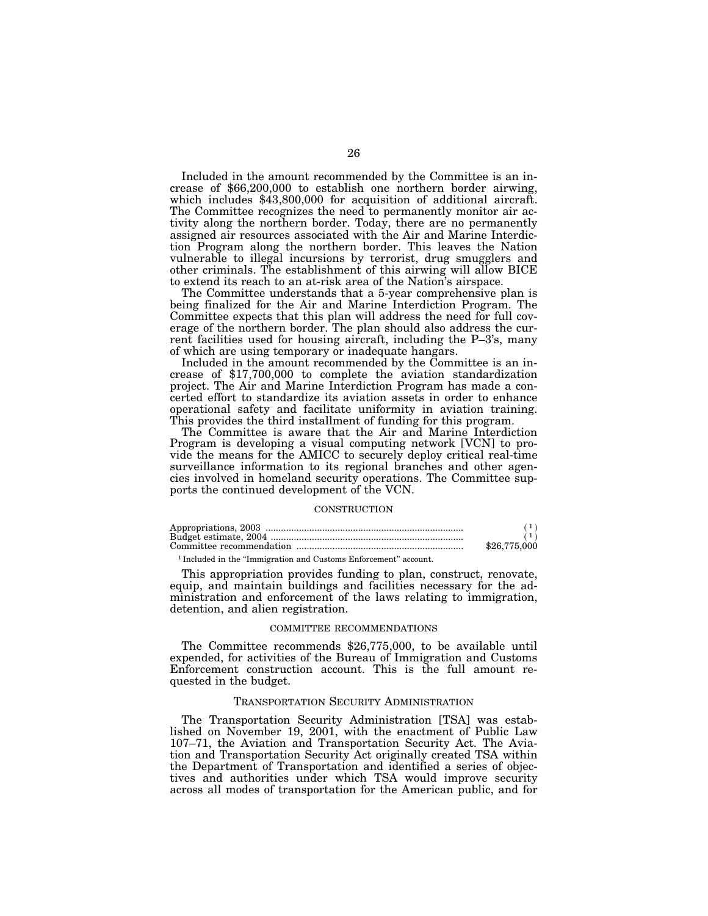Included in the amount recommended by the Committee is an increase of $66,200,000 to establish one northern border airwing, which includes $43,800,000 for acquisition of additional aircraft. The Committee recognizes the need to permanently monitor air activity along the northern border. Today, there are no permanently assigned air resources associated with the Air and Marine Interdiction Program along the northern border. This leaves the Nation vulnerable to illegal incursions by terrorist, drug smugglers and other criminals. The establishment of this airwing will allow BICE to extend its reach to an at-risk area of the Nation's airspace.

The Committee understands that a 5-year comprehensive plan is being finalized for the Air and Marine Interdiction Program. The Committee expects that this plan will address the need for full coverage of the northern border. The plan should also address the current facilities used for housing aircraft, including the P–3's, many of which are using temporary or inadequate hangars.

Included in the amount recommended by the Committee is an increase of $17,700,000 to complete the aviation standardization project. The Air and Marine Interdiction Program has made a concerted effort to standardize its aviation assets in order to enhance operational safety and facilitate uniformity in aviation training. This provides the third installment of funding for this program.

The Committee is aware that the Air and Marine Interdiction Program is developing a visual computing network [VCN] to provide the means for the AMICC to securely deploy critical real-time surveillance information to its regional branches and other agencies involved in homeland security operations. The Committee supports the continued development of the VCN.

## CONSTRUCTION

| | |
|---|---|
| Appropriations, 2003 | [1] |
| Budget estimate, 2004 | [1] |
| Committee recommendation | $26,775,000 |

[1] Included in the "Immigration and Customs Enforcement" account.

This appropriation provides funding to plan, construct, renovate, equip, and maintain buildings and facilities necessary for the administration and enforcement of the laws relating to immigration, detention, and alien registration.

### COMMITTEE RECOMMENDATIONS

The Committee recommends $26,775,000, to be available until expended, for activities of the Bureau of Immigration and Customs Enforcement construction account. This is the full amount requested in the budget.

## TRANSPORTATION SECURITY ADMINISTRATION

The Transportation Security Administration [TSA] was established on November 19, 2001, with the enactment of Public Law 107–71, the Aviation and Transportation Security Act. The Aviation and Transportation Security Act originally created TSA within the Department of Transportation and identified a series of objectives and authorities under which TSA would improve security across all modes of transportation for the American public, and for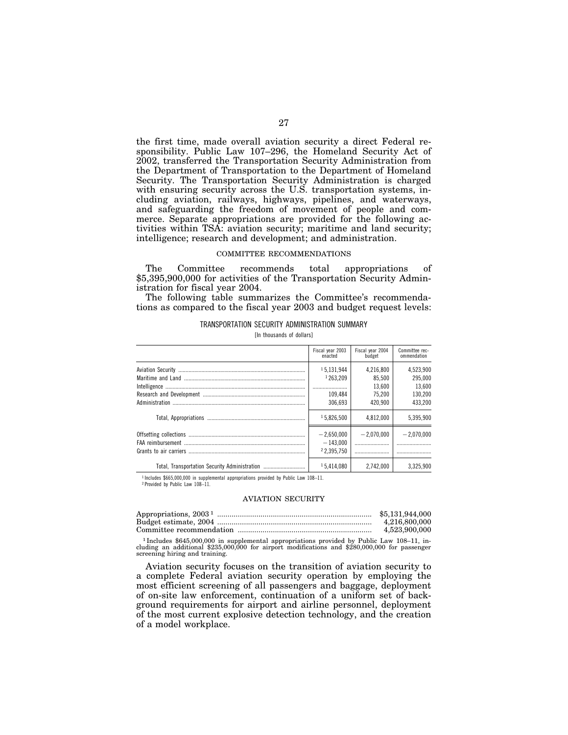the first time, made overall aviation security a direct Federal responsibility. Public Law 107–296, the Homeland Security Act of 2002, transferred the Transportation Security Administration from the Department of Transportation to the Department of Homeland Security. The Transportation Security Administration is charged with ensuring security across the U.S. transportation systems, including aviation, railways, highways, pipelines, and waterways, and safeguarding the freedom of movement of people and commerce. Separate appropriations are provided for the following activities within TSA: aviation security; maritime and land security; intelligence; research and development; and administration.

## COMMITTEE RECOMMENDATIONS

The Committee recommends total appropriations of $5,395,900,000 for activities of the Transportation Security Administration for fiscal year 2004.

The following table summarizes the Committee's recommendations as compared to the fiscal year 2003 and budget request levels:

TRANSPORTATION SECURITY ADMINISTRATION SUMMARY

[In thousands of dollars]

| | Fiscal year 2003 enacted | Fiscal year 2004 budget | Committee recommendation |
|---|---|---|---|
| Aviation Security | [1] 5,131,944 | 4,216,800 | 4,523,900 |
| Maritime and Land | [1] 263,209 | 85,500 | 295,000 |
| Intelligence | | 13,600 | 13,600 |
| Research and Development | 109,484 | 75,200 | 130,200 |
| Administration | 306,693 | 420,900 | 433,200 |
| Total, Appropriations | [1] 5,826,500 | 4,812,000 | 5,395,900 |
| Offsetting collections | −2,650,000 | −2,070,000 | −2,070,000 |
| FAA reimbursement | −143,000 | | |
| Grants to air carriers | [2] 2,395,750 | | |
| Total, Transportation Security Administration | [1] 5,414,080 | 2,742,000 | 3,325,900 |

[1] Includes $665,000,000 in supplemental appropriations provided by Public Law 108–11.
[2] Provided by Public Law 108–11.

## AVIATION SECURITY

| | |
|---|---|
| Appropriations, 2003 [1] | $5,131,944,000 |
| Budget estimate, 2004 | 4,216,800,000 |
| Committee recommendation | 4,523,900,000 |

[1] Includes $645,000,000 in supplemental appropriations provided by Public Law 108–11, including an additional $235,000,000 for airport modifications and $280,000,000 for passenger screening hiring and training.

Aviation security focuses on the transition of aviation security to a complete Federal aviation security operation by employing the most efficient screening of all passengers and baggage, deployment of on-site law enforcement, continuation of a uniform set of background requirements for airport and airline personnel, deployment of the most current explosive detection technology, and the creation of a model workplace.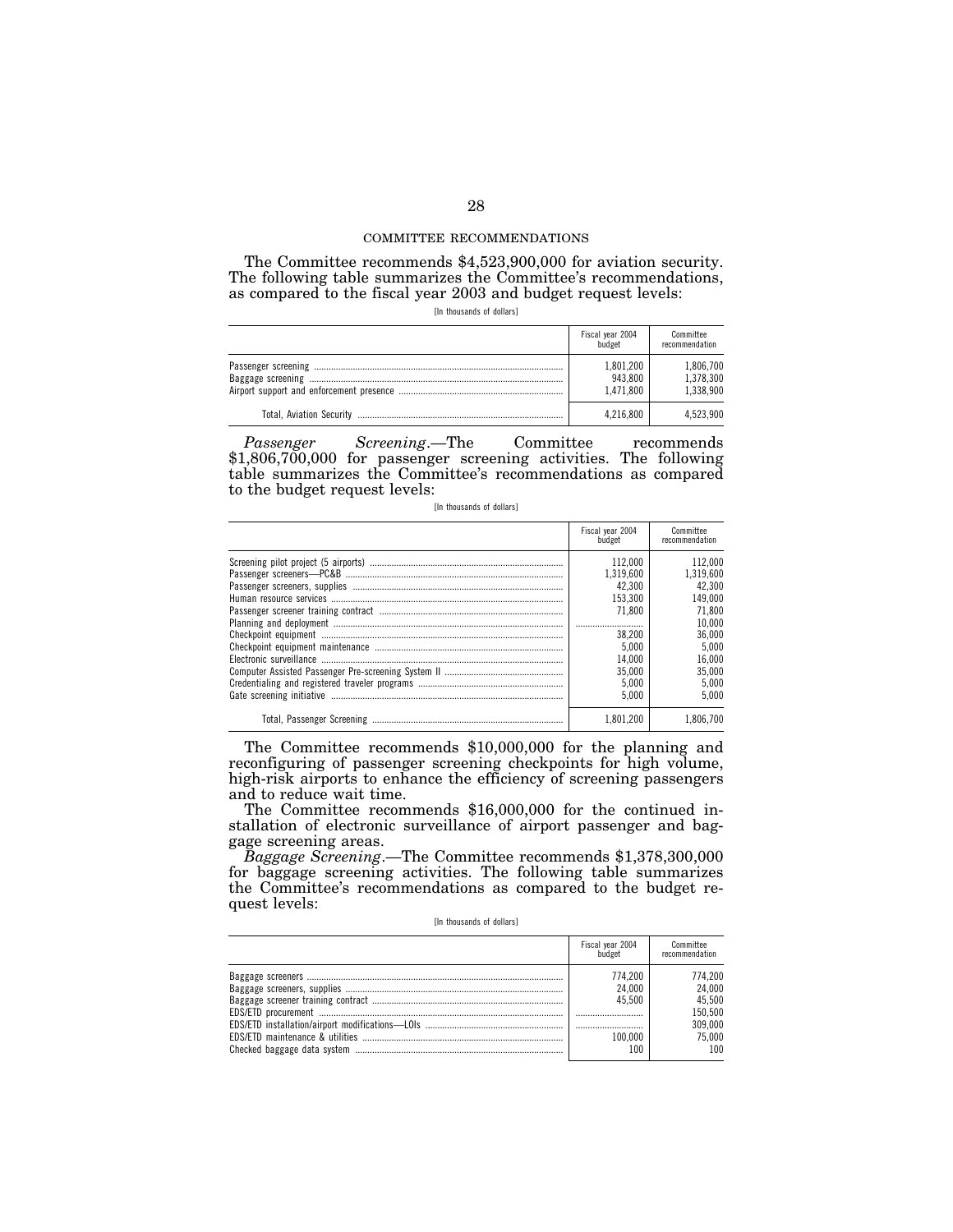COMMITTEE RECOMMENDATIONS

The Committee recommends $4,523,900,000 for aviation security. The following table summarizes the Committee's recommendations, as compared to the fiscal year 2003 and budget request levels:

[In thousands of dollars]

| | Fiscal year 2004 budget | Committee recommendation |
|---|---|---|
| Passenger screening | 1,801,200 | 1,806,700 |
| Baggage screening | 943,800 | 1,378,300 |
| Airport support and enforcement presence | 1,471,800 | 1,338,900 |
| Total, Aviation Security | 4,216,800 | 4,523,900 |

*Passenger Screening*.—The Committee recommends $1,806,700,000 for passenger screening activities. The following table summarizes the Committee's recommendations as compared to the budget request levels:

[In thousands of dollars]

| | Fiscal year 2004 budget | Committee recommendation |
|---|---|---|
| Screening pilot project (5 airports) | 112,000 | 112,000 |
| Passenger screeners—PC&B | 1,319,600 | 1,319,600 |
| Passenger screeners, supplies | 42,300 | 42,300 |
| Human resource services | 153,300 | 149,000 |
| Passenger screener training contract | 71,800 | 71,800 |
| Planning and deployment | | 10,000 |
| Checkpoint equipment | 38,200 | 36,000 |
| Checkpoint equipment maintenance | 5,000 | 5,000 |
| Electronic surveillance | 14,000 | 16,000 |
| Computer Assisted Passenger Pre-screening System II | 35,000 | 35,000 |
| Credentialing and registered traveler programs | 5,000 | 5,000 |
| Gate screening initiative | 5,000 | 5,000 |
| Total, Passenger Screening | 1,801,200 | 1,806,700 |

The Committee recommends $10,000,000 for the planning and reconfiguring of passenger screening checkpoints for high volume, high-risk airports to enhance the efficiency of screening passengers and to reduce wait time.

The Committee recommends $16,000,000 for the continued installation of electronic surveillance of airport passenger and baggage screening areas.

*Baggage Screening*.—The Committee recommends $1,378,300,000 for baggage screening activities. The following table summarizes the Committee's recommendations as compared to the budget request levels:

[In thousands of dollars]

| | Fiscal year 2004 budget | Committee recommendation |
|---|---|---|
| Baggage screeners | 774,200 | 774,200 |
| Baggage screeners, supplies | 24,000 | 24,000 |
| Baggage screener training contract | 45,500 | 45,500 |
| EDS/ETD procurement | | 150,500 |
| EDS/ETD installation/airport modifications—LOIs | | 309,000 |
| EDS/ETD maintenance & utilities | 100,000 | 75,000 |
| Checked baggage data system | 100 | 100 |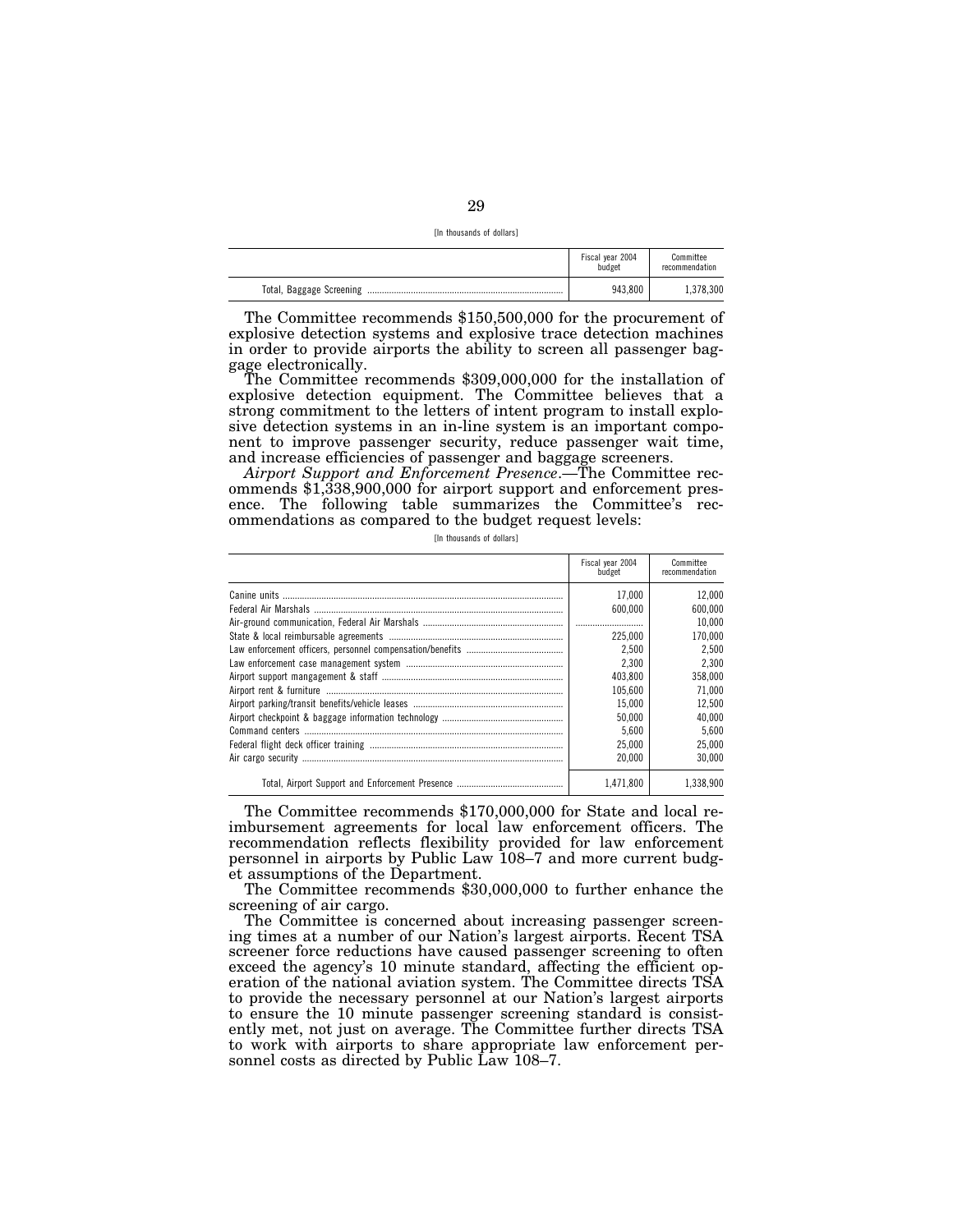[In thousands of dollars]

| | Fiscal year 2004 budget | Committee recommendation |
|---|---|---|
| Total, Baggage Screening | 943,800 | 1,378,300 |

The Committee recommends $150,500,000 for the procurement of explosive detection systems and explosive trace detection machines in order to provide airports the ability to screen all passenger baggage electronically.

The Committee recommends $309,000,000 for the installation of explosive detection equipment. The Committee believes that a strong commitment to the letters of intent program to install explosive detection systems in an in-line system is an important component to improve passenger security, reduce passenger wait time, and increase efficiencies of passenger and baggage screeners.

*Airport Support and Enforcement Presence*.—The Committee recommends $1,338,900,000 for airport support and enforcement presence. The following table summarizes the Committee's recommendations as compared to the budget request levels:

[In thousands of dollars]

| | Fiscal year 2004 budget | Committee recommendation |
|---|---|---|
| Canine units | 17,000 | 12,000 |
| Federal Air Marshals | 600,000 | 600,000 |
| Air-ground communication, Federal Air Marshals | | 10,000 |
| State & local reimbursable agreements | 225,000 | 170,000 |
| Law enforcement officers, personnel compensation/benefits | 2,500 | 2,500 |
| Law enforcement case management system | 2,300 | 2,300 |
| Airport support mangagement & staff | 403,800 | 358,000 |
| Airport rent & furniture | 105,600 | 71,000 |
| Airport parking/transit benefits/vehicle leases | 15,000 | 12,500 |
| Airport checkpoint & baggage information technology | 50,000 | 40,000 |
| Command centers | 5,600 | 5,600 |
| Federal flight deck officer training | 25,000 | 25,000 |
| Air cargo security | 20,000 | 30,000 |
| Total, Airport Support and Enforcement Presence | 1,471,800 | 1,338,900 |

The Committee recommends $170,000,000 for State and local reimbursement agreements for local law enforcement officers. The recommendation reflects flexibility provided for law enforcement personnel in airports by Public Law 108–7 and more current budget assumptions of the Department.

The Committee recommends $30,000,000 to further enhance the screening of air cargo.

The Committee is concerned about increasing passenger screening times at a number of our Nation's largest airports. Recent TSA screener force reductions have caused passenger screening to often exceed the agency's 10 minute standard, affecting the efficient operation of the national aviation system. The Committee directs TSA to provide the necessary personnel at our Nation's largest airports to ensure the 10 minute passenger screening standard is consistently met, not just on average. The Committee further directs TSA to work with airports to share appropriate law enforcement personnel costs as directed by Public Law 108–7.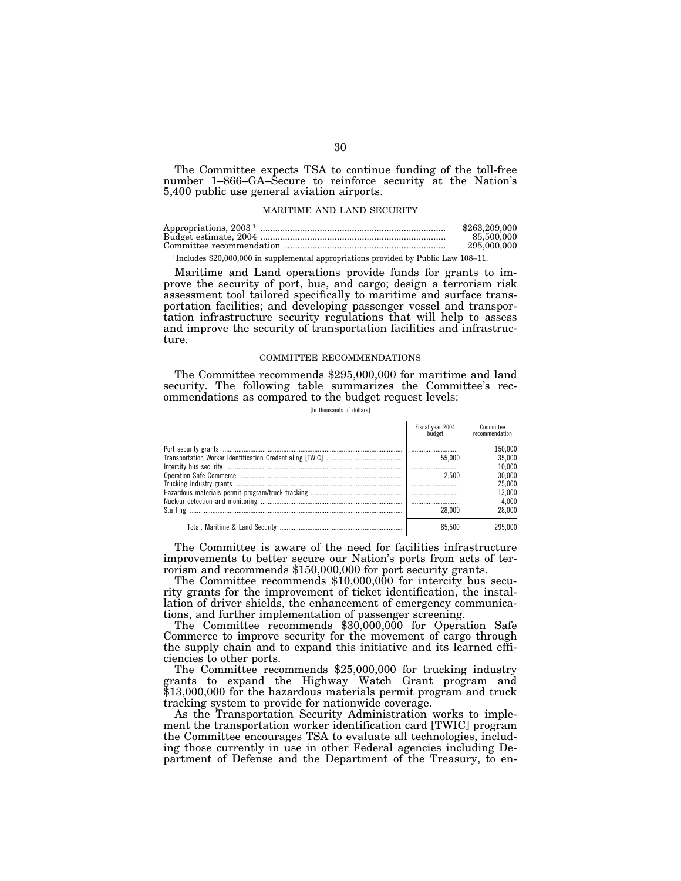The Committee expects TSA to continue funding of the toll-free number 1–866–GA–Secure to reinforce security at the Nation's 5,400 public use general aviation airports.

### MARITIME AND LAND SECURITY

| | |
|---|---|
| Appropriations, 2003 [1] | $263,209,000 |
| Budget estimate, 2004 | 85,500,000 |
| Committee recommendation | 295,000,000 |

[1] Includes $20,000,000 in supplemental appropriations provided by Public Law 108–11.

Maritime and Land operations provide funds for grants to improve the security of port, bus, and cargo; design a terrorism risk assessment tool tailored specifically to maritime and surface transportation facilities; and developing passenger vessel and transportation infrastructure security regulations that will help to assess and improve the security of transportation facilities and infrastructure.

### COMMITTEE RECOMMENDATIONS

The Committee recommends $295,000,000 for maritime and land security. The following table summarizes the Committee's recommendations as compared to the budget request levels:

[In thousands of dollars]

| | Fiscal year 2004 budget | Committee recommendation |
|---|---|---|
| Port security grants | | 150,000 |
| Transportation Worker Identification Credentialing [TWIC] | 55,000 | 35,000 |
| Intercity bus security | | 10,000 |
| Operation Safe Commerce | 2,500 | 30,000 |
| Trucking industry grants | | 25,000 |
| Hazardous materials permit program/truck tracking | | 13,000 |
| Nuclear detection and monitoring | | 4,000 |
| Staffing | 28,000 | 28,000 |
| Total, Maritime & Land Security | 85,500 | 295,000 |

The Committee is aware of the need for facilities infrastructure improvements to better secure our Nation's ports from acts of terrorism and recommends $150,000,000 for port security grants.

The Committee recommends $10,000,000 for intercity bus security grants for the improvement of ticket identification, the installation of driver shields, the enhancement of emergency communications, and further implementation of passenger screening.

The Committee recommends $30,000,000 for Operation Safe Commerce to improve security for the movement of cargo through the supply chain and to expand this initiative and its learned efficiencies to other ports.

The Committee recommends $25,000,000 for trucking industry grants to expand the Highway Watch Grant program and $13,000,000 for the hazardous materials permit program and truck tracking system to provide for nationwide coverage.

As the Transportation Security Administration works to implement the transportation worker identification card [TWIC] program the Committee encourages TSA to evaluate all technologies, including those currently in use in other Federal agencies including Department of Defense and the Department of the Treasury, to en-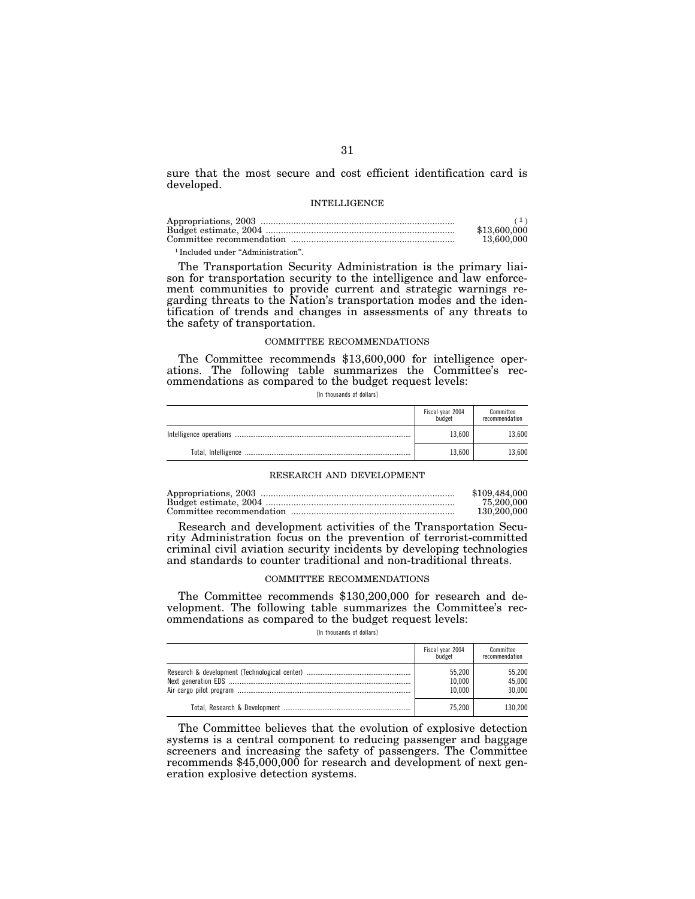sure that the most secure and cost efficient identification card is developed.

## INTELLIGENCE

| | |
|---|---|
| Appropriations, 2003 | [1] |
| Budget estimate, 2004 | $13,600,000 |
| Committee recommendation | 13,600,000 |

[1] Included under "Administration".

The Transportation Security Administration is the primary liaison for transportation security to the intelligence and law enforcement communities to provide current and strategic warnings regarding threats to the Nation's transportation modes and the identification of trends and changes in assessments of any threats to the safety of transportation.

### COMMITTEE RECOMMENDATIONS

The Committee recommends $13,600,000 for intelligence operations. The following table summarizes the Committee's recommendations as compared to the budget request levels:

[In thousands of dollars]

| | Fiscal year 2004 budget | Committee recommendation |
|---|---|---|
| Intelligence operations | 13,600 | 13,600 |
| Total, Intelligence | 13,600 | 13,600 |

## RESEARCH AND DEVELOPMENT

| | |
|---|---|
| Appropriations, 2003 | $109,484,000 |
| Budget estimate, 2004 | 75,200,000 |
| Committee recommendation | 130,200,000 |

Research and development activities of the Transportation Security Administration focus on the prevention of terrorist-committed criminal civil aviation security incidents by developing technologies and standards to counter traditional and non-traditional threats.

### COMMITTEE RECOMMENDATIONS

The Committee recommends $130,200,000 for research and development. The following table summarizes the Committee's recommendations as compared to the budget request levels:

[In thousands of dollars]

| | Fiscal year 2004 budget | Committee recommendation |
|---|---|---|
| Research & development (Technological center) | 55,200 | 55,200 |
| Next generation EDS | 10,000 | 45,000 |
| Air cargo pilot program | 10,000 | 30,000 |
| Total, Research & Development | 75,200 | 130,200 |

The Committee believes that the evolution of explosive detection systems is a central component to reducing passenger and baggage screeners and increasing the safety of passengers. The Committee recommends $45,000,000 for research and development of next generation explosive detection systems.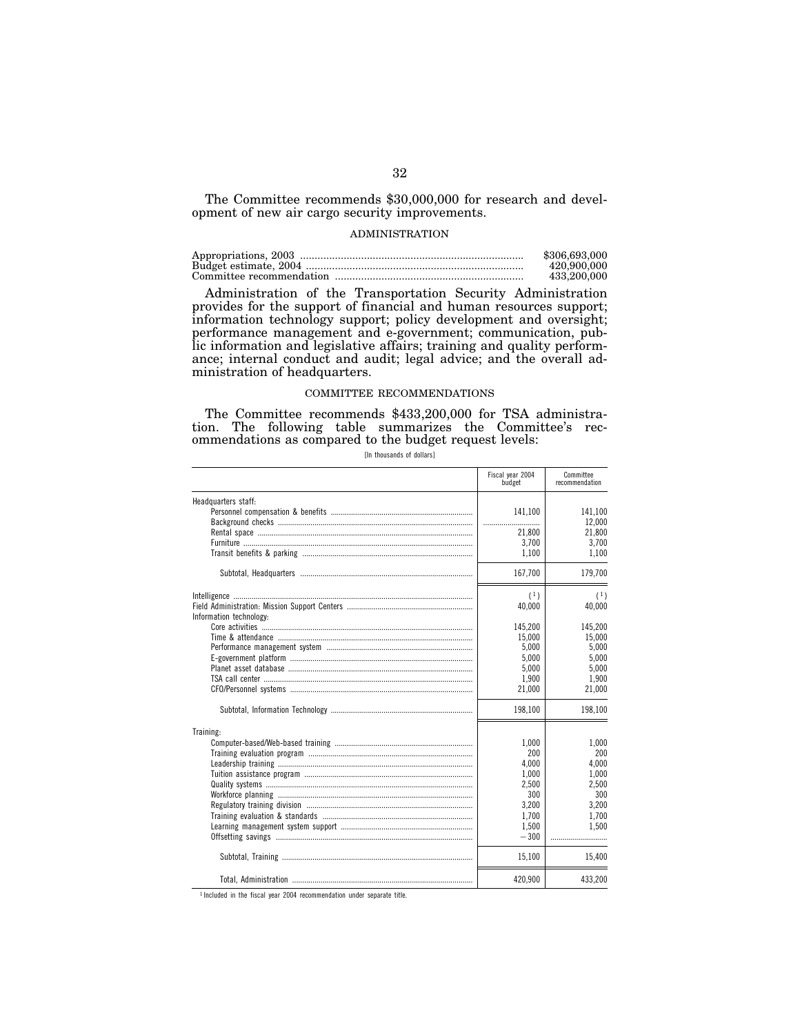The Committee recommends $30,000,000 for research and development of new air cargo security improvements.

## ADMINISTRATION

| | |
|---|---|
| Appropriations, 2003 | $306,693,000 |
| Budget estimate, 2004 | 420,900,000 |
| Committee recommendation | 433,200,000 |

Administration of the Transportation Security Administration provides for the support of financial and human resources support; information technology support; policy development and oversight; performance management and e-government; communication, public information and legislative affairs; training and quality performance; internal conduct and audit; legal advice; and the overall administration of headquarters.

### COMMITTEE RECOMMENDATIONS

The Committee recommends $433,200,000 for TSA administration. The following table summarizes the Committee's recommendations as compared to the budget request levels:

[In thousands of dollars]

| | Fiscal year 2004 budget | Committee recommendation |
|---|---|---|
| Headquarters staff: | | |
| Personnel compensation & benefits | 141,100 | 141,100 |
| Background checks | | 12,000 |
| Rental space | 21,800 | 21,800 |
| Furniture | 3,700 | 3,700 |
| Transit benefits & parking | 1,100 | 1,100 |
| Subtotal, Headquarters | 167,700 | 179,700 |
| Intelligence | ([1]) | ([1]) |
| Field Administration: Mission Support Centers | 40,000 | 40,000 |
| Information technology: | | |
| Core activities | 145,200 | 145,200 |
| Time & attendance | 15,000 | 15,000 |
| Performance management system | 5,000 | 5,000 |
| E-government platform | 5,000 | 5,000 |
| Planet asset database | 5,000 | 5,000 |
| TSA call center | 1,900 | 1,900 |
| CFO/Personnel systems | 21,000 | 21,000 |
| Subtotal, Information Technology | 198,100 | 198,100 |
| Training: | | |
| Computer-based/Web-based training | 1,000 | 1,000 |
| Training evaluation program | 200 | 200 |
| Leadership training | 4,000 | 4,000 |
| Tuition assistance program | 1,000 | 1,000 |
| Quality systems | 2,500 | 2,500 |
| Workforce planning | 300 | 300 |
| Regulatory training division | 3,200 | 3,200 |
| Training evaluation & standards | 1,700 | 1,700 |
| Learning management system support | 1,500 | 1,500 |
| Offsetting savings | −300 | |
| Subtotal, Training | 15,100 | 15,400 |
| Total, Administration | 420,900 | 433,200 |

[1] Included in the fiscal year 2004 recommendation under separate title.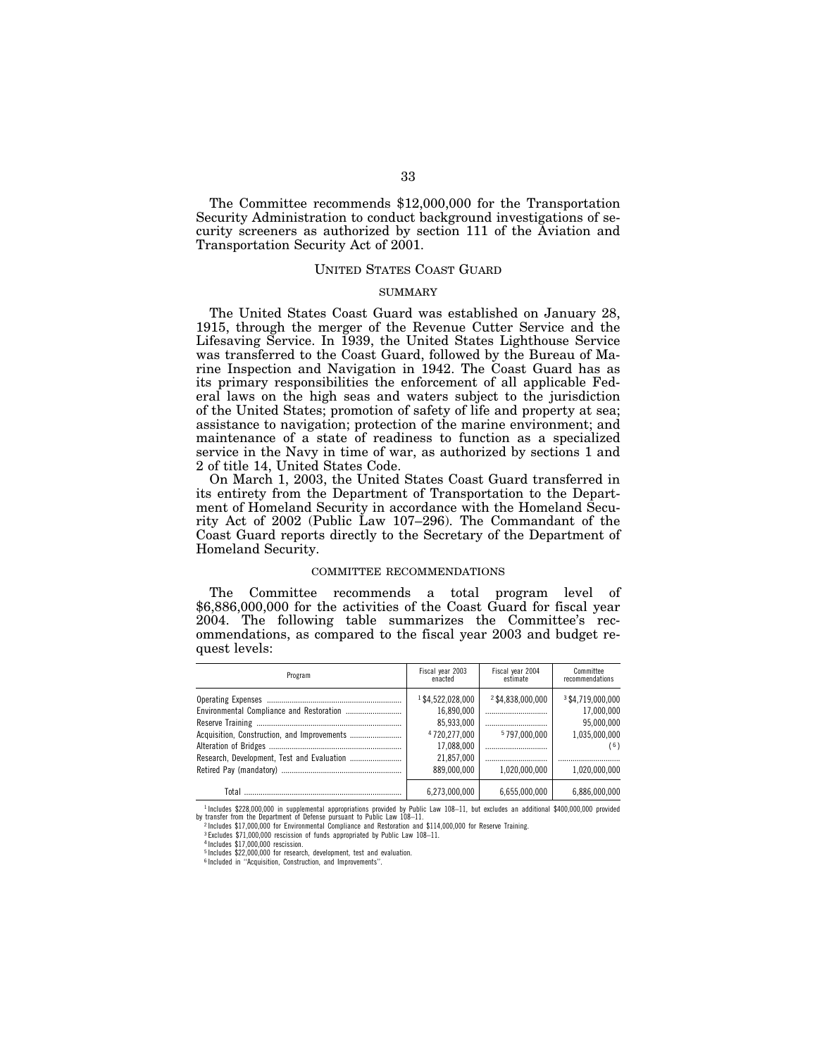The Committee recommends $12,000,000 for the Transportation Security Administration to conduct background investigations of security screeners as authorized by section 111 of the Aviation and Transportation Security Act of 2001.

## UNITED STATES COAST GUARD

### SUMMARY

The United States Coast Guard was established on January 28, 1915, through the merger of the Revenue Cutter Service and the Lifesaving Service. In 1939, the United States Lighthouse Service was transferred to the Coast Guard, followed by the Bureau of Marine Inspection and Navigation in 1942. The Coast Guard has as its primary responsibilities the enforcement of all applicable Federal laws on the high seas and waters subject to the jurisdiction of the United States; promotion of safety of life and property at sea; assistance to navigation; protection of the marine environment; and maintenance of a state of readiness to function as a specialized service in the Navy in time of war, as authorized by sections 1 and 2 of title 14, United States Code.

On March 1, 2003, the United States Coast Guard transferred in its entirety from the Department of Transportation to the Department of Homeland Security in accordance with the Homeland Security Act of 2002 (Public Law 107–296). The Commandant of the Coast Guard reports directly to the Secretary of the Department of Homeland Security.

### COMMITTEE RECOMMENDATIONS

The Committee recommends a total program level of $6,886,000,000 for the activities of the Coast Guard for fiscal year 2004. The following table summarizes the Committee's recommendations, as compared to the fiscal year 2003 and budget request levels:

| Program | Fiscal year 2003 enacted | Fiscal year 2004 estimate | Committee recommendations |
|---|---|---|---|
| Operating Expenses | [1] $4,522,028,000 | [2] $4,838,000,000 | [3] $4,719,000,000 |
| Environmental Compliance and Restoration | 16,890,000 | .............................. | 17,000,000 |
| Reserve Training | 85,933,000 | .............................. | 95,000,000 |
| Acquisition, Construction, and Improvements | [4] 720,277,000 | [5] 797,000,000 | 1,035,000,000 |
| Alteration of Bridges | 17,088,000 | .............................. | ([6]) |
| Research, Development, Test and Evaluation | 21,857,000 | .............................. | .............................. |
| Retired Pay (mandatory) | 889,000,000 | 1,020,000,000 | 1,020,000,000 |
| Total | 6,273,000,000 | 6,655,000,000 | 6,886,000,000 |

[1] Includes $228,000,000 in supplemental appropriations provided by Public Law 108–11, but excludes an additional $400,000,000 provided by transfer from the Department of Defense pursuant to Public Law 108–11.

[2] Includes $17,000,000 for Environmental Compliance and Restoration and $114,000,000 for Reserve Training.

[3] Excludes $71,000,000 rescission of funds appropriated by Public Law 108–11.

[4] Includes $17,000,000 rescission.

[5] Includes $22,000,000 for research, development, test and evaluation.

[6] Included in ''Acquisition, Construction, and Improvements''.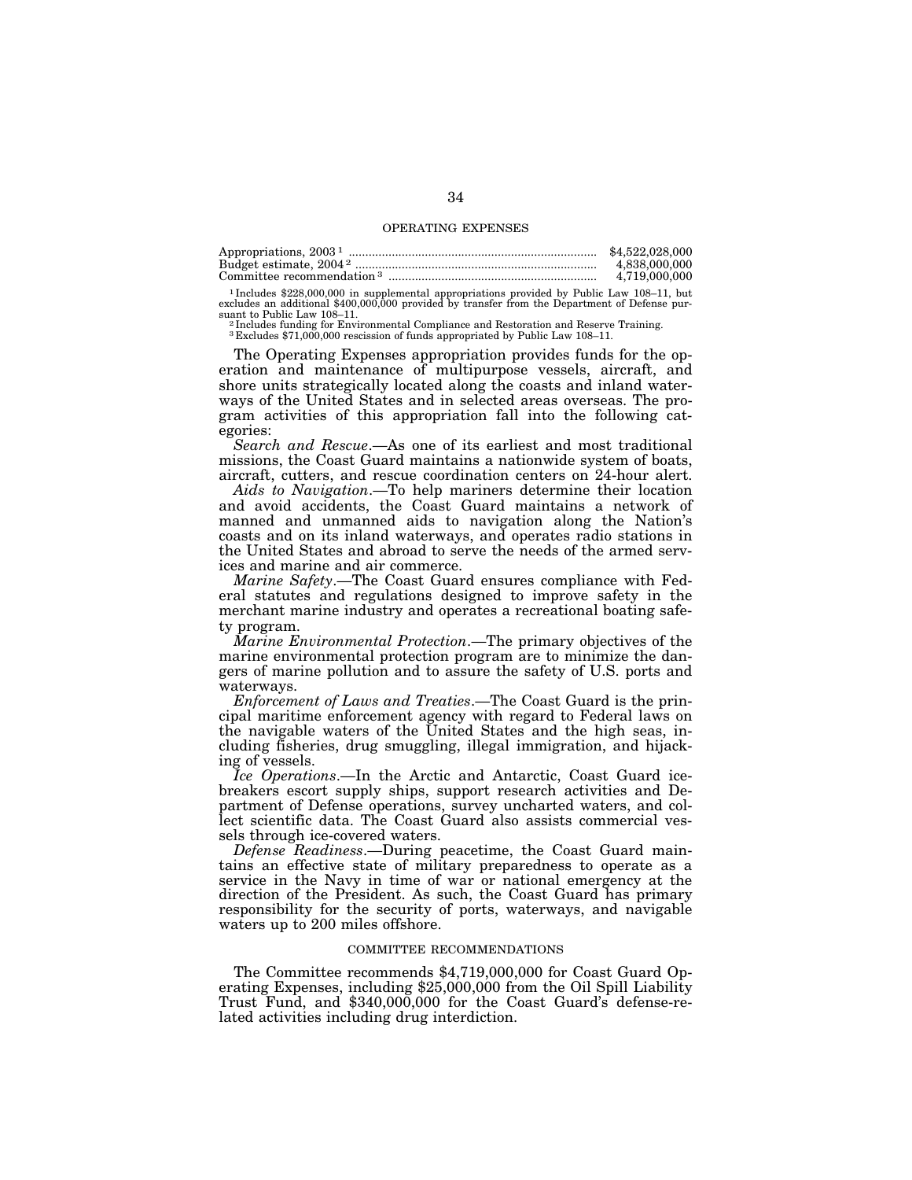## OPERATING EXPENSES

| | |
|---|---|
| Appropriations, 2003 [1] | $4,522,028,000 |
| Budget estimate, 2004 [2] | 4,838,000,000 |
| Committee recommendation [3] | 4,719,000,000 |

[1] Includes $228,000,000 in supplemental appropriations provided by Public Law 108–11, but excludes an additional $400,000,000 provided by transfer from the Department of Defense pursuant to Public Law 108–11.

[2] Includes funding for Environmental Compliance and Restoration and Reserve Training.

[3] Excludes $71,000,000 rescission of funds appropriated by Public Law 108–11.

The Operating Expenses appropriation provides funds for the operation and maintenance of multipurpose vessels, aircraft, and shore units strategically located along the coasts and inland waterways of the United States and in selected areas overseas. The program activities of this appropriation fall into the following categories:

*Search and Rescue*.—As one of its earliest and most traditional missions, the Coast Guard maintains a nationwide system of boats, aircraft, cutters, and rescue coordination centers on 24-hour alert.

*Aids to Navigation*.—To help mariners determine their location and avoid accidents, the Coast Guard maintains a network of manned and unmanned aids to navigation along the Nation's coasts and on its inland waterways, and operates radio stations in the United States and abroad to serve the needs of the armed services and marine and air commerce.

*Marine Safety*.—The Coast Guard ensures compliance with Federal statutes and regulations designed to improve safety in the merchant marine industry and operates a recreational boating safety program.

*Marine Environmental Protection*.—The primary objectives of the marine environmental protection program are to minimize the dangers of marine pollution and to assure the safety of U.S. ports and waterways.

*Enforcement of Laws and Treaties*.—The Coast Guard is the principal maritime enforcement agency with regard to Federal laws on the navigable waters of the United States and the high seas, including fisheries, drug smuggling, illegal immigration, and hijacking of vessels.

*Ice Operations*.—In the Arctic and Antarctic, Coast Guard icebreakers escort supply ships, support research activities and Department of Defense operations, survey uncharted waters, and collect scientific data. The Coast Guard also assists commercial vessels through ice-covered waters.

*Defense Readiness*.—During peacetime, the Coast Guard maintains an effective state of military preparedness to operate as a service in the Navy in time of war or national emergency at the direction of the President. As such, the Coast Guard has primary responsibility for the security of ports, waterways, and navigable waters up to 200 miles offshore.

## COMMITTEE RECOMMENDATIONS

The Committee recommends $4,719,000,000 for Coast Guard Operating Expenses, including $25,000,000 from the Oil Spill Liability Trust Fund, and $340,000,000 for the Coast Guard's defense-related activities including drug interdiction.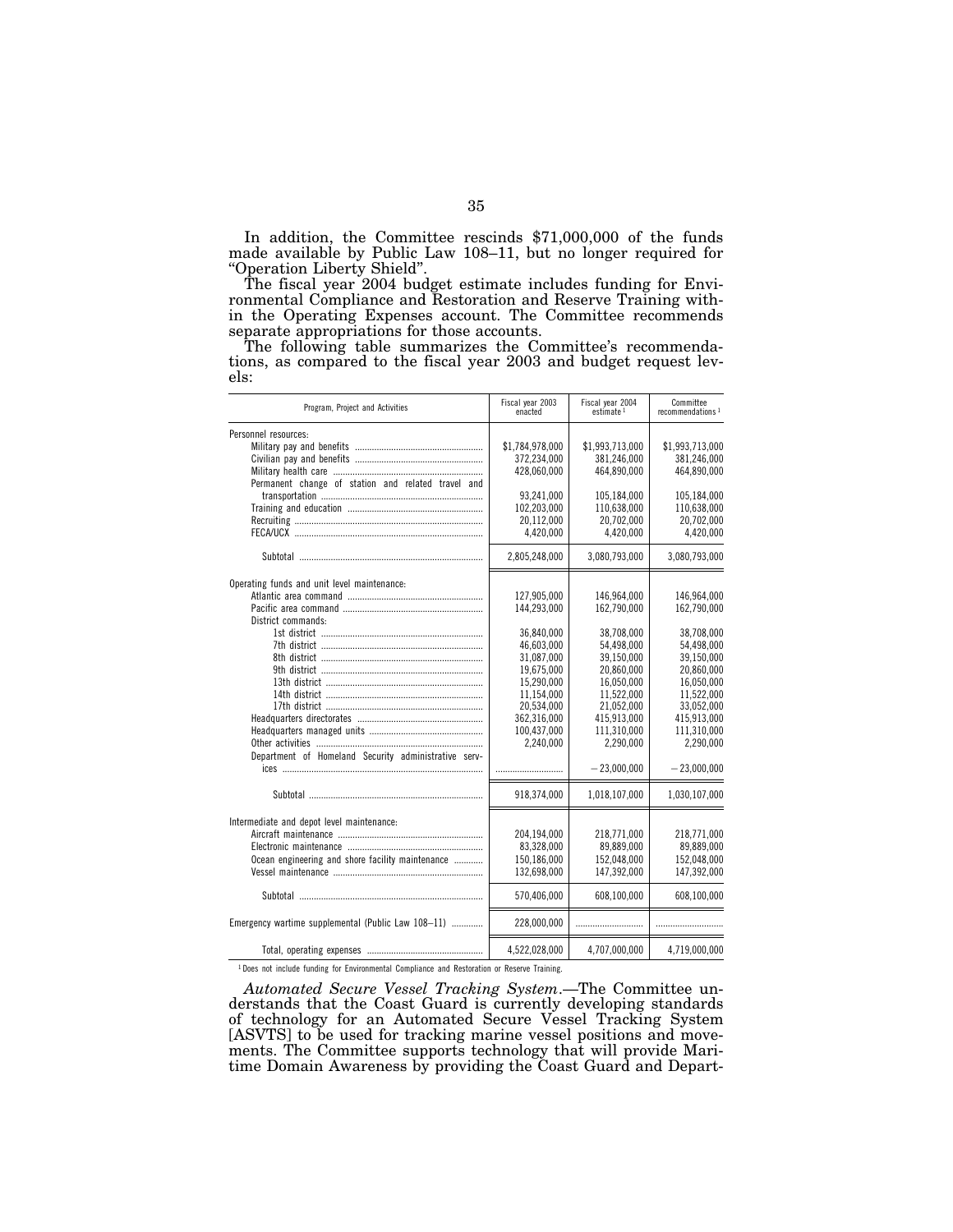In addition, the Committee rescinds $71,000,000 of the funds made available by Public Law 108–11, but no longer required for "Operation Liberty Shield".

The fiscal year 2004 budget estimate includes funding for Environmental Compliance and Restoration and Reserve Training within the Operating Expenses account. The Committee recommends separate appropriations for those accounts.

The following table summarizes the Committee's recommendations, as compared to the fiscal year 2003 and budget request levels:

| Program, Project and Activities | Fiscal year 2003 enacted | Fiscal year 2004 estimate [1] | Committee recommendations [1] |
|---|---|---|---|
| Personnel resources: | | | |
| Military pay and benefits | $1,784,978,000 | $1,993,713,000 | $1,993,713,000 |
| Civilian pay and benefits | 372,234,000 | 381,246,000 | 381,246,000 |
| Military health care | 428,060,000 | 464,890,000 | 464,890,000 |
| Permanent change of station and related travel and transportation | 93,241,000 | 105,184,000 | 105,184,000 |
| Training and education | 102,203,000 | 110,638,000 | 110,638,000 |
| Recruiting | 20,112,000 | 20,702,000 | 20,702,000 |
| FECA/UCX | 4,420,000 | 4,420,000 | 4,420,000 |
| Subtotal | 2,805,248,000 | 3,080,793,000 | 3,080,793,000 |
| Operating funds and unit level maintenance: | | | |
| Atlantic area command | 127,905,000 | 146,964,000 | 146,964,000 |
| Pacific area command | 144,293,000 | 162,790,000 | 162,790,000 |
| District commands: | | | |
| 1st district | 36,840,000 | 38,708,000 | 38,708,000 |
| 7th district | 46,603,000 | 54,498,000 | 54,498,000 |
| 8th district | 31,087,000 | 39,150,000 | 39,150,000 |
| 9th district | 19,675,000 | 20,860,000 | 20,860,000 |
| 13th district | 15,290,000 | 16,050,000 | 16,050,000 |
| 14th district | 11,154,000 | 11,522,000 | 11,522,000 |
| 17th district | 20,534,000 | 21,052,000 | 33,052,000 |
| Headquarters directorates | 362,316,000 | 415,913,000 | 415,913,000 |
| Headquarters managed units | 100,437,000 | 111,310,000 | 111,310,000 |
| Other activities | 2,240,000 | 2,290,000 | 2,290,000 |
| Department of Homeland Security administrative services | | −23,000,000 | −23,000,000 |
| Subtotal | 918,374,000 | 1,018,107,000 | 1,030,107,000 |
| Intermediate and depot level maintenance: | | | |
| Aircraft maintenance | 204,194,000 | 218,771,000 | 218,771,000 |
| Electronic maintenance | 83,328,000 | 89,889,000 | 89,889,000 |
| Ocean engineering and shore facility maintenance | 150,186,000 | 152,048,000 | 152,048,000 |
| Vessel maintenance | 132,698,000 | 147,392,000 | 147,392,000 |
| Subtotal | 570,406,000 | 608,100,000 | 608,100,000 |
| Emergency wartime supplemental (Public Law 108–11) | 228,000,000 | | |
| Total, operating expenses | 4,522,028,000 | 4,707,000,000 | 4,719,000,000 |

[1] Does not include funding for Environmental Compliance and Restoration or Reserve Training.

*Automated Secure Vessel Tracking System.*—The Committee understands that the Coast Guard is currently developing standards of technology for an Automated Secure Vessel Tracking System [ASVTS] to be used for tracking marine vessel positions and movements. The Committee supports technology that will provide Maritime Domain Awareness by providing the Coast Guard and Depart-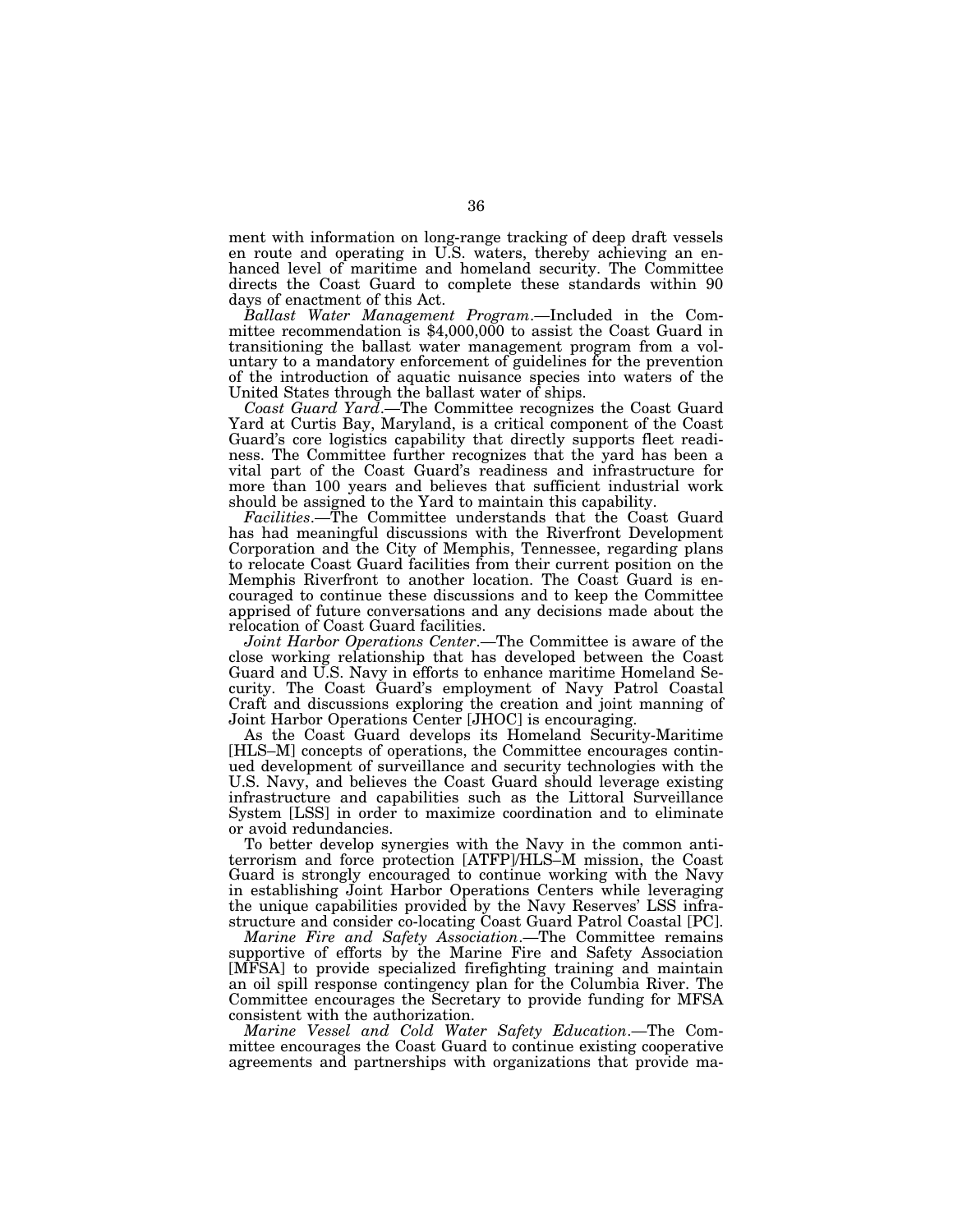ment with information on long-range tracking of deep draft vessels en route and operating in U.S. waters, thereby achieving an enhanced level of maritime and homeland security. The Committee directs the Coast Guard to complete these standards within 90 days of enactment of this Act.

*Ballast Water Management Program*.—Included in the Committee recommendation is $4,000,000 to assist the Coast Guard in transitioning the ballast water management program from a voluntary to a mandatory enforcement of guidelines for the prevention of the introduction of aquatic nuisance species into waters of the United States through the ballast water of ships.

*Coast Guard Yard*.—The Committee recognizes the Coast Guard Yard at Curtis Bay, Maryland, is a critical component of the Coast Guard's core logistics capability that directly supports fleet readiness. The Committee further recognizes that the yard has been a vital part of the Coast Guard's readiness and infrastructure for more than 100 years and believes that sufficient industrial work should be assigned to the Yard to maintain this capability.

*Facilities*.—The Committee understands that the Coast Guard has had meaningful discussions with the Riverfront Development Corporation and the City of Memphis, Tennessee, regarding plans to relocate Coast Guard facilities from their current position on the Memphis Riverfront to another location. The Coast Guard is encouraged to continue these discussions and to keep the Committee apprised of future conversations and any decisions made about the relocation of Coast Guard facilities.

*Joint Harbor Operations Center*.—The Committee is aware of the close working relationship that has developed between the Coast Guard and U.S. Navy in efforts to enhance maritime Homeland Security. The Coast Guard's employment of Navy Patrol Coastal Craft and discussions exploring the creation and joint manning of Joint Harbor Operations Center [JHOC] is encouraging.

As the Coast Guard develops its Homeland Security-Maritime [HLS–M] concepts of operations, the Committee encourages continued development of surveillance and security technologies with the U.S. Navy, and believes the Coast Guard should leverage existing infrastructure and capabilities such as the Littoral Surveillance System [LSS] in order to maximize coordination and to eliminate or avoid redundancies.

To better develop synergies with the Navy in the common anti-terrorism and force protection [ATFP]/HLS–M mission, the Coast Guard is strongly encouraged to continue working with the Navy in establishing Joint Harbor Operations Centers while leveraging the unique capabilities provided by the Navy Reserves' LSS infrastructure and consider co-locating Coast Guard Patrol Coastal [PC].

*Marine Fire and Safety Association*.—The Committee remains supportive of efforts by the Marine Fire and Safety Association [MFSA] to provide specialized firefighting training and maintain an oil spill response contingency plan for the Columbia River. The Committee encourages the Secretary to provide funding for MFSA consistent with the authorization.

*Marine Vessel and Cold Water Safety Education*.—The Committee encourages the Coast Guard to continue existing cooperative agreements and partnerships with organizations that provide ma-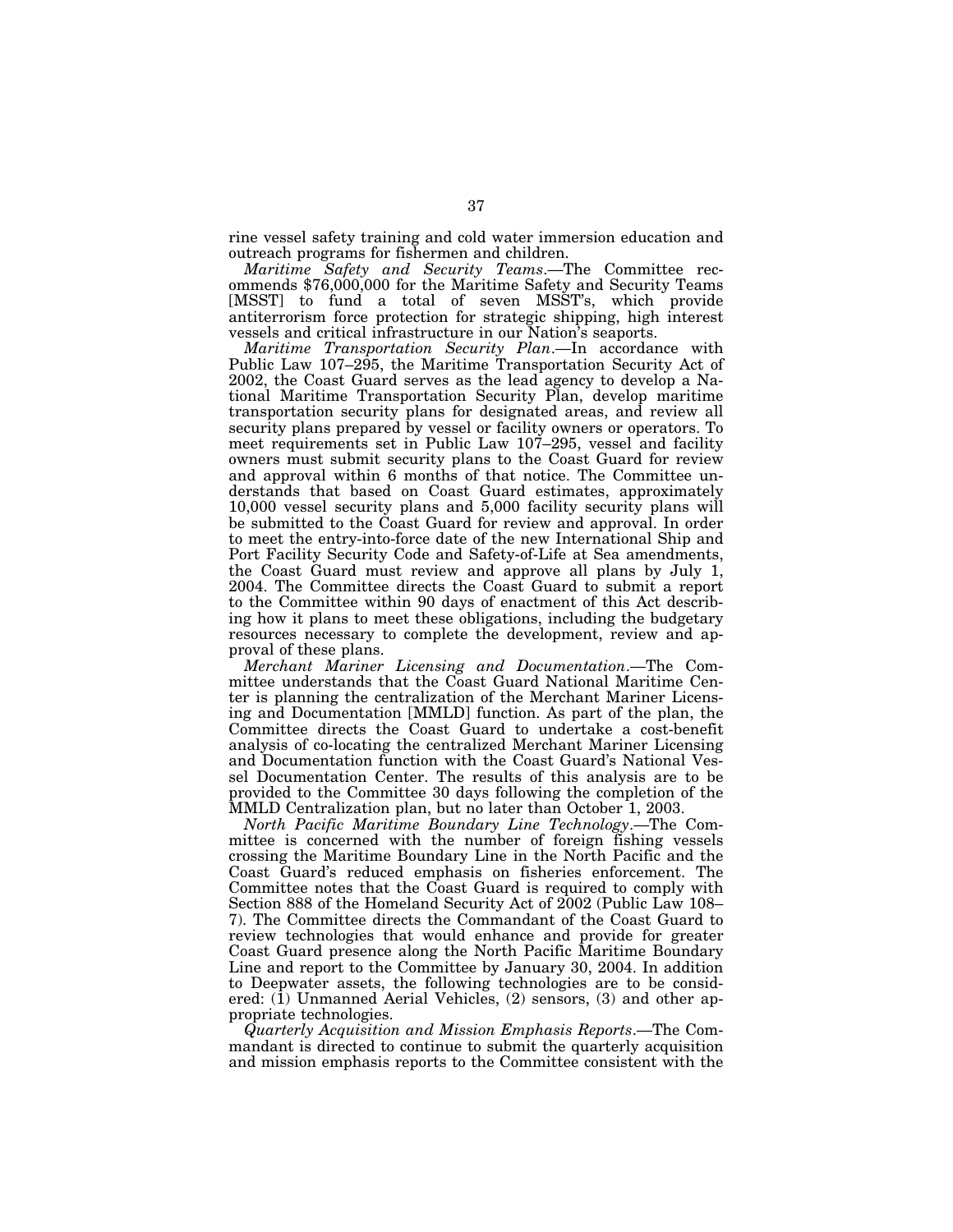rine vessel safety training and cold water immersion education and outreach programs for fishermen and children.

*Maritime Safety and Security Teams*.—The Committee recommends $76,000,000 for the Maritime Safety and Security Teams [MSST] to fund a total of seven MSST's, which provide antiterrorism force protection for strategic shipping, high interest vessels and critical infrastructure in our Nation's seaports.

*Maritime Transportation Security Plan*.—In accordance with Public Law 107–295, the Maritime Transportation Security Act of 2002, the Coast Guard serves as the lead agency to develop a National Maritime Transportation Security Plan, develop maritime transportation security plans for designated areas, and review all security plans prepared by vessel or facility owners or operators. To meet requirements set in Public Law 107–295, vessel and facility owners must submit security plans to the Coast Guard for review and approval within 6 months of that notice. The Committee understands that based on Coast Guard estimates, approximately 10,000 vessel security plans and 5,000 facility security plans will be submitted to the Coast Guard for review and approval. In order to meet the entry-into-force date of the new International Ship and Port Facility Security Code and Safety-of-Life at Sea amendments, the Coast Guard must review and approve all plans by July 1, 2004. The Committee directs the Coast Guard to submit a report to the Committee within 90 days of enactment of this Act describing how it plans to meet these obligations, including the budgetary resources necessary to complete the development, review and approval of these plans.

*Merchant Mariner Licensing and Documentation*.—The Committee understands that the Coast Guard National Maritime Center is planning the centralization of the Merchant Mariner Licensing and Documentation [MMLD] function. As part of the plan, the Committee directs the Coast Guard to undertake a cost-benefit analysis of co-locating the centralized Merchant Mariner Licensing and Documentation function with the Coast Guard's National Vessel Documentation Center. The results of this analysis are to be provided to the Committee 30 days following the completion of the MMLD Centralization plan, but no later than October 1, 2003.

*North Pacific Maritime Boundary Line Technology*.—The Committee is concerned with the number of foreign fishing vessels crossing the Maritime Boundary Line in the North Pacific and the Coast Guard's reduced emphasis on fisheries enforcement. The Committee notes that the Coast Guard is required to comply with Section 888 of the Homeland Security Act of 2002 (Public Law 108–7). The Committee directs the Commandant of the Coast Guard to review technologies that would enhance and provide for greater Coast Guard presence along the North Pacific Maritime Boundary Line and report to the Committee by January 30, 2004. In addition to Deepwater assets, the following technologies are to be considered: (1) Unmanned Aerial Vehicles, (2) sensors, (3) and other appropriate technologies.

*Quarterly Acquisition and Mission Emphasis Reports*.—The Commandant is directed to continue to submit the quarterly acquisition and mission emphasis reports to the Committee consistent with the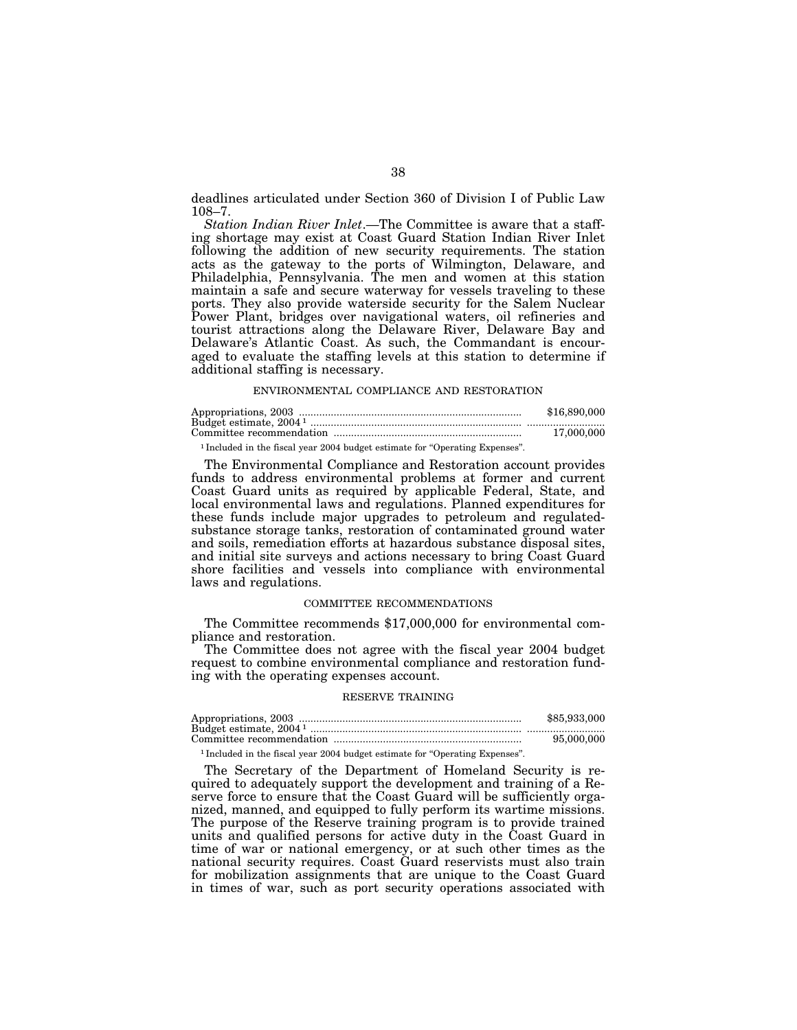deadlines articulated under Section 360 of Division I of Public Law 108–7.

*Station Indian River Inlet*.—The Committee is aware that a staffing shortage may exist at Coast Guard Station Indian River Inlet following the addition of new security requirements. The station acts as the gateway to the ports of Wilmington, Delaware, and Philadelphia, Pennsylvania. The men and women at this station maintain a safe and secure waterway for vessels traveling to these ports. They also provide waterside security for the Salem Nuclear Power Plant, bridges over navigational waters, oil refineries and tourist attractions along the Delaware River, Delaware Bay and Delaware's Atlantic Coast. As such, the Commandant is encouraged to evaluate the staffing levels at this station to determine if additional staffing is necessary.

ENVIRONMENTAL COMPLIANCE AND RESTORATION

| | |
|---|---|
| Appropriations, 2003 | $16,890,000 |
| Budget estimate, 2004[1] | |
| Committee recommendation | 17,000,000 |

[1] Included in the fiscal year 2004 budget estimate for "Operating Expenses".

The Environmental Compliance and Restoration account provides funds to address environmental problems at former and current Coast Guard units as required by applicable Federal, State, and local environmental laws and regulations. Planned expenditures for these funds include major upgrades to petroleum and regulated-substance storage tanks, restoration of contaminated ground water and soils, remediation efforts at hazardous substance disposal sites, and initial site surveys and actions necessary to bring Coast Guard shore facilities and vessels into compliance with environmental laws and regulations.

COMMITTEE RECOMMENDATIONS

The Committee recommends $17,000,000 for environmental compliance and restoration.

The Committee does not agree with the fiscal year 2004 budget request to combine environmental compliance and restoration funding with the operating expenses account.

RESERVE TRAINING

| | |
|---|---|
| Appropriations, 2003 | $85,933,000 |
| Budget estimate, 2004[1] | |
| Committee recommendation | 95,000,000 |

[1] Included in the fiscal year 2004 budget estimate for "Operating Expenses".

The Secretary of the Department of Homeland Security is required to adequately support the development and training of a Reserve force to ensure that the Coast Guard will be sufficiently organized, manned, and equipped to fully perform its wartime missions. The purpose of the Reserve training program is to provide trained units and qualified persons for active duty in the Coast Guard in time of war or national emergency, or at such other times as the national security requires. Coast Guard reservists must also train for mobilization assignments that are unique to the Coast Guard in times of war, such as port security operations associated with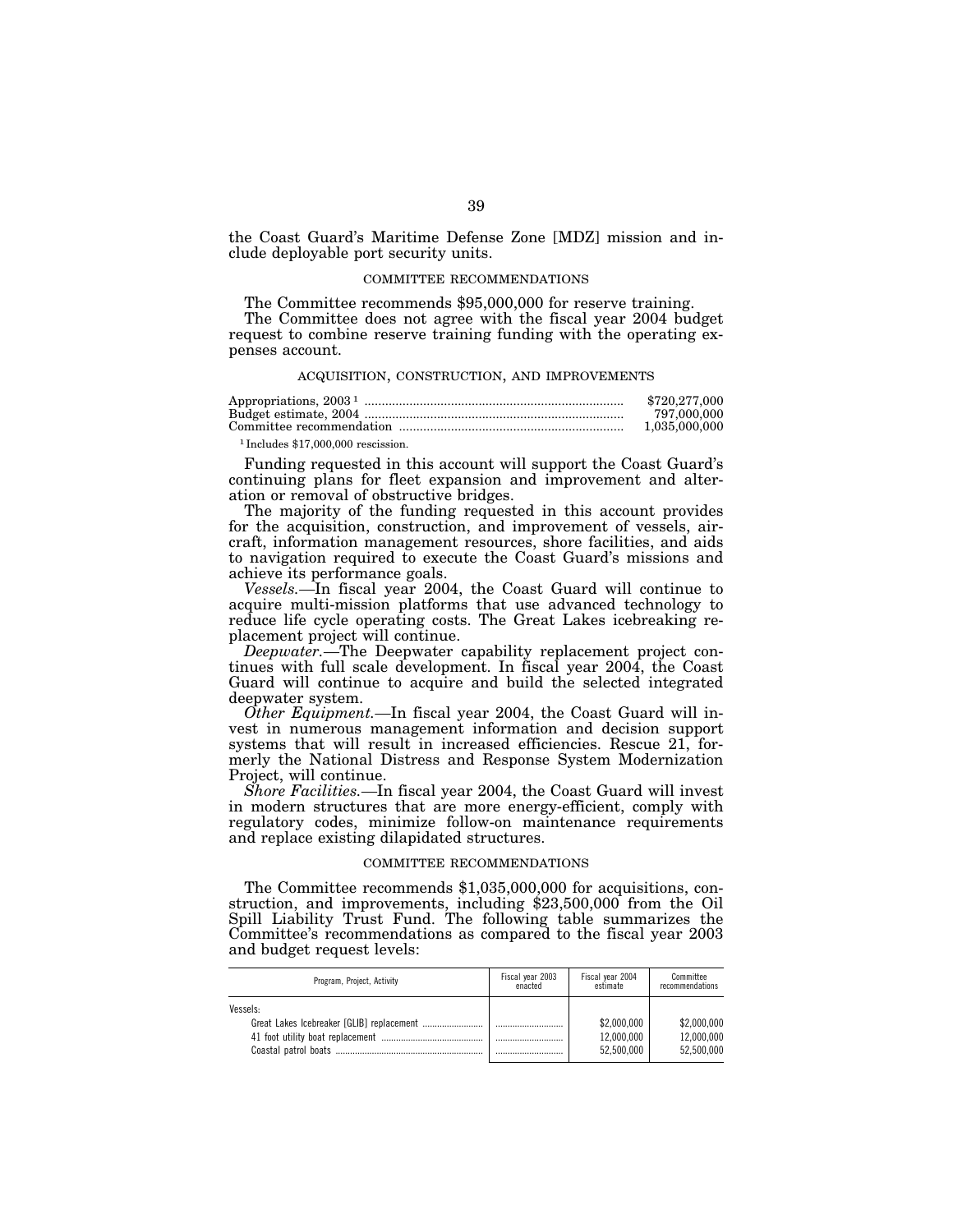the Coast Guard's Maritime Defense Zone [MDZ] mission and include deployable port security units.

### COMMITTEE RECOMMENDATIONS

The Committee recommends $95,000,000 for reserve training.

The Committee does not agree with the fiscal year 2004 budget request to combine reserve training funding with the operating expenses account.

## ACQUISITION, CONSTRUCTION, AND IMPROVEMENTS

| | |
|---|---|
| Appropriations, 2003 [1] | $720,277,000 |
| Budget estimate, 2004 | 797,000,000 |
| Committee recommendation | 1,035,000,000 |

[1] Includes $17,000,000 rescission.

Funding requested in this account will support the Coast Guard's continuing plans for fleet expansion and improvement and alteration or removal of obstructive bridges.

The majority of the funding requested in this account provides for the acquisition, construction, and improvement of vessels, aircraft, information management resources, shore facilities, and aids to navigation required to execute the Coast Guard's missions and achieve its performance goals.

*Vessels.*—In fiscal year 2004, the Coast Guard will continue to acquire multi-mission platforms that use advanced technology to reduce life cycle operating costs. The Great Lakes icebreaking replacement project will continue.

*Deepwater.*—The Deepwater capability replacement project continues with full scale development. In fiscal year 2004, the Coast Guard will continue to acquire and build the selected integrated deepwater system.

*Other Equipment.*—In fiscal year 2004, the Coast Guard will invest in numerous management information and decision support systems that will result in increased efficiencies. Rescue 21, formerly the National Distress and Response System Modernization Project, will continue.

*Shore Facilities.*—In fiscal year 2004, the Coast Guard will invest in modern structures that are more energy-efficient, comply with regulatory codes, minimize follow-on maintenance requirements and replace existing dilapidated structures.

### COMMITTEE RECOMMENDATIONS

The Committee recommends $1,035,000,000 for acquisitions, construction, and improvements, including $23,500,000 from the Oil Spill Liability Trust Fund. The following table summarizes the Committee's recommendations as compared to the fiscal year 2003 and budget request levels:

| Program, Project, Activity | Fiscal year 2003 enacted | Fiscal year 2004 estimate | Committee recommendations |
|---|---|---|---|
| Vessels: | | | |
| Great Lakes Icebreaker [GLIB] replacement | | $2,000,000 | $2,000,000 |
| 41 foot utility boat replacement | | 12,000,000 | 12,000,000 |
| Coastal patrol boats | | 52,500,000 | 52,500,000 |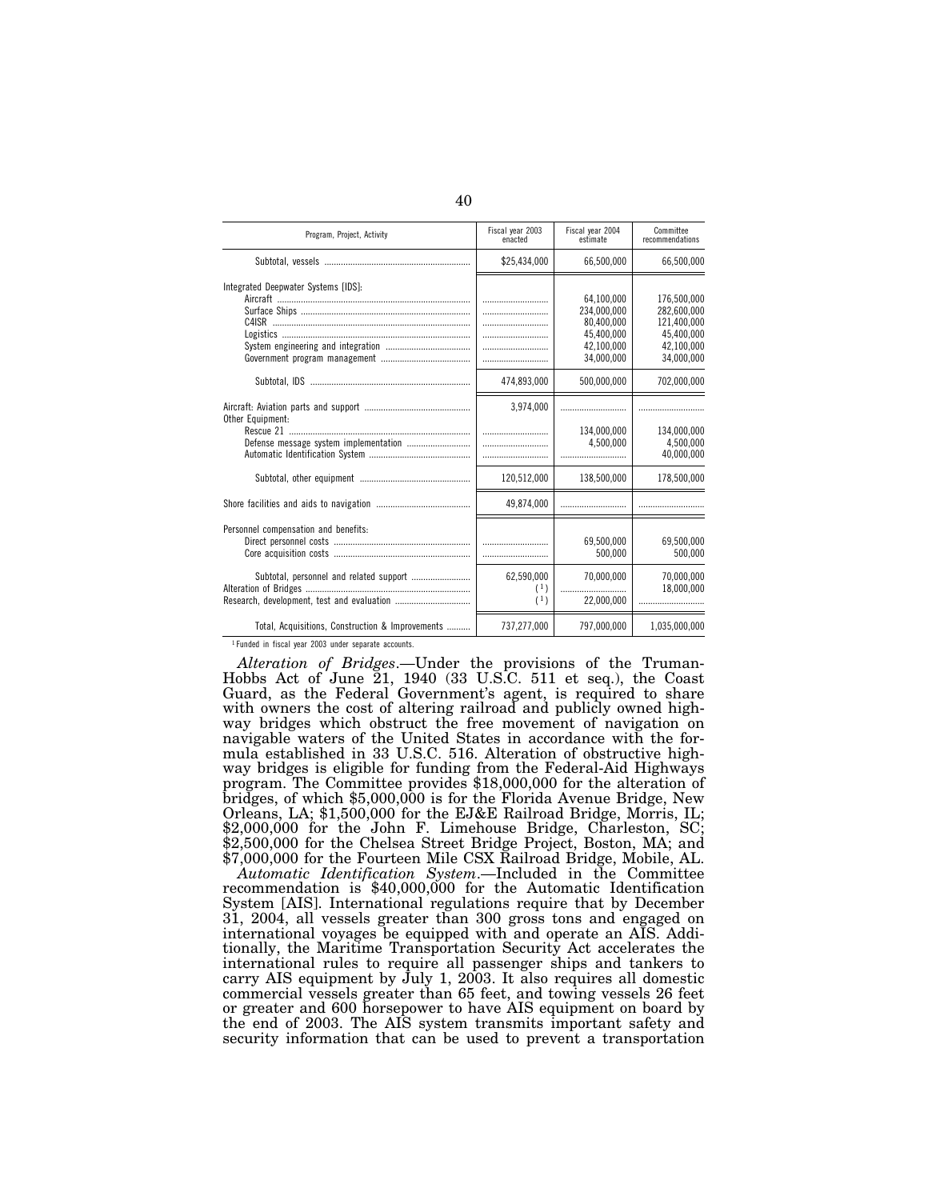| Program, Project, Activity | Fiscal year 2003 enacted | Fiscal year 2004 estimate | Committee recommendations |
| --- | --- | --- | --- |
| Subtotal, vessels | $25,434,000 | 66,500,000 | 66,500,000 |
| Integrated Deepwater Systems [IDS]: | | | |
| Aircraft | | 64,100,000 | 176,500,000 |
| Surface Ships | | 234,000,000 | 282,600,000 |
| C4ISR | | 80,400,000 | 121,400,000 |
| Logistics | | 45,400,000 | 45,400,000 |
| System engineering and integration | | 42,100,000 | 42,100,000 |
| Government program management | | 34,000,000 | 34,000,000 |
| Subtotal, IDS | 474,893,000 | 500,000,000 | 702,000,000 |
| Aircraft: Aviation parts and support | 3,974,000 | | |
| Other Equipment: | | | |
| Rescue 21 | | 134,000,000 | 134,000,000 |
| Defense message system implementation | | 4,500,000 | 4,500,000 |
| Automatic Identification System | | | 40,000,000 |
| Subtotal, other equipment | 120,512,000 | 138,500,000 | 178,500,000 |
| Shore facilities and aids to navigation | 49,874,000 | | |
| Personnel compensation and benefits: | | | |
| Direct personnel costs | | 69,500,000 | 69,500,000 |
| Core acquisition costs | | 500,000 | 500,000 |
| Subtotal, personnel and related support | 62,590,000 | 70,000,000 | 70,000,000 |
| Alteration of Bridges | ([1]) | | 18,000,000 |
| Research, development, test and evaluation | ([1]) | 22,000,000 | |
| Total, Acquisitions, Construction & Improvements | 737,277,000 | 797,000,000 | 1,035,000,000 |

[1] Funded in fiscal year 2003 under separate accounts.

*Alteration of Bridges*.—Under the provisions of the Truman-Hobbs Act of June 21, 1940 (33 U.S.C. 511 et seq.), the Coast Guard, as the Federal Government's agent, is required to share with owners the cost of altering railroad and publicly owned highway bridges which obstruct the free movement of navigation on navigable waters of the United States in accordance with the formula established in 33 U.S.C. 516. Alteration of obstructive highway bridges is eligible for funding from the Federal-Aid Highways program. The Committee provides $18,000,000 for the alteration of bridges, of which $5,000,000 is for the Florida Avenue Bridge, New Orleans, LA; $1,500,000 for the EJ&E Railroad Bridge, Morris, IL; $2,000,000 for the John F. Limehouse Bridge, Charleston, SC; $2,500,000 for the Chelsea Street Bridge Project, Boston, MA; and $7,000,000 for the Fourteen Mile CSX Railroad Bridge, Mobile, AL.

*Automatic Identification System*.—Included in the Committee recommendation is $40,000,000 for the Automatic Identification System [AIS]. International regulations require that by December 31, 2004, all vessels greater than 300 gross tons and engaged on international voyages be equipped with and operate an AIS. Additionally, the Maritime Transportation Security Act accelerates the international rules to require all passenger ships and tankers to carry AIS equipment by July 1, 2003. It also requires all domestic commercial vessels greater than 65 feet, and towing vessels 26 feet or greater and 600 horsepower to have AIS equipment on board by the end of 2003. The AIS system transmits important safety and security information that can be used to prevent a transportation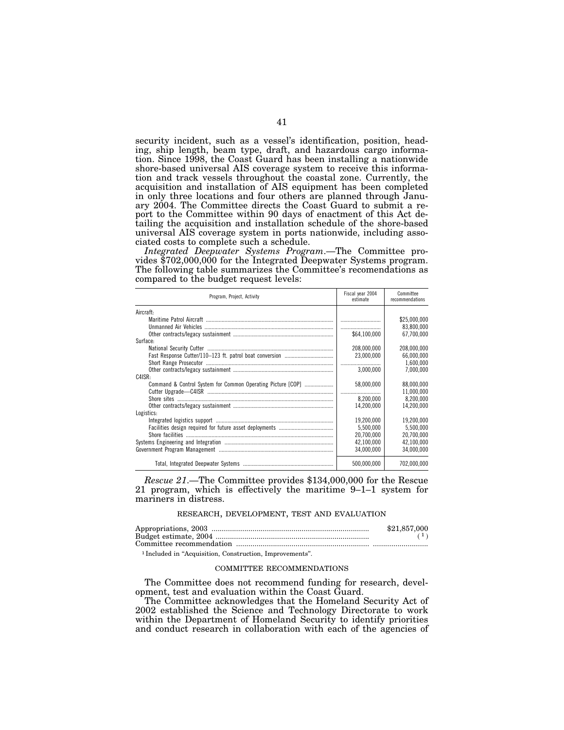security incident, such as a vessel's identification, position, heading, ship length, beam type, draft, and hazardous cargo information. Since 1998, the Coast Guard has been installing a nationwide shore-based universal AIS coverage system to receive this information and track vessels throughout the coastal zone. Currently, the acquisition and installation of AIS equipment has been completed in only three locations and four others are planned through January 2004. The Committee directs the Coast Guard to submit a report to the Committee within 90 days of enactment of this Act detailing the acquisition and installation schedule of the shore-based universal AIS coverage system in ports nationwide, including associated costs to complete such a schedule.

*Integrated Deepwater Systems Program*.—The Committee provides $702,000,000 for the Integrated Deepwater Systems program. The following table summarizes the Committee's recomendations as compared to the budget request levels:

| Program, Project, Activity | Fiscal year 2004 estimate | Committee recommendations |
|---|---|---|
| Aircraft: | | |
| Maritime Patrol Aircraft | .......................... | $25,000,000 |
| Unmanned Air Vehicles | .......................... | 83,800,000 |
| Other contracts/legacy sustainment | $64,100,000 | 67,700,000 |
| Surface: | | |
| National Security Cutter | 208,000,000 | 208,000,000 |
| Fast Response Cutter/110–123 ft. patrol boat conversion | 23,000,000 | 66,000,000 |
| Short Range Prosecutor | .......................... | 1,600,000 |
| Other contracts/legacy sustainment | 3,000,000 | 7,000,000 |
| C4ISR: | | |
| Command & Control System for Common Operating Picture [COP] | 58,000,000 | 88,000,000 |
| Cutter Upgrade—C4ISR | .......................... | 11,000,000 |
| Shore sites | 8,200,000 | 8,200,000 |
| Other contracts/legacy sustainment | 14,200,000 | 14,200,000 |
| Logistics: | | |
| Integrated logistics support | 19,200,000 | 19,200,000 |
| Facilities design required for future asset deployments | 5,500,000 | 5,500,000 |
| Shore facilities | 20,700,000 | 20,700,000 |
| Systems Engineering and Integration | 42,100,000 | 42,100,000 |
| Government Program Management | 34,000,000 | 34,000,000 |
| Total, Integrated Deepwater Systems | 500,000,000 | 702,000,000 |

*Rescue 21*.—The Committee provides $134,000,000 for the Rescue 21 program, which is effectively the maritime 9–1–1 system for mariners in distress.

## RESEARCH, DEVELOPMENT, TEST AND EVALUATION

| | |
|---|---|
| Appropriations, 2003 | $21,857,000 |
| Budget estimate, 2004 | ([1]) |
| Committee recommendation | .......................... |

[1] Included in "Acquisition, Construction, Improvements".

### COMMITTEE RECOMMENDATIONS

The Committee does not recommend funding for research, development, test and evaluation within the Coast Guard.

The Committee acknowledges that the Homeland Security Act of 2002 established the Science and Technology Directorate to work within the Department of Homeland Security to identify priorities and conduct research in collaboration with each of the agencies of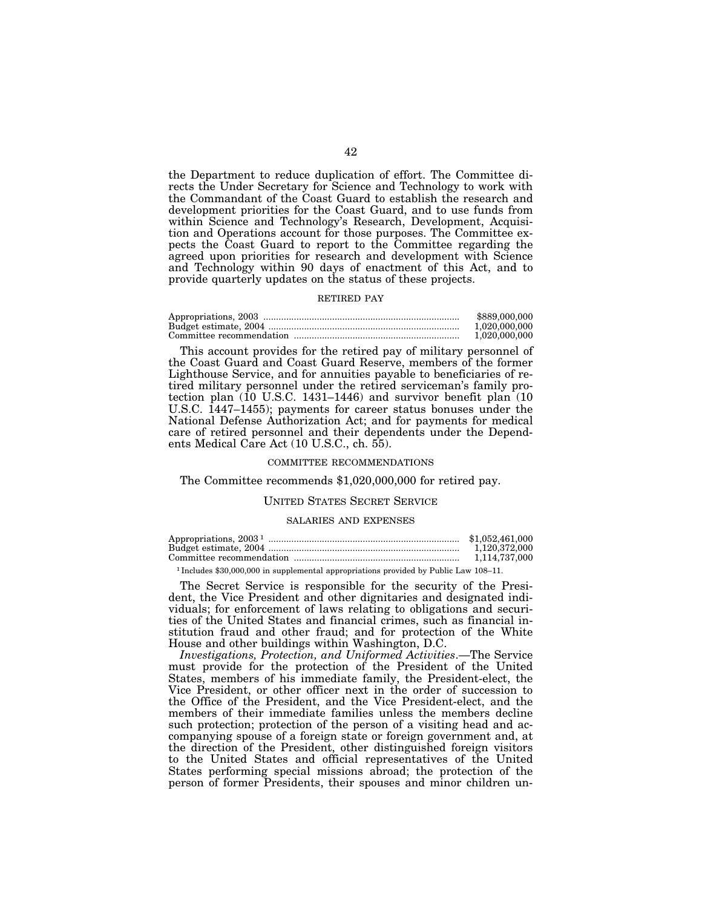the Department to reduce duplication of effort. The Committee directs the Under Secretary for Science and Technology to work with the Commandant of the Coast Guard to establish the research and development priorities for the Coast Guard, and to use funds from within Science and Technology's Research, Development, Acquisition and Operations account for those purposes. The Committee expects the Coast Guard to report to the Committee regarding the agreed upon priorities for research and development with Science and Technology within 90 days of enactment of this Act, and to provide quarterly updates on the status of these projects.

### RETIRED PAY

| | |
|---|---|
| Appropriations, 2003 | $889,000,000 |
| Budget estimate, 2004 | 1,020,000,000 |
| Committee recommendation | 1,020,000,000 |

This account provides for the retired pay of military personnel of the Coast Guard and Coast Guard Reserve, members of the former Lighthouse Service, and for annuities payable to beneficiaries of retired military personnel under the retired serviceman's family protection plan (10 U.S.C. 1431–1446) and survivor benefit plan (10 U.S.C. 1447–1455); payments for career status bonuses under the National Defense Authorization Act; and for payments for medical care of retired personnel and their dependents under the Dependents Medical Care Act (10 U.S.C., ch. 55).

### COMMITTEE RECOMMENDATIONS

The Committee recommends $1,020,000,000 for retired pay.

## UNITED STATES SECRET SERVICE

### SALARIES AND EXPENSES

| | |
|---|---|
| Appropriations, 2003 [1] | $1,052,461,000 |
| Budget estimate, 2004 | 1,120,372,000 |
| Committee recommendation | 1,114,737,000 |

[1] Includes $30,000,000 in supplemental appropriations provided by Public Law 108–11.

The Secret Service is responsible for the security of the President, the Vice President and other dignitaries and designated individuals; for enforcement of laws relating to obligations and securities of the United States and financial crimes, such as financial institution fraud and other fraud; and for protection of the White House and other buildings within Washington, D.C.

*Investigations, Protection, and Uniformed Activities*.—The Service must provide for the protection of the President of the United States, members of his immediate family, the President-elect, the Vice President, or other officer next in the order of succession to the Office of the President, and the Vice President-elect, and the members of their immediate families unless the members decline such protection; protection of the person of a visiting head and accompanying spouse of a foreign state or foreign government and, at the direction of the President, other distinguished foreign visitors to the United States and official representatives of the United States performing special missions abroad; the protection of the person of former Presidents, their spouses and minor children un-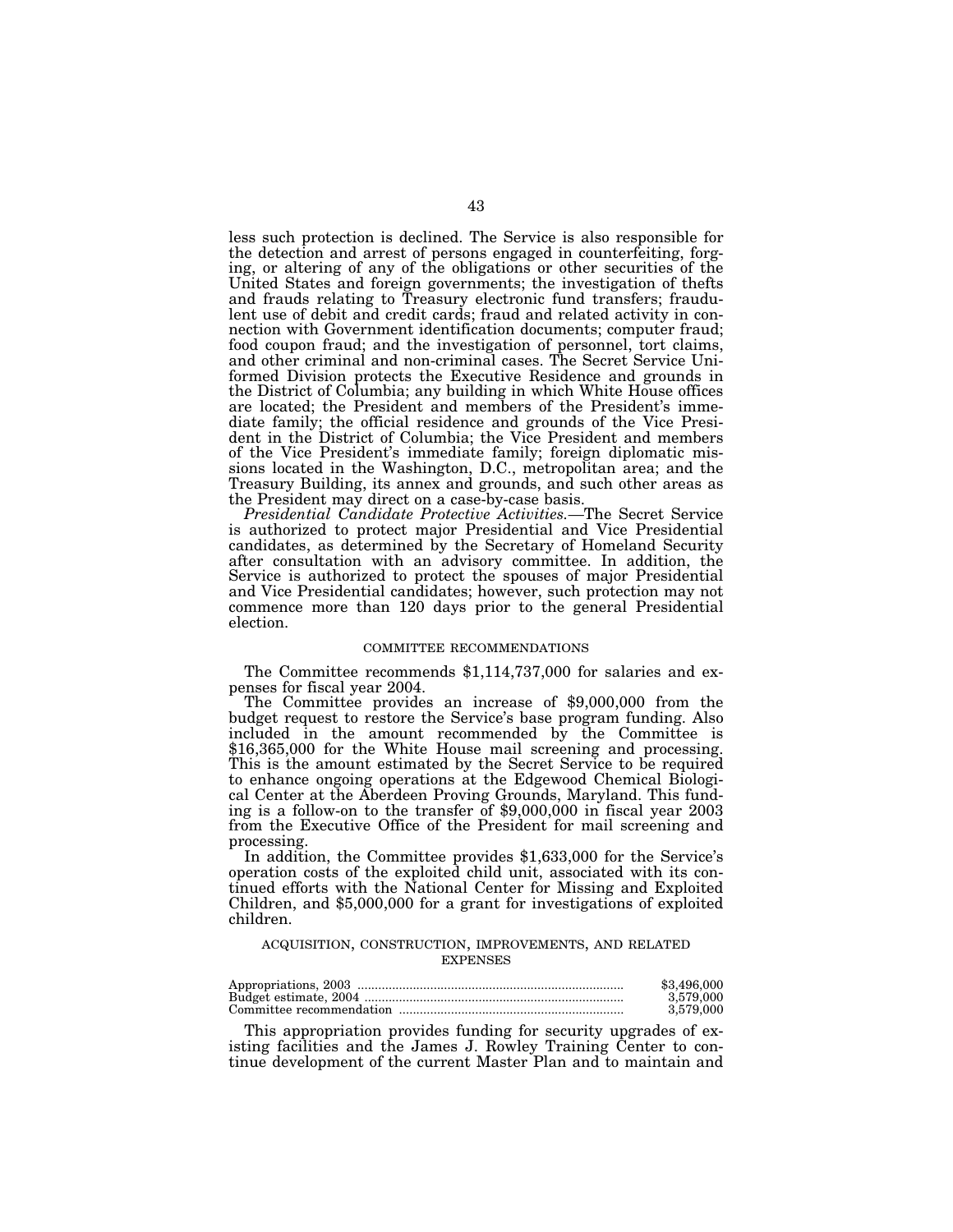less such protection is declined. The Service is also responsible for the detection and arrest of persons engaged in counterfeiting, forging, or altering of any of the obligations or other securities of the United States and foreign governments; the investigation of thefts and frauds relating to Treasury electronic fund transfers; fraudulent use of debit and credit cards; fraud and related activity in connection with Government identification documents; computer fraud; food coupon fraud; and the investigation of personnel, tort claims, and other criminal and non-criminal cases. The Secret Service Uniformed Division protects the Executive Residence and grounds in the District of Columbia; any building in which White House offices are located; the President and members of the President's immediate family; the official residence and grounds of the Vice President in the District of Columbia; the Vice President and members of the Vice President's immediate family; foreign diplomatic missions located in the Washington, D.C., metropolitan area; and the Treasury Building, its annex and grounds, and such other areas as the President may direct on a case-by-case basis.

*Presidential Candidate Protective Activities.*—The Secret Service is authorized to protect major Presidential and Vice Presidential candidates, as determined by the Secretary of Homeland Security after consultation with an advisory committee. In addition, the Service is authorized to protect the spouses of major Presidential and Vice Presidential candidates; however, such protection may not commence more than 120 days prior to the general Presidential election.

COMMITTEE RECOMMENDATIONS

The Committee recommends $1,114,737,000 for salaries and expenses for fiscal year 2004.

The Committee provides an increase of $9,000,000 from the budget request to restore the Service's base program funding. Also included in the amount recommended by the Committee is $16,365,000 for the White House mail screening and processing. This is the amount estimated by the Secret Service to be required to enhance ongoing operations at the Edgewood Chemical Biological Center at the Aberdeen Proving Grounds, Maryland. This funding is a follow-on to the transfer of $9,000,000 in fiscal year 2003 from the Executive Office of the President for mail screening and processing.

In addition, the Committee provides $1,633,000 for the Service's operation costs of the exploited child unit, associated with its continued efforts with the National Center for Missing and Exploited Children, and $5,000,000 for a grant for investigations of exploited children.

ACQUISITION, CONSTRUCTION, IMPROVEMENTS, AND RELATED EXPENSES

| | |
|---|---|
| Appropriations, 2003 | $3,496,000 |
| Budget estimate, 2004 | 3,579,000 |
| Committee recommendation | 3,579,000 |

This appropriation provides funding for security upgrades of existing facilities and the James J. Rowley Training Center to continue development of the current Master Plan and to maintain and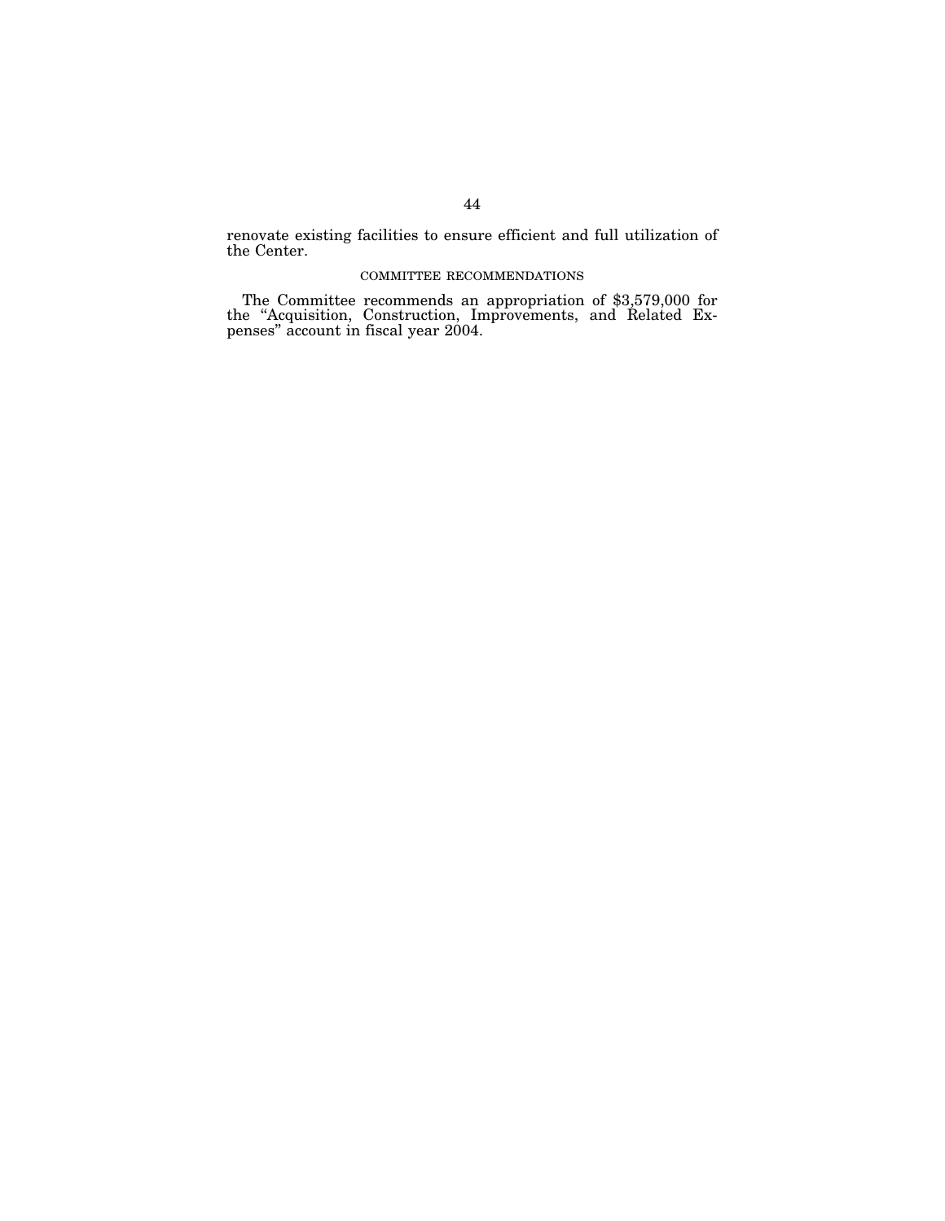renovate existing facilities to ensure efficient and full utilization of the Center.

### COMMITTEE RECOMMENDATIONS

The Committee recommends an appropriation of $3,579,000 for the "Acquisition, Construction, Improvements, and Related Expenses" account in fiscal year 2004.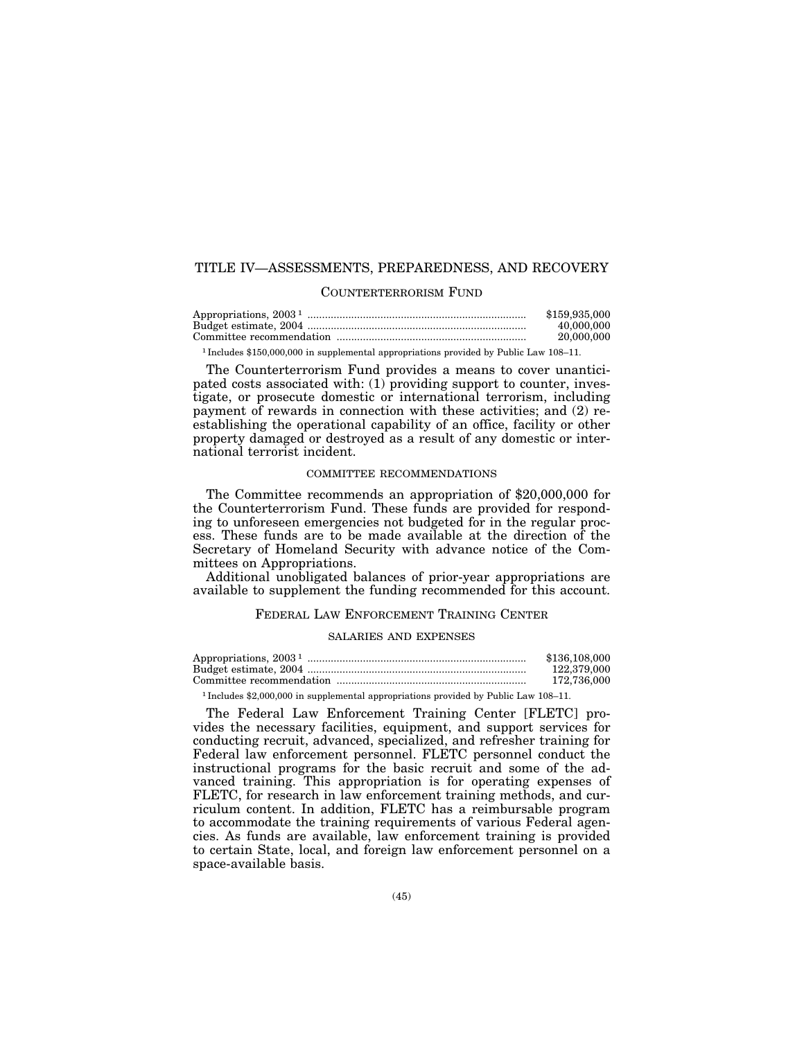# TITLE IV—ASSESSMENTS, PREPAREDNESS, AND RECOVERY

## COUNTERTERRORISM FUND

| | |
|---|---|
| Appropriations, 2003 [1] | $159,935,000 |
| Budget estimate, 2004 | 40,000,000 |
| Committee recommendation | 20,000,000 |

[1] Includes $150,000,000 in supplemental appropriations provided by Public Law 108–11.

The Counterterrorism Fund provides a means to cover unanticipated costs associated with: (1) providing support to counter, investigate, or prosecute domestic or international terrorism, including payment of rewards in connection with these activities; and (2) reestablishing the operational capability of an office, facility or other property damaged or destroyed as a result of any domestic or international terrorist incident.

### COMMITTEE RECOMMENDATIONS

The Committee recommends an appropriation of $20,000,000 for the Counterterrorism Fund. These funds are provided for responding to unforeseen emergencies not budgeted for in the regular process. These funds are to be made available at the direction of the Secretary of Homeland Security with advance notice of the Committees on Appropriations.

Additional unobligated balances of prior-year appropriations are available to supplement the funding recommended for this account.

## FEDERAL LAW ENFORCEMENT TRAINING CENTER

### SALARIES AND EXPENSES

| | |
|---|---|
| Appropriations, 2003 [1] | $136,108,000 |
| Budget estimate, 2004 | 122,379,000 |
| Committee recommendation | 172,736,000 |

[1] Includes $2,000,000 in supplemental appropriations provided by Public Law 108–11.

The Federal Law Enforcement Training Center [FLETC] provides the necessary facilities, equipment, and support services for conducting recruit, advanced, specialized, and refresher training for Federal law enforcement personnel. FLETC personnel conduct the instructional programs for the basic recruit and some of the advanced training. This appropriation is for operating expenses of FLETC, for research in law enforcement training methods, and curriculum content. In addition, FLETC has a reimbursable program to accommodate the training requirements of various Federal agencies. As funds are available, law enforcement training is provided to certain State, local, and foreign law enforcement personnel on a space-available basis.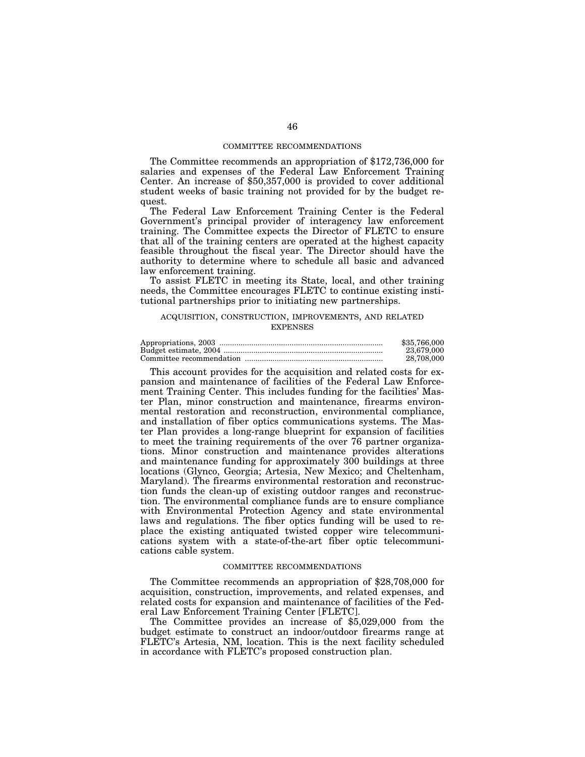### COMMITTEE RECOMMENDATIONS

The Committee recommends an appropriation of $172,736,000 for salaries and expenses of the Federal Law Enforcement Training Center. An increase of $50,357,000 is provided to cover additional student weeks of basic training not provided for by the budget request.

The Federal Law Enforcement Training Center is the Federal Government's principal provider of interagency law enforcement training. The Committee expects the Director of FLETC to ensure that all of the training centers are operated at the highest capacity feasible throughout the fiscal year. The Director should have the authority to determine where to schedule all basic and advanced law enforcement training.

To assist FLETC in meeting its State, local, and other training needs, the Committee encourages FLETC to continue existing institutional partnerships prior to initiating new partnerships.

## ACQUISITION, CONSTRUCTION, IMPROVEMENTS, AND RELATED EXPENSES

| | |
|---|---|
| Appropriations, 2003 | $35,766,000 |
| Budget estimate, 2004 | 23,679,000 |
| Committee recommendation | 28,708,000 |

This account provides for the acquisition and related costs for expansion and maintenance of facilities of the Federal Law Enforcement Training Center. This includes funding for the facilities' Master Plan, minor construction and maintenance, firearms environmental restoration and reconstruction, environmental compliance, and installation of fiber optics communications systems. The Master Plan provides a long-range blueprint for expansion of facilities to meet the training requirements of the over 76 partner organizations. Minor construction and maintenance provides alterations and maintenance funding for approximately 300 buildings at three locations (Glynco, Georgia; Artesia, New Mexico; and Cheltenham, Maryland). The firearms environmental restoration and reconstruction funds the clean-up of existing outdoor ranges and reconstruction. The environmental compliance funds are to ensure compliance with Environmental Protection Agency and state environmental laws and regulations. The fiber optics funding will be used to replace the existing antiquated twisted copper wire telecommunications system with a state-of-the-art fiber optic telecommunications cable system.

### COMMITTEE RECOMMENDATIONS

The Committee recommends an appropriation of $28,708,000 for acquisition, construction, improvements, and related expenses, and related costs for expansion and maintenance of facilities of the Federal Law Enforcement Training Center [FLETC].

The Committee provides an increase of $5,029,000 from the budget estimate to construct an indoor/outdoor firearms range at FLETC's Artesia, NM, location. This is the next facility scheduled in accordance with FLETC's proposed construction plan.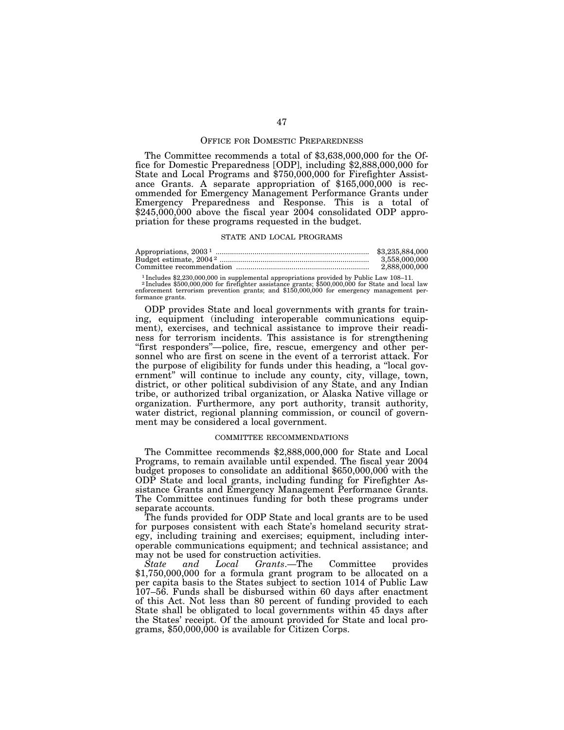## OFFICE FOR DOMESTIC PREPAREDNESS

The Committee recommends a total of $3,638,000,000 for the Office for Domestic Preparedness [ODP], including $2,888,000,000 for State and Local Programs and $750,000,000 for Firefighter Assistance Grants. A separate appropriation of $165,000,000 is recommended for Emergency Management Performance Grants under Emergency Preparedness and Response. This is a total of $245,000,000 above the fiscal year 2004 consolidated ODP appropriation for these programs requested in the budget.

### STATE AND LOCAL PROGRAMS

| | |
|---|---|
| Appropriations, 2003 [1] | $3,235,884,000 |
| Budget estimate, 2004 [2] | 3,558,000,000 |
| Committee recommendation | 2,888,000,000 |

[1] Includes $2,230,000,000 in supplemental appropriations provided by Public Law 108–11.
[2] Includes $500,000,000 for firefighter assistance grants; $500,000,000 for State and local law enforcement terrorism prevention grants; and $150,000,000 for emergency management performance grants.

ODP provides State and local governments with grants for training, equipment (including interoperable communications equipment), exercises, and technical assistance to improve their readiness for terrorism incidents. This assistance is for strengthening "first responders"—police, fire, rescue, emergency and other personnel who are first on scene in the event of a terrorist attack. For the purpose of eligibility for funds under this heading, a "local government" will continue to include any county, city, village, town, district, or other political subdivision of any State, and any Indian tribe, or authorized tribal organization, or Alaska Native village or organization. Furthermore, any port authority, transit authority, water district, regional planning commission, or council of government may be considered a local government.

### COMMITTEE RECOMMENDATIONS

The Committee recommends $2,888,000,000 for State and Local Programs, to remain available until expended. The fiscal year 2004 budget proposes to consolidate an additional $650,000,000 with the ODP State and local grants, including funding for Firefighter Assistance Grants and Emergency Management Performance Grants. The Committee continues funding for both these programs under separate accounts.

The funds provided for ODP State and local grants are to be used for purposes consistent with each State's homeland security strategy, including training and exercises; equipment, including interoperable communications equipment; and technical assistance; and may not be used for construction activities.

*State and Local Grants*.—The Committee provides $1,750,000,000 for a formula grant program to be allocated on a per capita basis to the States subject to section 1014 of Public Law 107–56. Funds shall be disbursed within 60 days after enactment of this Act. Not less than 80 percent of funding provided to each State shall be obligated to local governments within 45 days after the States' receipt. Of the amount provided for State and local programs, $50,000,000 is available for Citizen Corps.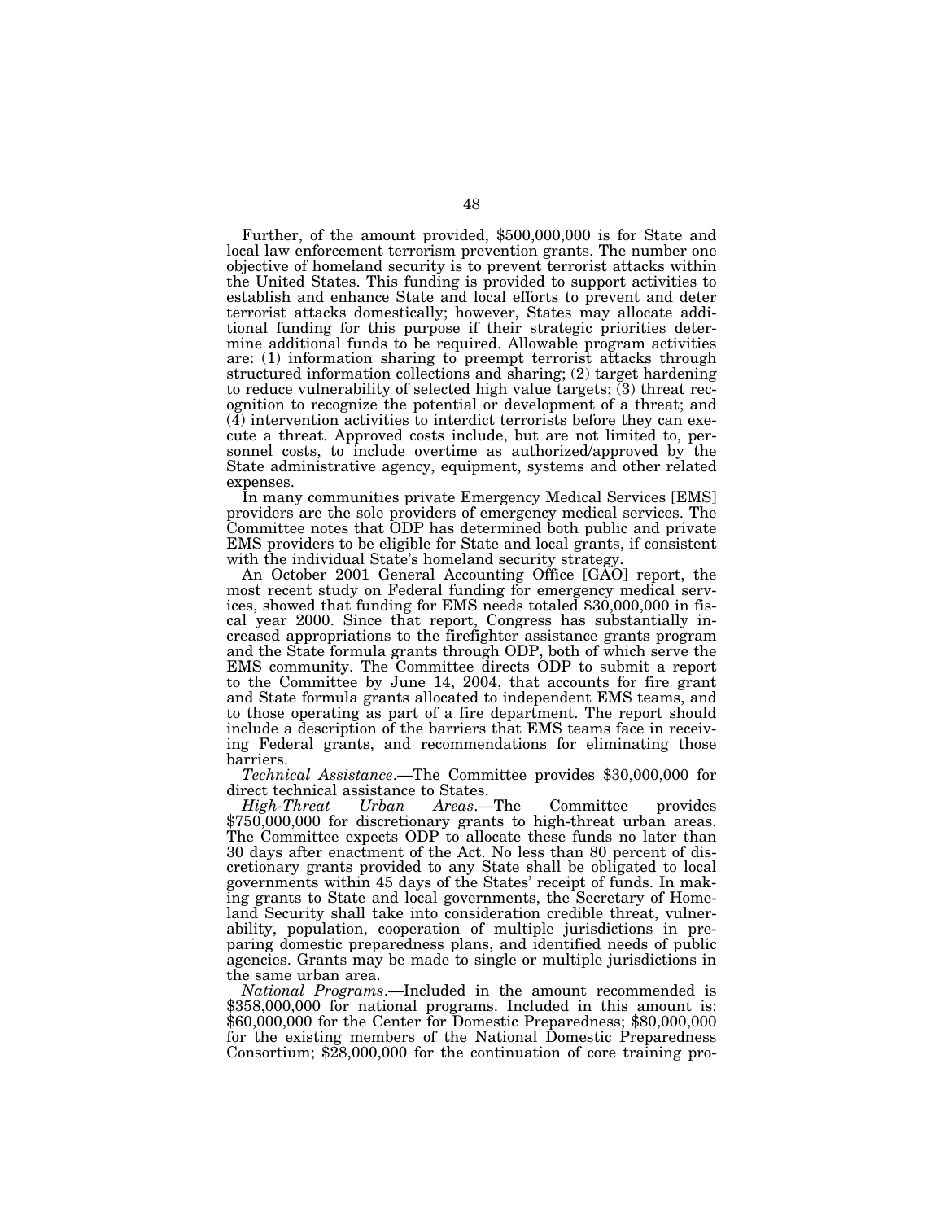Further, of the amount provided, $500,000,000 is for State and local law enforcement terrorism prevention grants. The number one objective of homeland security is to prevent terrorist attacks within the United States. This funding is provided to support activities to establish and enhance State and local efforts to prevent and deter terrorist attacks domestically; however, States may allocate additional funding for this purpose if their strategic priorities determine additional funds to be required. Allowable program activities are: (1) information sharing to preempt terrorist attacks through structured information collections and sharing; (2) target hardening to reduce vulnerability of selected high value targets; (3) threat recognition to recognize the potential or development of a threat; and (4) intervention activities to interdict terrorists before they can execute a threat. Approved costs include, but are not limited to, personnel costs, to include overtime as authorized/approved by the State administrative agency, equipment, systems and other related expenses.

In many communities private Emergency Medical Services [EMS] providers are the sole providers of emergency medical services. The Committee notes that ODP has determined both public and private EMS providers to be eligible for State and local grants, if consistent with the individual State's homeland security strategy.

An October 2001 General Accounting Office [GAO] report, the most recent study on Federal funding for emergency medical services, showed that funding for EMS needs totaled $30,000,000 in fiscal year 2000. Since that report, Congress has substantially increased appropriations to the firefighter assistance grants program and the State formula grants through ODP, both of which serve the EMS community. The Committee directs ODP to submit a report to the Committee by June 14, 2004, that accounts for fire grant and State formula grants allocated to independent EMS teams, and to those operating as part of a fire department. The report should include a description of the barriers that EMS teams face in receiving Federal grants, and recommendations for eliminating those barriers.

*Technical Assistance*.—The Committee provides $30,000,000 for direct technical assistance to States.

*High-Threat Urban Areas*.—The Committee provides $750,000,000 for discretionary grants to high-threat urban areas. The Committee expects ODP to allocate these funds no later than 30 days after enactment of the Act. No less than 80 percent of discretionary grants provided to any State shall be obligated to local governments within 45 days of the States' receipt of funds. In making grants to State and local governments, the Secretary of Homeland Security shall take into consideration credible threat, vulnerability, population, cooperation of multiple jurisdictions in preparing domestic preparedness plans, and identified needs of public agencies. Grants may be made to single or multiple jurisdictions in the same urban area.

*National Programs*.—Included in the amount recommended is $358,000,000 for national programs. Included in this amount is: $60,000,000 for the Center for Domestic Preparedness; $80,000,000 for the existing members of the National Domestic Preparedness Consortium; $28,000,000 for the continuation of core training pro-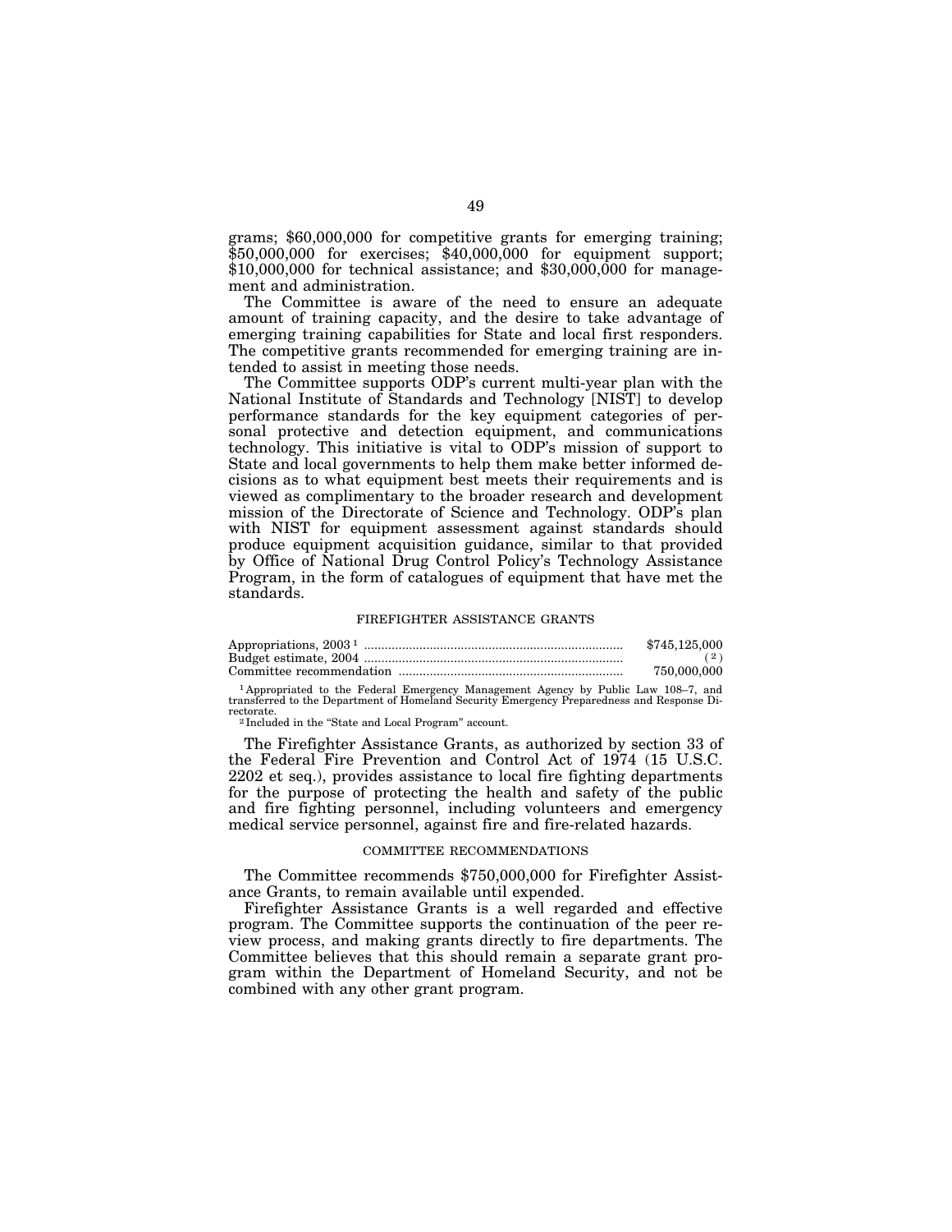grams; $60,000,000 for competitive grants for emerging training; $50,000,000 for exercises; $40,000,000 for equipment support; $10,000,000 for technical assistance; and $30,000,000 for management and administration.

The Committee is aware of the need to ensure an adequate amount of training capacity, and the desire to take advantage of emerging training capabilities for State and local first responders. The competitive grants recommended for emerging training are intended to assist in meeting those needs.

The Committee supports ODP's current multi-year plan with the National Institute of Standards and Technology [NIST] to develop performance standards for the key equipment categories of personal protective and detection equipment, and communications technology. This initiative is vital to ODP's mission of support to State and local governments to help them make better informed decisions as to what equipment best meets their requirements and is viewed as complimentary to the broader research and development mission of the Directorate of Science and Technology. ODP's plan with NIST for equipment assessment against standards should produce equipment acquisition guidance, similar to that provided by Office of National Drug Control Policy's Technology Assistance Program, in the form of catalogues of equipment that have met the standards.

## FIREFIGHTER ASSISTANCE GRANTS

| | |
|---|---|
| Appropriations, 2003 [1] | $745,125,000 |
| Budget estimate, 2004 | ([2]) |
| Committee recommendation | 750,000,000 |

[1] Appropriated to the Federal Emergency Management Agency by Public Law 108–7, and transferred to the Department of Homeland Security Emergency Preparedness and Response Directorate.

[2] Included in the "State and Local Program" account.

The Firefighter Assistance Grants, as authorized by section 33 of the Federal Fire Prevention and Control Act of 1974 (15 U.S.C. 2202 et seq.), provides assistance to local fire fighting departments for the purpose of protecting the health and safety of the public and fire fighting personnel, including volunteers and emergency medical service personnel, against fire and fire-related hazards.

### COMMITTEE RECOMMENDATIONS

The Committee recommends $750,000,000 for Firefighter Assistance Grants, to remain available until expended.

Firefighter Assistance Grants is a well regarded and effective program. The Committee supports the continuation of the peer review process, and making grants directly to fire departments. The Committee believes that this should remain a separate grant program within the Department of Homeland Security, and not be combined with any other grant program.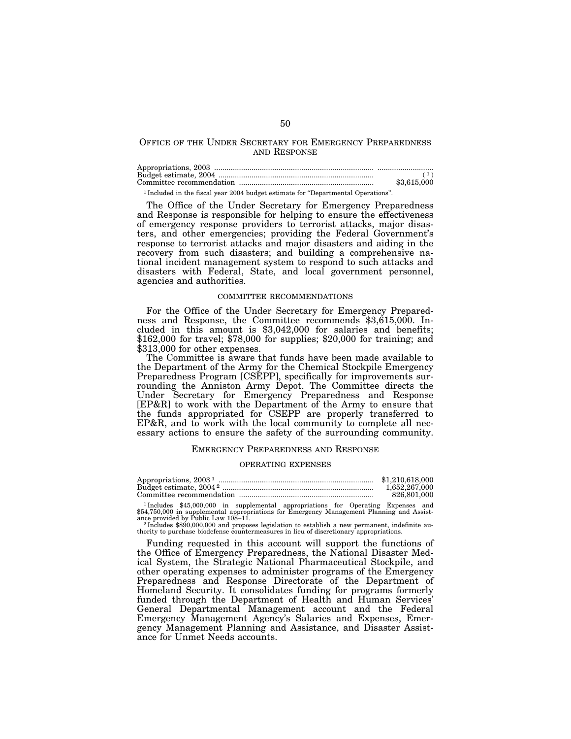## OFFICE OF THE UNDER SECRETARY FOR EMERGENCY PREPAREDNESS AND RESPONSE

| | |
|---|---|
| Appropriations, 2003 | .......................... |
| Budget estimate, 2004 | ([1]) |
| Committee recommendation | $3,615,000 |

[1] Included in the fiscal year 2004 budget estimate for "Departmental Operations".

The Office of the Under Secretary for Emergency Preparedness and Response is responsible for helping to ensure the effectiveness of emergency response providers to terrorist attacks, major disasters, and other emergencies; providing the Federal Government's response to terrorist attacks and major disasters and aiding in the recovery from such disasters; and building a comprehensive national incident management system to respond to such attacks and disasters with Federal, State, and local government personnel, agencies and authorities.

### COMMITTEE RECOMMENDATIONS

For the Office of the Under Secretary for Emergency Preparedness and Response, the Committee recommends $3,615,000. Included in this amount is $3,042,000 for salaries and benefits; $162,000 for travel; $78,000 for supplies; $20,000 for training; and $313,000 for other expenses.

The Committee is aware that funds have been made available to the Department of the Army for the Chemical Stockpile Emergency Preparedness Program [CSEPP], specifically for improvements surrounding the Anniston Army Depot. The Committee directs the Under Secretary for Emergency Preparedness and Response [EP&R] to work with the Department of the Army to ensure that the funds appropriated for CSEPP are properly transferred to EP&R, and to work with the local community to complete all necessary actions to ensure the safety of the surrounding community.

## EMERGENCY PREPAREDNESS AND RESPONSE

### OPERATING EXPENSES

| | |
|---|---|
| Appropriations, 2003 [1] | $1,210,618,000 |
| Budget estimate, 2004 [2] | 1,652,267,000 |
| Committee recommendation | 826,801,000 |

[1] Includes $45,000,000 in supplemental appropriations for Operating Expenses and $54,750,000 in supplemental appropriations for Emergency Management Planning and Assistance provided by Public Law 108–11.

[2] Includes $890,000,000 and proposes legislation to establish a new permanent, indefinite authority to purchase biodefense countermeasures in lieu of discretionary appropriations.

Funding requested in this account will support the functions of the Office of Emergency Preparedness, the National Disaster Medical System, the Strategic National Pharmaceutical Stockpile, and other operating expenses to administer programs of the Emergency Preparedness and Response Directorate of the Department of Homeland Security. It consolidates funding for programs formerly funded through the Department of Health and Human Services' General Departmental Management account and the Federal Emergency Management Agency's Salaries and Expenses, Emergency Management Planning and Assistance, and Disaster Assistance for Unmet Needs accounts.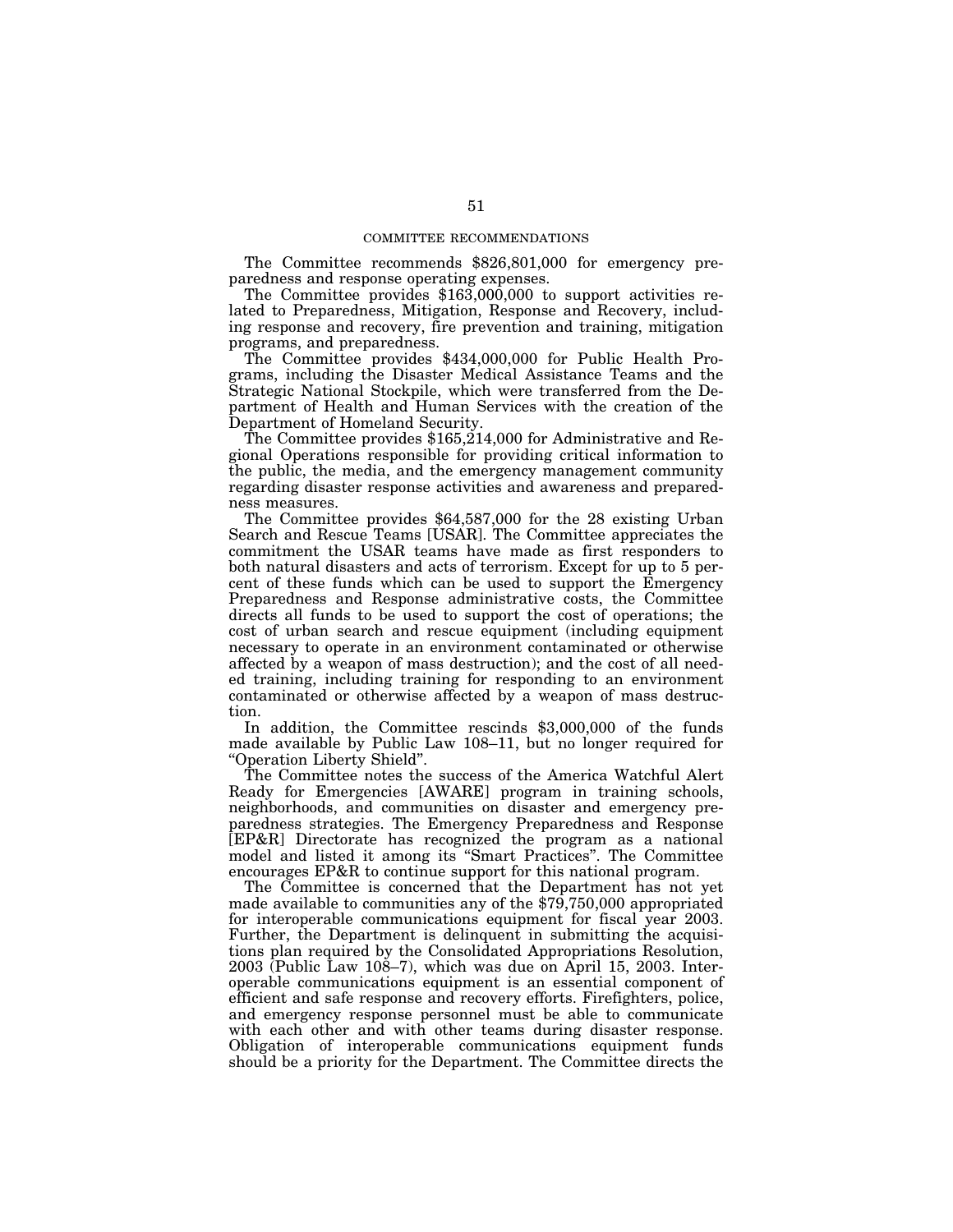## COMMITTEE RECOMMENDATIONS

The Committee recommends $826,801,000 for emergency preparedness and response operating expenses.

The Committee provides $163,000,000 to support activities related to Preparedness, Mitigation, Response and Recovery, including response and recovery, fire prevention and training, mitigation programs, and preparedness.

The Committee provides $434,000,000 for Public Health Programs, including the Disaster Medical Assistance Teams and the Strategic National Stockpile, which were transferred from the Department of Health and Human Services with the creation of the Department of Homeland Security.

The Committee provides $165,214,000 for Administrative and Regional Operations responsible for providing critical information to the public, the media, and the emergency management community regarding disaster response activities and awareness and preparedness measures.

The Committee provides $64,587,000 for the 28 existing Urban Search and Rescue Teams [USAR]. The Committee appreciates the commitment the USAR teams have made as first responders to both natural disasters and acts of terrorism. Except for up to 5 percent of these funds which can be used to support the Emergency Preparedness and Response administrative costs, the Committee directs all funds to be used to support the cost of operations; the cost of urban search and rescue equipment (including equipment necessary to operate in an environment contaminated or otherwise affected by a weapon of mass destruction); and the cost of all needed training, including training for responding to an environment contaminated or otherwise affected by a weapon of mass destruction.

In addition, the Committee rescinds $3,000,000 of the funds made available by Public Law 108–11, but no longer required for "Operation Liberty Shield".

The Committee notes the success of the America Watchful Alert Ready for Emergencies [AWARE] program in training schools, neighborhoods, and communities on disaster and emergency preparedness strategies. The Emergency Preparedness and Response [EP&R] Directorate has recognized the program as a national model and listed it among its "Smart Practices". The Committee encourages EP&R to continue support for this national program.

The Committee is concerned that the Department has not yet made available to communities any of the $79,750,000 appropriated for interoperable communications equipment for fiscal year 2003. Further, the Department is delinquent in submitting the acquisitions plan required by the Consolidated Appropriations Resolution, 2003 (Public Law 108–7), which was due on April 15, 2003. Interoperable communications equipment is an essential component of efficient and safe response and recovery efforts. Firefighters, police, and emergency response personnel must be able to communicate with each other and with other teams during disaster response. Obligation of interoperable communications equipment funds should be a priority for the Department. The Committee directs the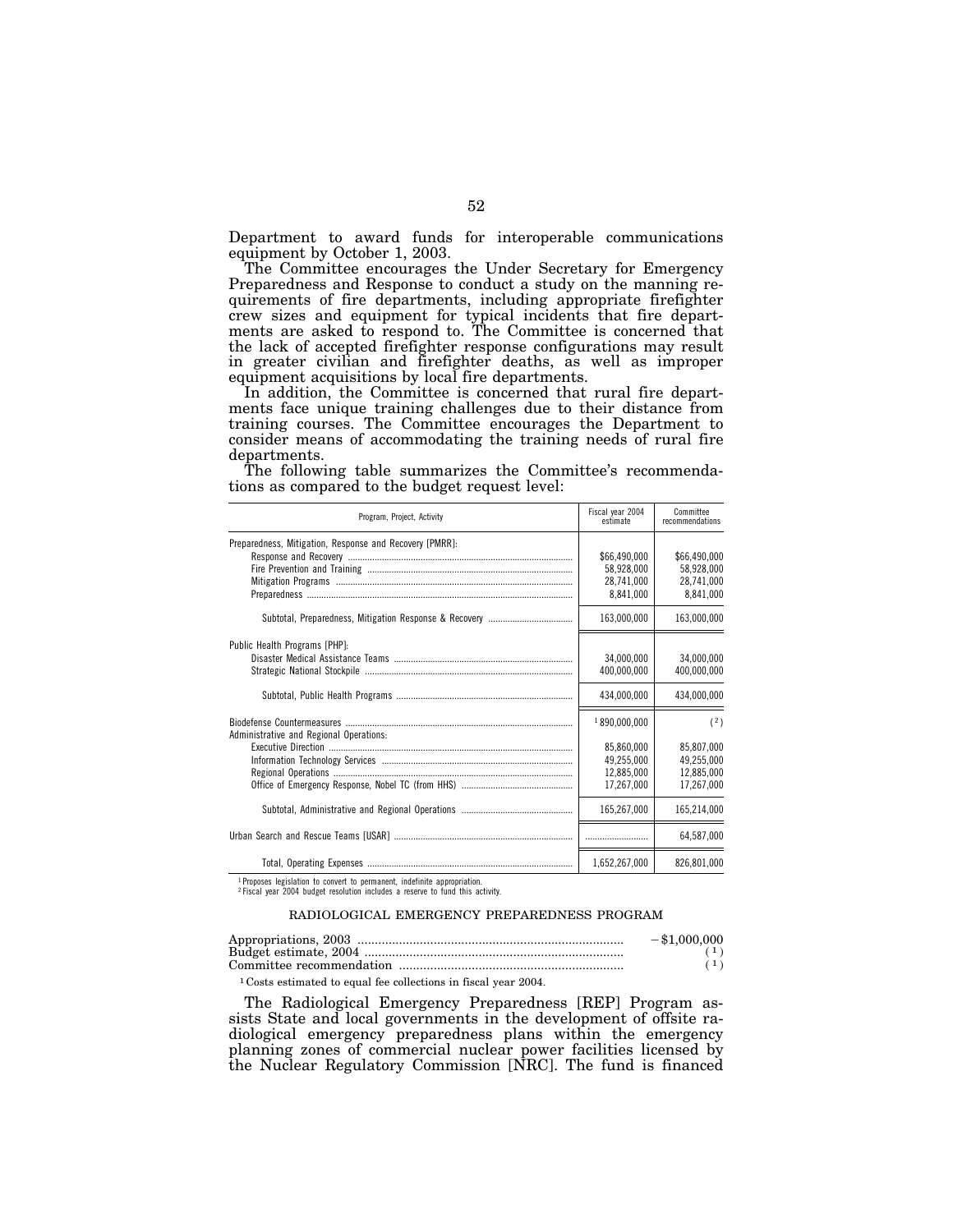Department to award funds for interoperable communications equipment by October 1, 2003.

The Committee encourages the Under Secretary for Emergency Preparedness and Response to conduct a study on the manning requirements of fire departments, including appropriate firefighter crew sizes and equipment for typical incidents that fire departments are asked to respond to. The Committee is concerned that the lack of accepted firefighter response configurations may result in greater civilian and firefighter deaths, as well as improper equipment acquisitions by local fire departments.

In addition, the Committee is concerned that rural fire departments face unique training challenges due to their distance from training courses. The Committee encourages the Department to consider means of accommodating the training needs of rural fire departments.

The following table summarizes the Committee's recommendations as compared to the budget request level:

| Program, Project, Activity | Fiscal year 2004 estimate | Committee recommendations |
|---|---|---|
| Preparedness, Mitigation, Response and Recovery [PMRR]: | | |
| Response and Recovery | $66,490,000 | $66,490,000 |
| Fire Prevention and Training | 58,928,000 | 58,928,000 |
| Mitigation Programs | 28,741,000 | 28,741,000 |
| Preparedness | 8,841,000 | 8,841,000 |
| Subtotal, Preparedness, Mitigation Response & Recovery | 163,000,000 | 163,000,000 |
| Public Health Programs [PHP]: | | |
| Disaster Medical Assistance Teams | 34,000,000 | 34,000,000 |
| Strategic National Stockpile | 400,000,000 | 400,000,000 |
| Subtotal, Public Health Programs | 434,000,000 | 434,000,000 |
| Biodefense Countermeasures | [1] 890,000,000 | [2] |
| Administrative and Regional Operations: | | |
| Executive Direction | 85,860,000 | 85,807,000 |
| Information Technology Services | 49,255,000 | 49,255,000 |
| Regional Operations | 12,885,000 | 12,885,000 |
| Office of Emergency Response, Nobel TC (from HHS) | 17,267,000 | 17,267,000 |
| Subtotal, Administrative and Regional Operations | 165,267,000 | 165,214,000 |
| Urban Search and Rescue Teams [USAR] | .......................... | 64,587,000 |
| Total, Operating Expenses | 1,652,267,000 | 826,801,000 |

[1] Proposes legislation to convert to permanent, indefinite appropriation.
[2] Fiscal year 2004 budget resolution includes a reserve to fund this activity.

## RADIOLOGICAL EMERGENCY PREPAREDNESS PROGRAM

| | |
|---|---|
| Appropriations, 2003 | −$1,000,000 |
| Budget estimate, 2004 | [1] |
| Committee recommendation | [1] |

[1] Costs estimated to equal fee collections in fiscal year 2004.

The Radiological Emergency Preparedness [REP] Program assists State and local governments in the development of offsite radiological emergency preparedness plans within the emergency planning zones of commercial nuclear power facilities licensed by the Nuclear Regulatory Commission [NRC]. The fund is financed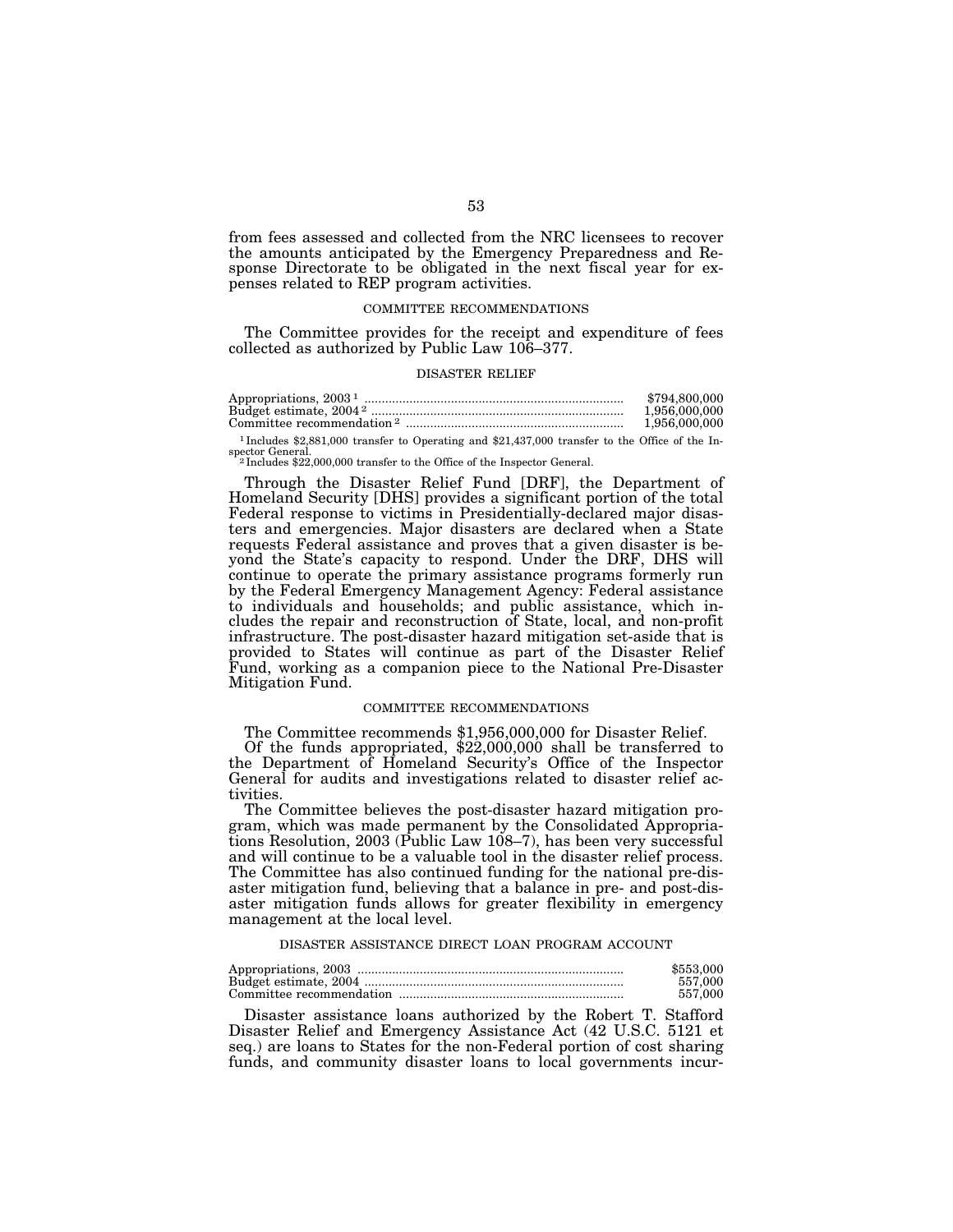from fees assessed and collected from the NRC licensees to recover the amounts anticipated by the Emergency Preparedness and Response Directorate to be obligated in the next fiscal year for expenses related to REP program activities.

### COMMITTEE RECOMMENDATIONS

The Committee provides for the receipt and expenditure of fees collected as authorized by Public Law 106–377.

### DISASTER RELIEF

| | |
|---|---|
| Appropriations, 2003 [1] | $794,800,000 |
| Budget estimate, 2004 [2] | 1,956,000,000 |
| Committee recommendation [2] | 1,956,000,000 |

[1] Includes $2,881,000 transfer to Operating and $21,437,000 transfer to the Office of the Inspector General.
[2] Includes $22,000,000 transfer to the Office of the Inspector General.

Through the Disaster Relief Fund [DRF], the Department of Homeland Security [DHS] provides a significant portion of the total Federal response to victims in Presidentially-declared major disasters and emergencies. Major disasters are declared when a State requests Federal assistance and proves that a given disaster is beyond the State's capacity to respond. Under the DRF, DHS will continue to operate the primary assistance programs formerly run by the Federal Emergency Management Agency: Federal assistance to individuals and households; and public assistance, which includes the repair and reconstruction of State, local, and non-profit infrastructure. The post-disaster hazard mitigation set-aside that is provided to States will continue as part of the Disaster Relief Fund, working as a companion piece to the National Pre-Disaster Mitigation Fund.

### COMMITTEE RECOMMENDATIONS

The Committee recommends $1,956,000,000 for Disaster Relief.

Of the funds appropriated, $22,000,000 shall be transferred to the Department of Homeland Security's Office of the Inspector General for audits and investigations related to disaster relief activities.

The Committee believes the post-disaster hazard mitigation program, which was made permanent by the Consolidated Appropriations Resolution, 2003 (Public Law 108–7), has been very successful and will continue to be a valuable tool in the disaster relief process. The Committee has also continued funding for the national pre-disaster mitigation fund, believing that a balance in pre- and post-disaster mitigation funds allows for greater flexibility in emergency management at the local level.

### DISASTER ASSISTANCE DIRECT LOAN PROGRAM ACCOUNT

| | |
|---|---|
| Appropriations, 2003 | $553,000 |
| Budget estimate, 2004 | 557,000 |
| Committee recommendation | 557,000 |

Disaster assistance loans authorized by the Robert T. Stafford Disaster Relief and Emergency Assistance Act (42 U.S.C. 5121 et seq.) are loans to States for the non-Federal portion of cost sharing funds, and community disaster loans to local governments incur-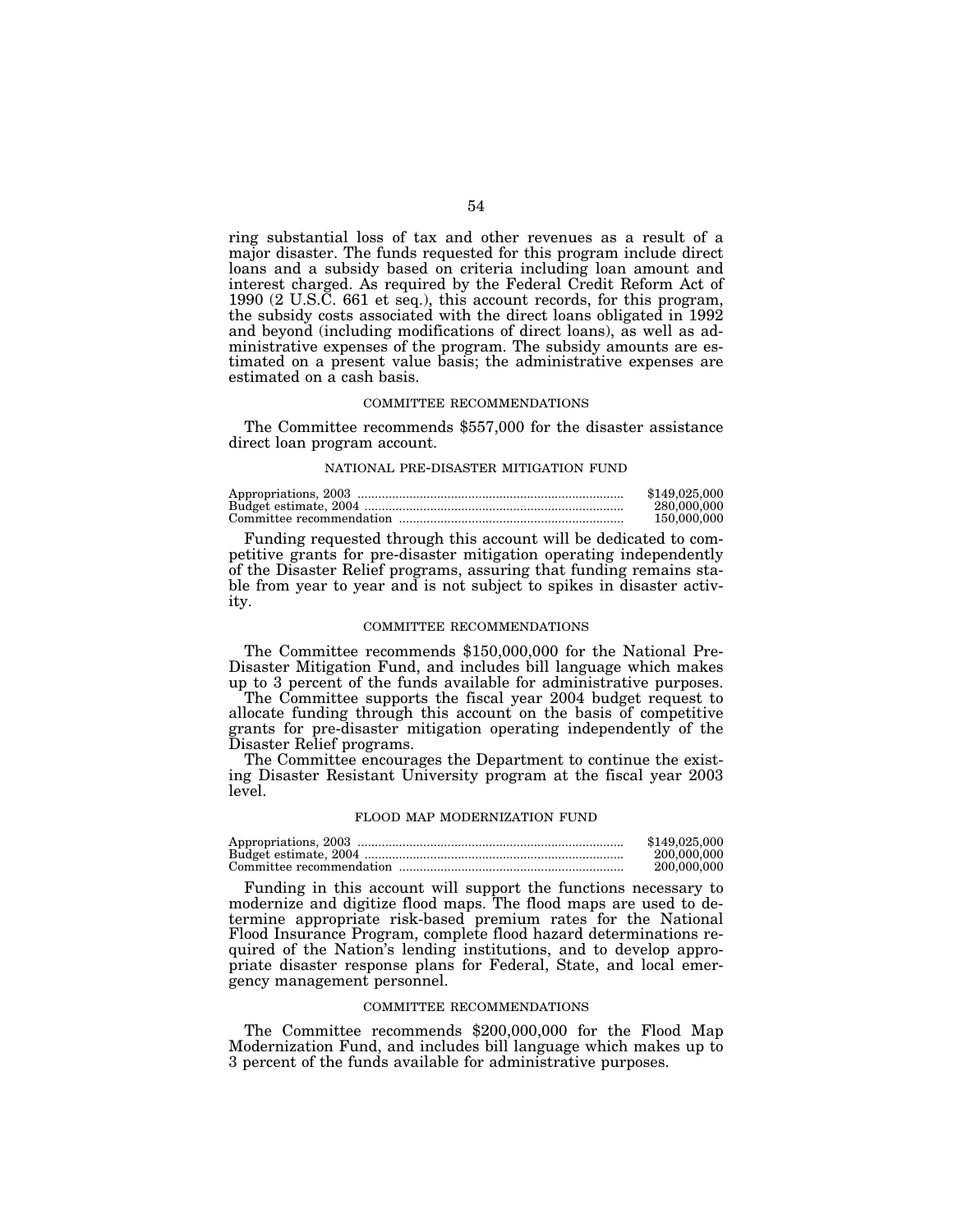ring substantial loss of tax and other revenues as a result of a major disaster. The funds requested for this program include direct loans and a subsidy based on criteria including loan amount and interest charged. As required by the Federal Credit Reform Act of 1990 (2 U.S.C. 661 et seq.), this account records, for this program, the subsidy costs associated with the direct loans obligated in 1992 and beyond (including modifications of direct loans), as well as administrative expenses of the program. The subsidy amounts are estimated on a present value basis; the administrative expenses are estimated on a cash basis.

#### COMMITTEE RECOMMENDATIONS

The Committee recommends $557,000 for the disaster assistance direct loan program account.

### NATIONAL PRE-DISASTER MITIGATION FUND

| | |
|---|---|
| Appropriations, 2003 | $149,025,000 |
| Budget estimate, 2004 | 280,000,000 |
| Committee recommendation | 150,000,000 |

Funding requested through this account will be dedicated to competitive grants for pre-disaster mitigation operating independently of the Disaster Relief programs, assuring that funding remains stable from year to year and is not subject to spikes in disaster activity.

#### COMMITTEE RECOMMENDATIONS

The Committee recommends $150,000,000 for the National Pre-Disaster Mitigation Fund, and includes bill language which makes up to 3 percent of the funds available for administrative purposes.

The Committee supports the fiscal year 2004 budget request to allocate funding through this account on the basis of competitive grants for pre-disaster mitigation operating independently of the Disaster Relief programs.

The Committee encourages the Department to continue the existing Disaster Resistant University program at the fiscal year 2003 level.

### FLOOD MAP MODERNIZATION FUND

| | |
|---|---|
| Appropriations, 2003 | $149,025,000 |
| Budget estimate, 2004 | 200,000,000 |
| Committee recommendation | 200,000,000 |

Funding in this account will support the functions necessary to modernize and digitize flood maps. The flood maps are used to determine appropriate risk-based premium rates for the National Flood Insurance Program, complete flood hazard determinations required of the Nation's lending institutions, and to develop appropriate disaster response plans for Federal, State, and local emergency management personnel.

#### COMMITTEE RECOMMENDATIONS

The Committee recommends $200,000,000 for the Flood Map Modernization Fund, and includes bill language which makes up to 3 percent of the funds available for administrative purposes.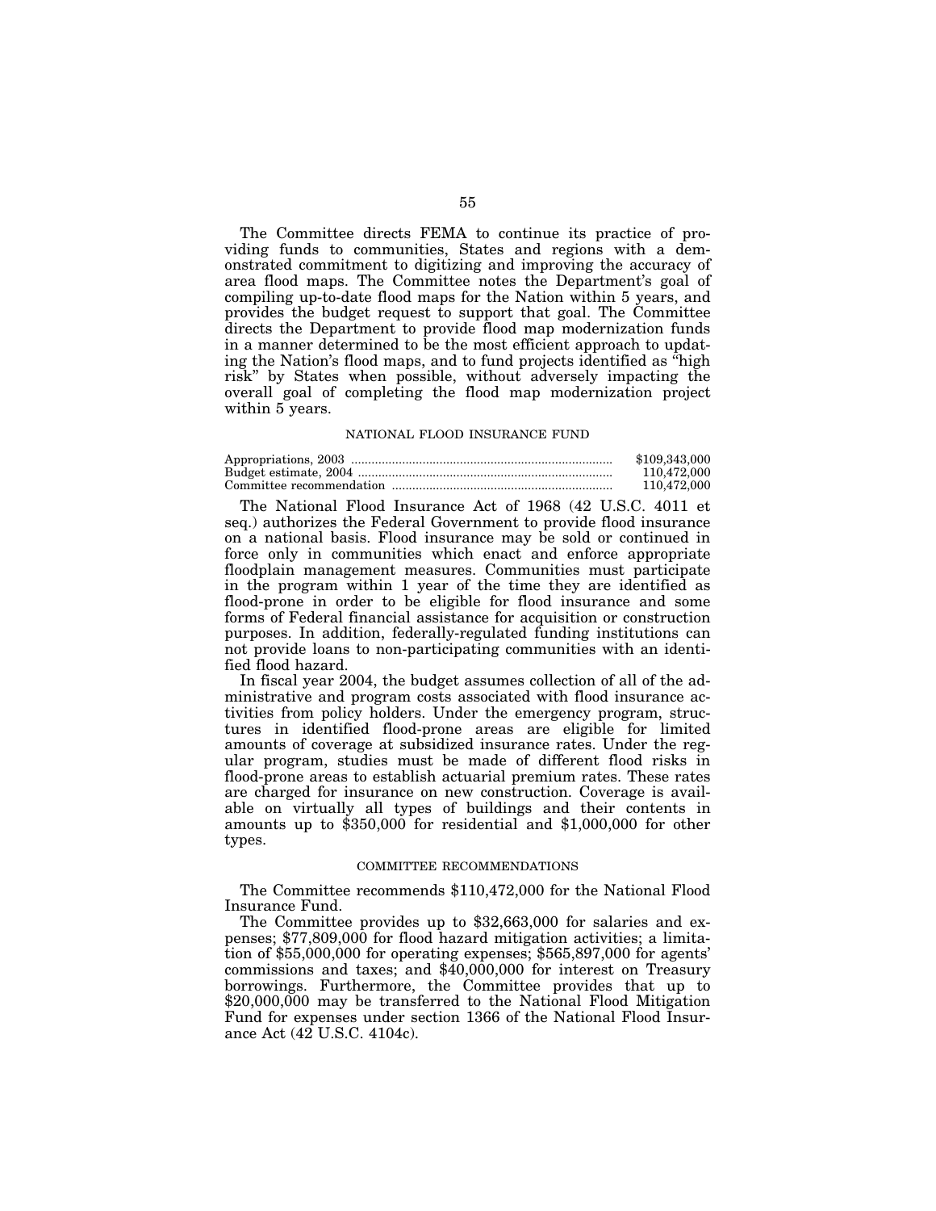The Committee directs FEMA to continue its practice of providing funds to communities, States and regions with a demonstrated commitment to digitizing and improving the accuracy of area flood maps. The Committee notes the Department's goal of compiling up-to-date flood maps for the Nation within 5 years, and provides the budget request to support that goal. The Committee directs the Department to provide flood map modernization funds in a manner determined to be the most efficient approach to updating the Nation's flood maps, and to fund projects identified as "high risk" by States when possible, without adversely impacting the overall goal of completing the flood map modernization project within 5 years.

## NATIONAL FLOOD INSURANCE FUND

| | |
|---|---|
| Appropriations, 2003 | $109,343,000 |
| Budget estimate, 2004 | 110,472,000 |
| Committee recommendation | 110,472,000 |

The National Flood Insurance Act of 1968 (42 U.S.C. 4011 et seq.) authorizes the Federal Government to provide flood insurance on a national basis. Flood insurance may be sold or continued in force only in communities which enact and enforce appropriate floodplain management measures. Communities must participate in the program within 1 year of the time they are identified as flood-prone in order to be eligible for flood insurance and some forms of Federal financial assistance for acquisition or construction purposes. In addition, federally-regulated funding institutions can not provide loans to non-participating communities with an identified flood hazard.

In fiscal year 2004, the budget assumes collection of all of the administrative and program costs associated with flood insurance activities from policy holders. Under the emergency program, structures in identified flood-prone areas are eligible for limited amounts of coverage at subsidized insurance rates. Under the regular program, studies must be made of different flood risks in flood-prone areas to establish actuarial premium rates. These rates are charged for insurance on new construction. Coverage is available on virtually all types of buildings and their contents in amounts up to $350,000 for residential and $1,000,000 for other types.

### COMMITTEE RECOMMENDATIONS

The Committee recommends $110,472,000 for the National Flood Insurance Fund.

The Committee provides up to $32,663,000 for salaries and expenses; $77,809,000 for flood hazard mitigation activities; a limitation of $55,000,000 for operating expenses; $565,897,000 for agents' commissions and taxes; and $40,000,000 for interest on Treasury borrowings. Furthermore, the Committee provides that up to $20,000,000 may be transferred to the National Flood Mitigation Fund for expenses under section 1366 of the National Flood Insurance Act (42 U.S.C. 4104c).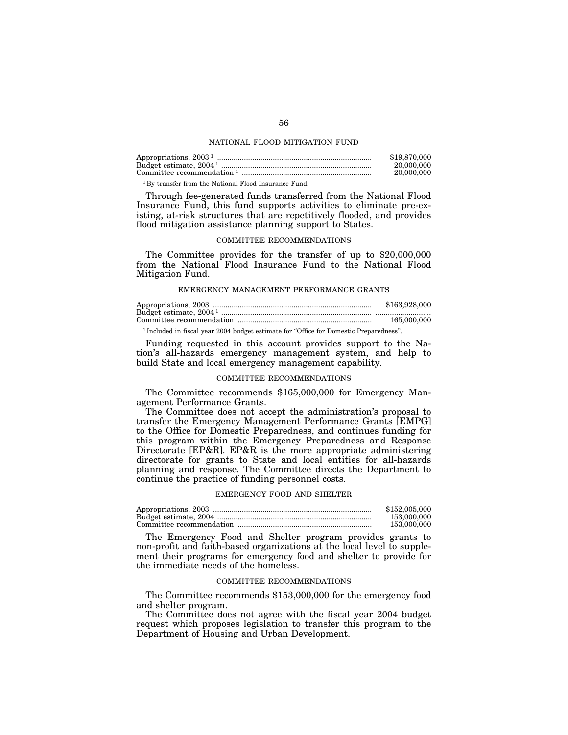## NATIONAL FLOOD MITIGATION FUND

| | |
|---|---|
| Appropriations, 2003 [1] | $19,870,000 |
| Budget estimate, 2004 [1] | 20,000,000 |
| Committee recommendation [1] | 20,000,000 |

[1] By transfer from the National Flood Insurance Fund.

Through fee-generated funds transferred from the National Flood Insurance Fund, this fund supports activities to eliminate pre-existing, at-risk structures that are repetitively flooded, and provides flood mitigation assistance planning support to States.

### COMMITTEE RECOMMENDATIONS

The Committee provides for the transfer of up to $20,000,000 from the National Flood Insurance Fund to the National Flood Mitigation Fund.

## EMERGENCY MANAGEMENT PERFORMANCE GRANTS

| | |
|---|---|
| Appropriations, 2003 | $163,928,000 |
| Budget estimate, 2004 [1] | |
| Committee recommendation | 165,000,000 |

[1] Included in fiscal year 2004 budget estimate for "Office for Domestic Preparedness".

Funding requested in this account provides support to the Nation's all-hazards emergency management system, and help to build State and local emergency management capability.

### COMMITTEE RECOMMENDATIONS

The Committee recommends $165,000,000 for Emergency Management Performance Grants.

The Committee does not accept the administration's proposal to transfer the Emergency Management Performance Grants [EMPG] to the Office for Domestic Preparedness, and continues funding for this program within the Emergency Preparedness and Response Directorate [EP&R]. EP&R is the more appropriate administering directorate for grants to State and local entities for all-hazards planning and response. The Committee directs the Department to continue the practice of funding personnel costs.

## EMERGENCY FOOD AND SHELTER

| | |
|---|---|
| Appropriations, 2003 | $152,005,000 |
| Budget estimate, 2004 | 153,000,000 |
| Committee recommendation | 153,000,000 |

The Emergency Food and Shelter program provides grants to non-profit and faith-based organizations at the local level to supplement their programs for emergency food and shelter to provide for the immediate needs of the homeless.

### COMMITTEE RECOMMENDATIONS

The Committee recommends $153,000,000 for the emergency food and shelter program.

The Committee does not agree with the fiscal year 2004 budget request which proposes legislation to transfer this program to the Department of Housing and Urban Development.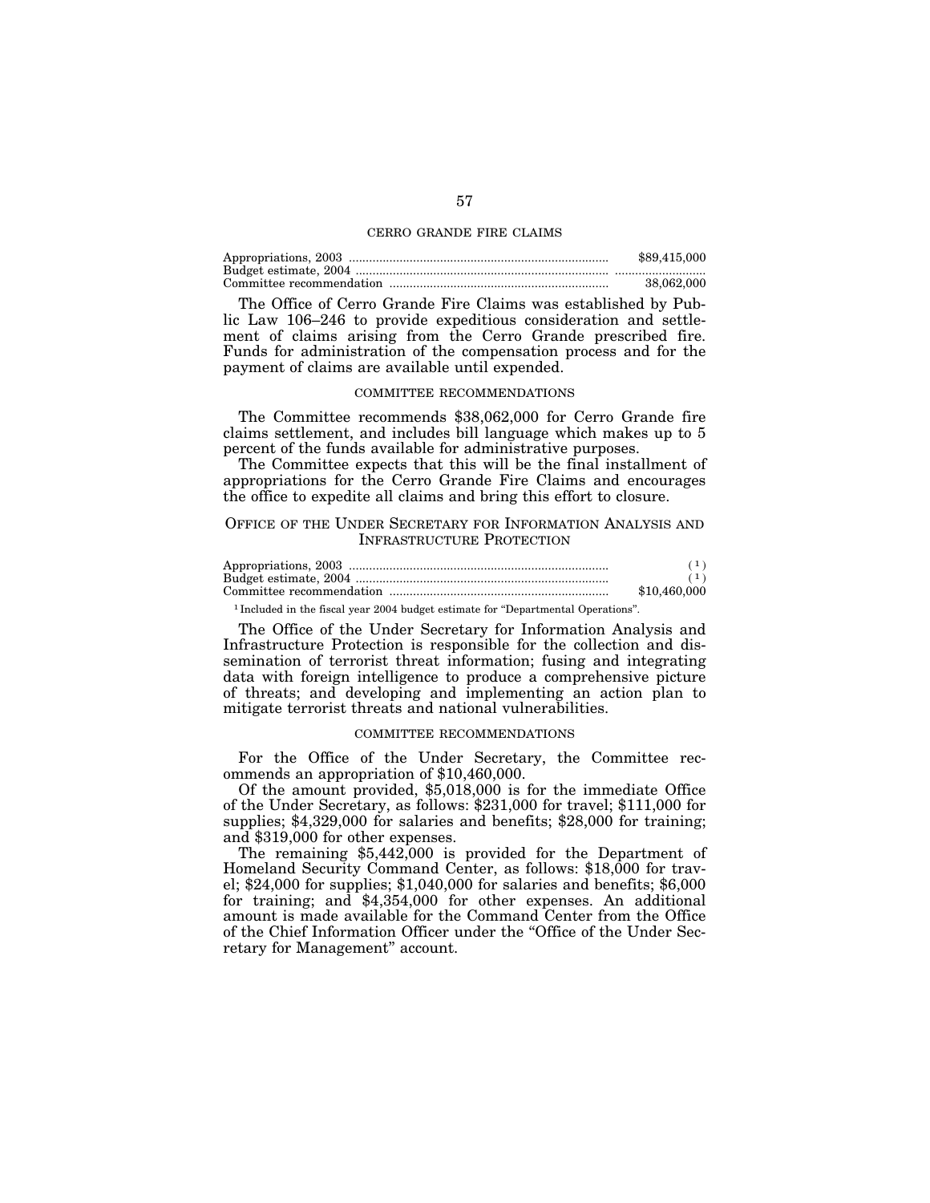## CERRO GRANDE FIRE CLAIMS

| | |
|---|---|
| Appropriations, 2003 | $89,415,000 |
| Budget estimate, 2004 | .......................... |
| Committee recommendation | 38,062,000 |

The Office of Cerro Grande Fire Claims was established by Public Law 106–246 to provide expeditious consideration and settlement of claims arising from the Cerro Grande prescribed fire. Funds for administration of the compensation process and for the payment of claims are available until expended.

### COMMITTEE RECOMMENDATIONS

The Committee recommends $38,062,000 for Cerro Grande fire claims settlement, and includes bill language which makes up to 5 percent of the funds available for administrative purposes.

The Committee expects that this will be the final installment of appropriations for the Cerro Grande Fire Claims and encourages the office to expedite all claims and bring this effort to closure.

## OFFICE OF THE UNDER SECRETARY FOR INFORMATION ANALYSIS AND INFRASTRUCTURE PROTECTION

| | |
|---|---|
| Appropriations, 2003 | [1] |
| Budget estimate, 2004 | [1] |
| Committee recommendation | $10,460,000 |

[1] Included in the fiscal year 2004 budget estimate for "Departmental Operations".

The Office of the Under Secretary for Information Analysis and Infrastructure Protection is responsible for the collection and dissemination of terrorist threat information; fusing and integrating data with foreign intelligence to produce a comprehensive picture of threats; and developing and implementing an action plan to mitigate terrorist threats and national vulnerabilities.

### COMMITTEE RECOMMENDATIONS

For the Office of the Under Secretary, the Committee recommends an appropriation of $10,460,000.

Of the amount provided, $5,018,000 is for the immediate Office of the Under Secretary, as follows: $231,000 for travel; $111,000 for supplies; $4,329,000 for salaries and benefits; $28,000 for training; and $319,000 for other expenses.

The remaining $5,442,000 is provided for the Department of Homeland Security Command Center, as follows: $18,000 for travel; $24,000 for supplies; $1,040,000 for salaries and benefits; $6,000 for training; and $4,354,000 for other expenses. An additional amount is made available for the Command Center from the Office of the Chief Information Officer under the "Office of the Under Secretary for Management" account.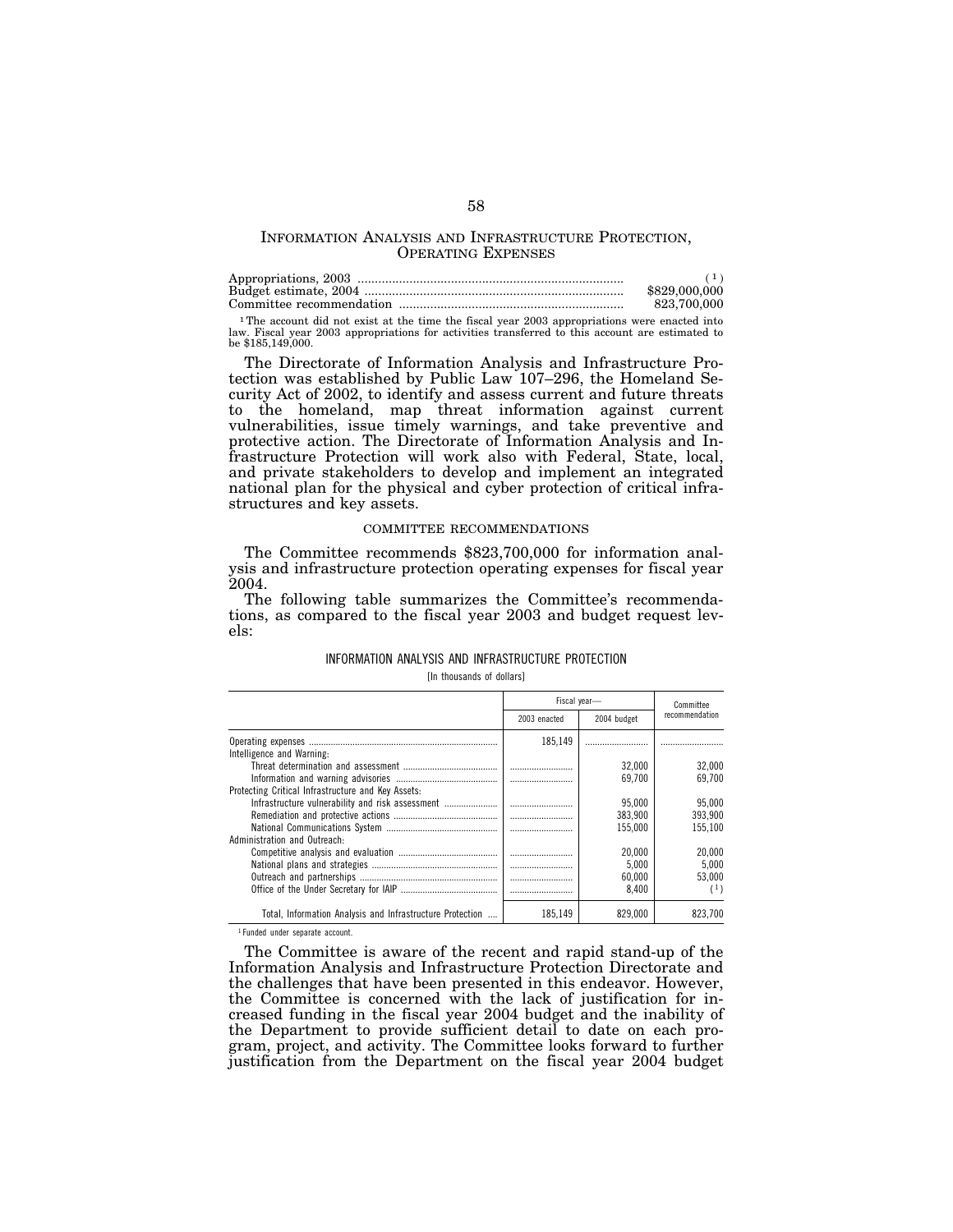## INFORMATION ANALYSIS AND INFRASTRUCTURE PROTECTION, OPERATING EXPENSES

| | |
|---|---|
| Appropriations, 2003 | ([1]) |
| Budget estimate, 2004 | $829,000,000 |
| Committee recommendation | 823,700,000 |

[1] The account did not exist at the time the fiscal year 2003 appropriations were enacted into law. Fiscal year 2003 appropriations for activities transferred to this account are estimated to be $185,149,000.

The Directorate of Information Analysis and Infrastructure Protection was established by Public Law 107–296, the Homeland Security Act of 2002, to identify and assess current and future threats to the homeland, map threat information against current vulnerabilities, issue timely warnings, and take preventive and protective action. The Directorate of Information Analysis and Infrastructure Protection will work also with Federal, State, local, and private stakeholders to develop and implement an integrated national plan for the physical and cyber protection of critical infrastructures and key assets.

### COMMITTEE RECOMMENDATIONS

The Committee recommends $823,700,000 for information analysis and infrastructure protection operating expenses for fiscal year 2004.

The following table summarizes the Committee's recommendations, as compared to the fiscal year 2003 and budget request levels:

INFORMATION ANALYSIS AND INFRASTRUCTURE PROTECTION

[In thousands of dollars]

| | Fiscal year— | | Committee recommendation |
|---|---|---|---|
| | 2003 enacted | 2004 budget | |
| Operating expenses | 185,149 | | |
| Intelligence and Warning: | | | |
| Threat determination and assessment | | 32,000 | 32,000 |
| Information and warning advisories | | 69,700 | 69,700 |
| Protecting Critical Infrastructure and Key Assets: | | | |
| Infrastructure vulnerability and risk assessment | | 95,000 | 95,000 |
| Remediation and protective actions | | 383,900 | 393,900 |
| National Communications System | | 155,000 | 155,100 |
| Administration and Outreach: | | | |
| Competitive analysis and evaluation | | 20,000 | 20,000 |
| National plans and strategies | | 5,000 | 5,000 |
| Outreach and partnerships | | 60,000 | 53,000 |
| Office of the Under Secretary for IAIP | | 8,400 | ([1]) |
| Total, Information Analysis and Infrastructure Protection | 185,149 | 829,000 | 823,700 |

[1] Funded under separate account.

The Committee is aware of the recent and rapid stand-up of the Information Analysis and Infrastructure Protection Directorate and the challenges that have been presented in this endeavor. However, the Committee is concerned with the lack of justification for increased funding in the fiscal year 2004 budget and the inability of the Department to provide sufficient detail to date on each program, project, and activity. The Committee looks forward to further justification from the Department on the fiscal year 2004 budget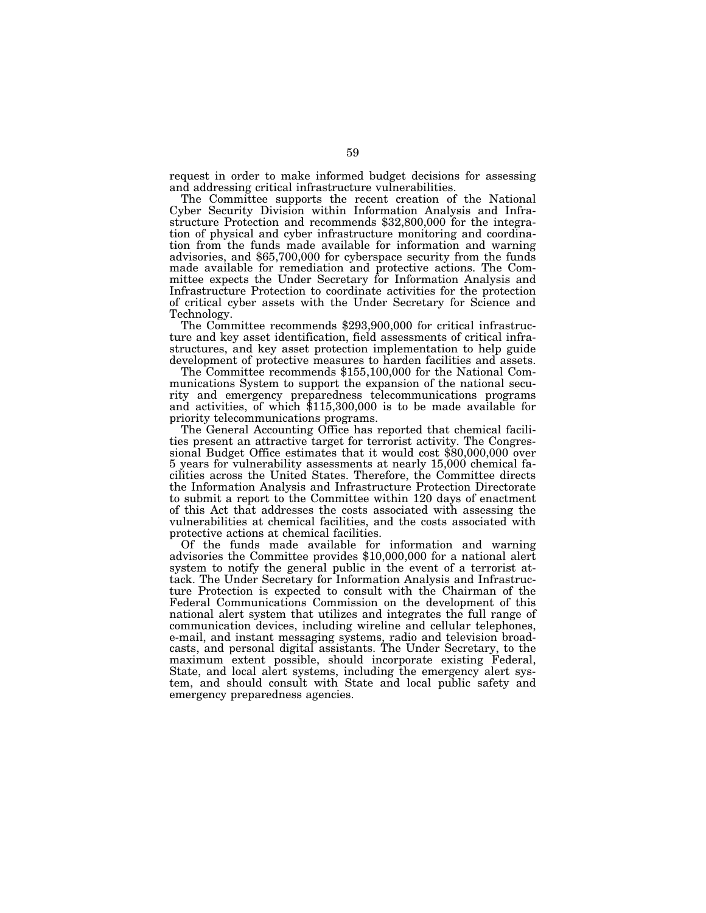request in order to make informed budget decisions for assessing and addressing critical infrastructure vulnerabilities.

The Committee supports the recent creation of the National Cyber Security Division within Information Analysis and Infrastructure Protection and recommends $32,800,000 for the integration of physical and cyber infrastructure monitoring and coordination from the funds made available for information and warning advisories, and $65,700,000 for cyberspace security from the funds made available for remediation and protective actions. The Committee expects the Under Secretary for Information Analysis and Infrastructure Protection to coordinate activities for the protection of critical cyber assets with the Under Secretary for Science and Technology.

The Committee recommends $293,900,000 for critical infrastructure and key asset identification, field assessments of critical infrastructures, and key asset protection implementation to help guide development of protective measures to harden facilities and assets.

The Committee recommends $155,100,000 for the National Communications System to support the expansion of the national security and emergency preparedness telecommunications programs and activities, of which $115,300,000 is to be made available for priority telecommunications programs.

The General Accounting Office has reported that chemical facilities present an attractive target for terrorist activity. The Congressional Budget Office estimates that it would cost $80,000,000 over 5 years for vulnerability assessments at nearly 15,000 chemical facilities across the United States. Therefore, the Committee directs the Information Analysis and Infrastructure Protection Directorate to submit a report to the Committee within 120 days of enactment of this Act that addresses the costs associated with assessing the vulnerabilities at chemical facilities, and the costs associated with protective actions at chemical facilities.

Of the funds made available for information and warning advisories the Committee provides $10,000,000 for a national alert system to notify the general public in the event of a terrorist attack. The Under Secretary for Information Analysis and Infrastructure Protection is expected to consult with the Chairman of the Federal Communications Commission on the development of this national alert system that utilizes and integrates the full range of communication devices, including wireline and cellular telephones, e-mail, and instant messaging systems, radio and television broadcasts, and personal digital assistants. The Under Secretary, to the maximum extent possible, should incorporate existing Federal, State, and local alert systems, including the emergency alert system, and should consult with State and local public safety and emergency preparedness agencies.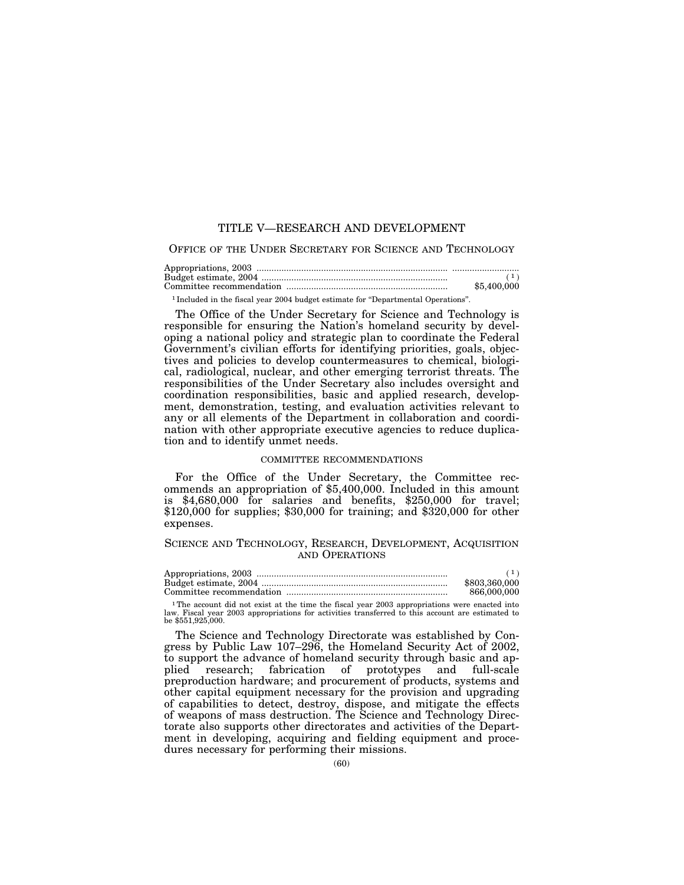# TITLE V—RESEARCH AND DEVELOPMENT

## OFFICE OF THE UNDER SECRETARY FOR SCIENCE AND TECHNOLOGY

| | |
|---|---|
| Appropriations, 2003 | ............................ |
| Budget estimate, 2004 | ([1]) |
| Committee recommendation | $5,400,000 |

[1] Included in the fiscal year 2004 budget estimate for "Departmental Operations".

The Office of the Under Secretary for Science and Technology is responsible for ensuring the Nation's homeland security by developing a national policy and strategic plan to coordinate the Federal Government's civilian efforts for identifying priorities, goals, objectives and policies to develop countermeasures to chemical, biological, radiological, nuclear, and other emerging terrorist threats. The responsibilities of the Under Secretary also includes oversight and coordination responsibilities, basic and applied research, development, demonstration, testing, and evaluation activities relevant to any or all elements of the Department in collaboration and coordination with other appropriate executive agencies to reduce duplication and to identify unmet needs.

### COMMITTEE RECOMMENDATIONS

For the Office of the Under Secretary, the Committee recommends an appropriation of $5,400,000. Included in this amount is $4,680,000 for salaries and benefits, $250,000 for travel; $120,000 for supplies; $30,000 for training; and $320,000 for other expenses.

## SCIENCE AND TECHNOLOGY, RESEARCH, DEVELOPMENT, ACQUISITION AND OPERATIONS

| | |
|---|---|
| Appropriations, 2003 | ([1]) |
| Budget estimate, 2004 | $803,360,000 |
| Committee recommendation | 866,000,000 |

[1] The account did not exist at the time the fiscal year 2003 appropriations were enacted into law. Fiscal year 2003 appropriations for activities transferred to this account are estimated to be $551,925,000.

The Science and Technology Directorate was established by Congress by Public Law 107–296, the Homeland Security Act of 2002, to support the advance of homeland security through basic and applied research; fabrication of prototypes and full-scale preproduction hardware; and procurement of products, systems and other capital equipment necessary for the provision and upgrading of capabilities to detect, destroy, dispose, and mitigate the effects of weapons of mass destruction. The Science and Technology Directorate also supports other directorates and activities of the Department in developing, acquiring and fielding equipment and procedures necessary for performing their missions.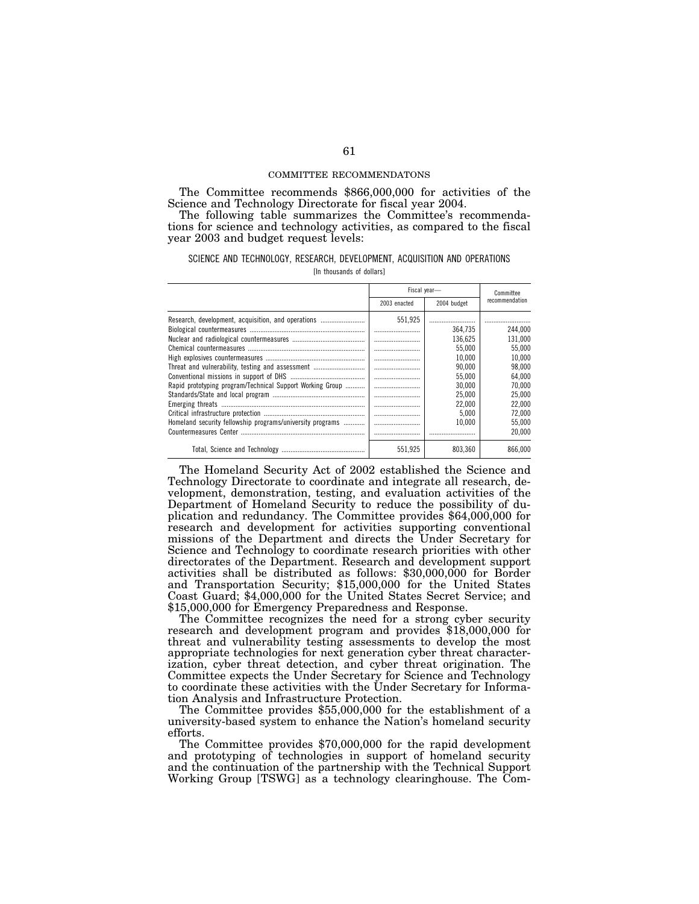COMMITTEE RECOMMENDATONS

The Committee recommends $866,000,000 for activities of the Science and Technology Directorate for fiscal year 2004.

The following table summarizes the Committee's recommendations for science and technology activities, as compared to the fiscal year 2003 and budget request levels:

SCIENCE AND TECHNOLOGY, RESEARCH, DEVELOPMENT, ACQUISITION AND OPERATIONS

[In thousands of dollars]

| | Fiscal year— | | Committee recommendation |
|---|---|---|---|
| | 2003 enacted | 2004 budget | |
| Research, development, acquisition, and operations | 551,925 | .......................... | .......................... |
| Biological countermeasures | .......................... | 364,735 | 244,000 |
| Nuclear and radiological countermeasures | .......................... | 136,625 | 131,000 |
| Chemical countermeasures | .......................... | 55,000 | 55,000 |
| High explosives countermeasures | .......................... | 10,000 | 10,000 |
| Threat and vulnerability, testing and assessment | .......................... | 90,000 | 98,000 |
| Conventional missions in support of DHS | .......................... | 55,000 | 64,000 |
| Rapid prototyping program/Technical Support Working Group | .......................... | 30,000 | 70,000 |
| Standards/State and local program | .......................... | 25,000 | 25,000 |
| Emerging threats | .......................... | 22,000 | 22,000 |
| Critical infrastructure protection | .......................... | 5,000 | 72,000 |
| Homeland security fellowship programs/university programs | .......................... | 10,000 | 55,000 |
| Countermeasures Center | .......................... | .......................... | 20,000 |
| Total, Science and Technology | 551,925 | 803,360 | 866,000 |

The Homeland Security Act of 2002 established the Science and Technology Directorate to coordinate and integrate all research, development, demonstration, testing, and evaluation activities of the Department of Homeland Security to reduce the possibility of duplication and redundancy. The Committee provides $64,000,000 for research and development for activities supporting conventional missions of the Department and directs the Under Secretary for Science and Technology to coordinate research priorities with other directorates of the Department. Research and development support activities shall be distributed as follows: $30,000,000 for Border and Transportation Security; $15,000,000 for the United States Coast Guard; $4,000,000 for the United States Secret Service; and $15,000,000 for Emergency Preparedness and Response.

The Committee recognizes the need for a strong cyber security research and development program and provides $18,000,000 for threat and vulnerability testing assessments to develop the most appropriate technologies for next generation cyber threat characterization, cyber threat detection, and cyber threat origination. The Committee expects the Under Secretary for Science and Technology to coordinate these activities with the Under Secretary for Information Analysis and Infrastructure Protection.

The Committee provides $55,000,000 for the establishment of a university-based system to enhance the Nation's homeland security efforts.

The Committee provides $70,000,000 for the rapid development and prototyping of technologies in support of homeland security and the continuation of the partnership with the Technical Support Working Group [TSWG] as a technology clearinghouse. The Com-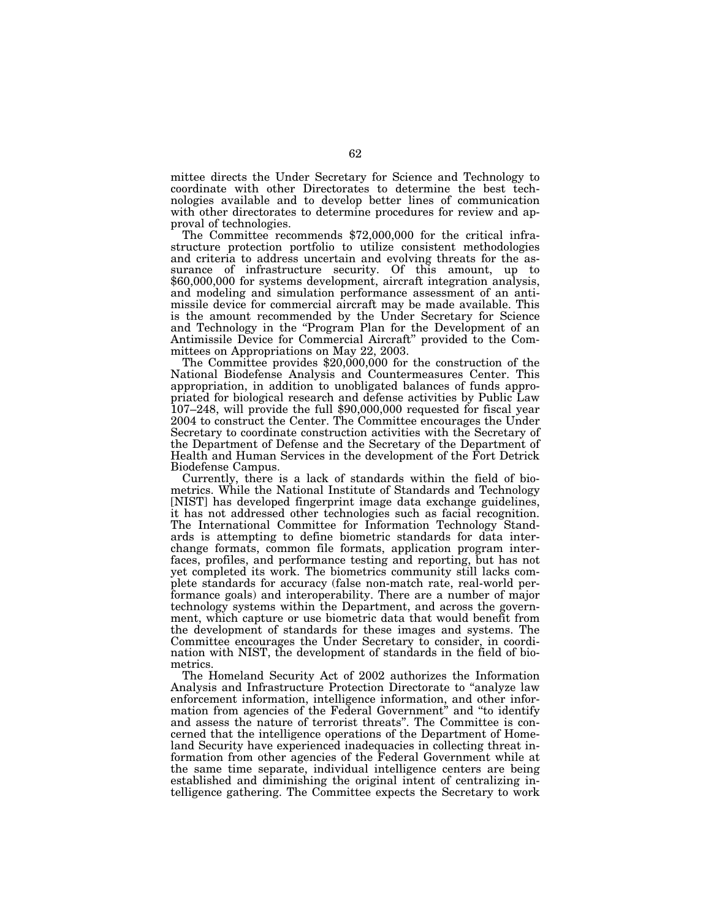mittee directs the Under Secretary for Science and Technology to coordinate with other Directorates to determine the best technologies available and to develop better lines of communication with other directorates to determine procedures for review and approval of technologies.

The Committee recommends $72,000,000 for the critical infrastructure protection portfolio to utilize consistent methodologies and criteria to address uncertain and evolving threats for the assurance of infrastructure security. Of this amount, up to $60,000,000 for systems development, aircraft integration analysis, and modeling and simulation performance assessment of an antimissile device for commercial aircraft may be made available. This is the amount recommended by the Under Secretary for Science and Technology in the "Program Plan for the Development of an Antimissile Device for Commercial Aircraft" provided to the Committees on Appropriations on May 22, 2003.

The Committee provides $20,000,000 for the construction of the National Biodefense Analysis and Countermeasures Center. This appropriation, in addition to unobligated balances of funds appropriated for biological research and defense activities by Public Law 107–248, will provide the full $90,000,000 requested for fiscal year 2004 to construct the Center. The Committee encourages the Under Secretary to coordinate construction activities with the Secretary of the Department of Defense and the Secretary of the Department of Health and Human Services in the development of the Fort Detrick Biodefense Campus.

Currently, there is a lack of standards within the field of biometrics. While the National Institute of Standards and Technology [NIST] has developed fingerprint image data exchange guidelines, it has not addressed other technologies such as facial recognition. The International Committee for Information Technology Standards is attempting to define biometric standards for data interchange formats, common file formats, application program interfaces, profiles, and performance testing and reporting, but has not yet completed its work. The biometrics community still lacks complete standards for accuracy (false non-match rate, real-world performance goals) and interoperability. There are a number of major technology systems within the Department, and across the government, which capture or use biometric data that would benefit from the development of standards for these images and systems. The Committee encourages the Under Secretary to consider, in coordination with NIST, the development of standards in the field of biometrics.

The Homeland Security Act of 2002 authorizes the Information Analysis and Infrastructure Protection Directorate to "analyze law enforcement information, intelligence information, and other information from agencies of the Federal Government" and "to identify and assess the nature of terrorist threats". The Committee is concerned that the intelligence operations of the Department of Homeland Security have experienced inadequacies in collecting threat information from other agencies of the Federal Government while at the same time separate, individual intelligence centers are being established and diminishing the original intent of centralizing intelligence gathering. The Committee expects the Secretary to work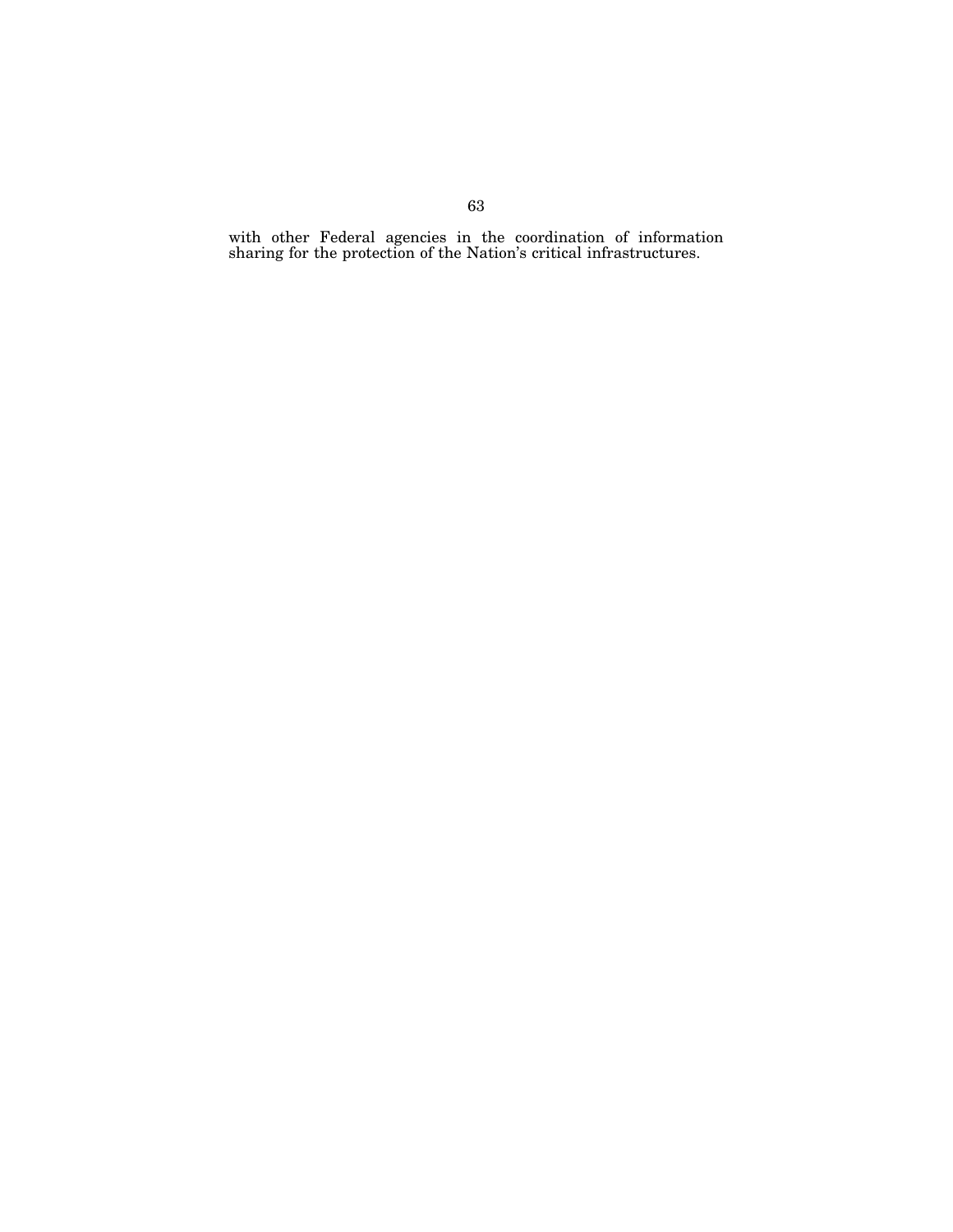with other Federal agencies in the coordination of information sharing for the protection of the Nation's critical infrastructures.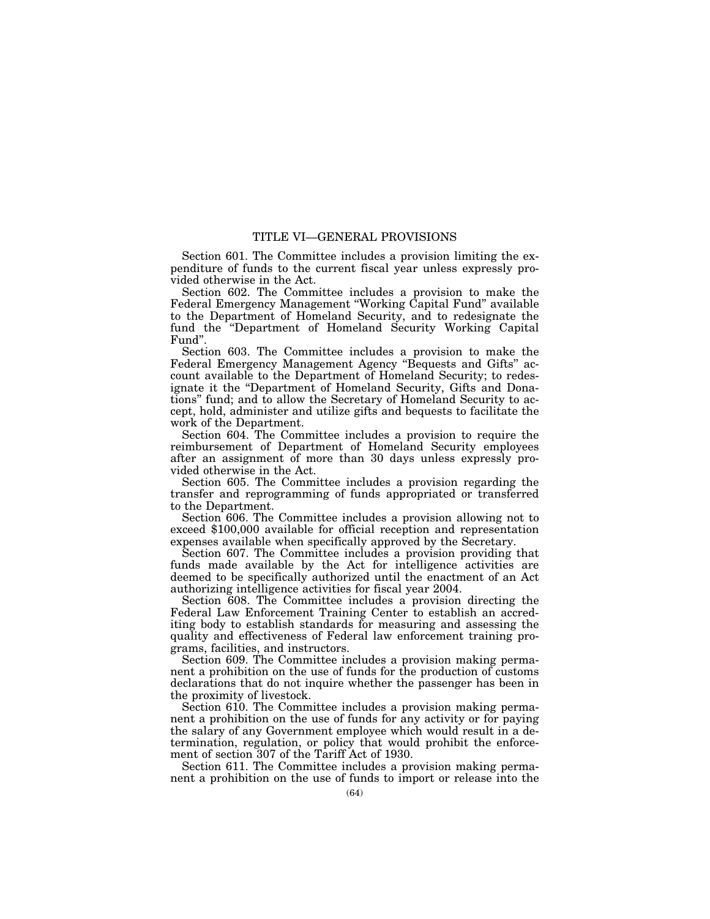## TITLE VI—GENERAL PROVISIONS

Section 601. The Committee includes a provision limiting the expenditure of funds to the current fiscal year unless expressly provided otherwise in the Act.

Section 602. The Committee includes a provision to make the Federal Emergency Management "Working Capital Fund" available to the Department of Homeland Security, and to redesignate the fund the "Department of Homeland Security Working Capital Fund".

Section 603. The Committee includes a provision to make the Federal Emergency Management Agency "Bequests and Gifts" account available to the Department of Homeland Security; to redesignate it the "Department of Homeland Security, Gifts and Donations" fund; and to allow the Secretary of Homeland Security to accept, hold, administer and utilize gifts and bequests to facilitate the work of the Department.

Section 604. The Committee includes a provision to require the reimbursement of Department of Homeland Security employees after an assignment of more than 30 days unless expressly provided otherwise in the Act.

Section 605. The Committee includes a provision regarding the transfer and reprogramming of funds appropriated or transferred to the Department.

Section 606. The Committee includes a provision allowing not to exceed $100,000 available for official reception and representation expenses available when specifically approved by the Secretary.

Section 607. The Committee includes a provision providing that funds made available by the Act for intelligence activities are deemed to be specifically authorized until the enactment of an Act authorizing intelligence activities for fiscal year 2004.

Section 608. The Committee includes a provision directing the Federal Law Enforcement Training Center to establish an accrediting body to establish standards for measuring and assessing the quality and effectiveness of Federal law enforcement training programs, facilities, and instructors.

Section 609. The Committee includes a provision making permanent a prohibition on the use of funds for the production of customs declarations that do not inquire whether the passenger has been in the proximity of livestock.

Section 610. The Committee includes a provision making permanent a prohibition on the use of funds for any activity or for paying the salary of any Government employee which would result in a determination, regulation, or policy that would prohibit the enforcement of section 307 of the Tariff Act of 1930.

Section 611. The Committee includes a provision making permanent a prohibition on the use of funds to import or release into the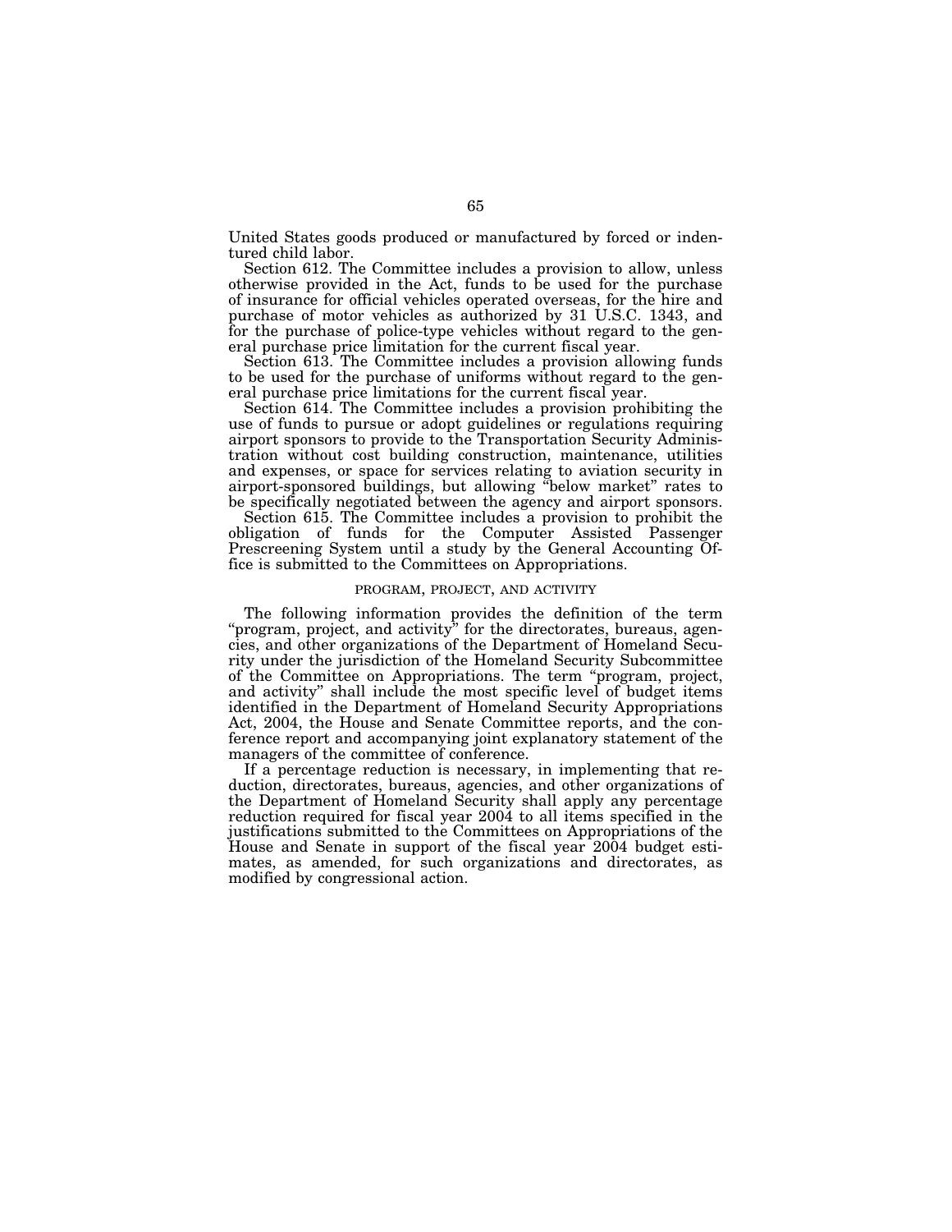United States goods produced or manufactured by forced or indentured child labor.

Section 612. The Committee includes a provision to allow, unless otherwise provided in the Act, funds to be used for the purchase of insurance for official vehicles operated overseas, for the hire and purchase of motor vehicles as authorized by 31 U.S.C. 1343, and for the purchase of police-type vehicles without regard to the general purchase price limitation for the current fiscal year.

Section 613. The Committee includes a provision allowing funds to be used for the purchase of uniforms without regard to the general purchase price limitations for the current fiscal year.

Section 614. The Committee includes a provision prohibiting the use of funds to pursue or adopt guidelines or regulations requiring airport sponsors to provide to the Transportation Security Administration without cost building construction, maintenance, utilities and expenses, or space for services relating to aviation security in airport-sponsored buildings, but allowing "below market" rates to be specifically negotiated between the agency and airport sponsors.

Section 615. The Committee includes a provision to prohibit the obligation of funds for the Computer Assisted Passenger Prescreening System until a study by the General Accounting Office is submitted to the Committees on Appropriations.

## PROGRAM, PROJECT, AND ACTIVITY

The following information provides the definition of the term "program, project, and activity" for the directorates, bureaus, agencies, and other organizations of the Department of Homeland Security under the jurisdiction of the Homeland Security Subcommittee of the Committee on Appropriations. The term "program, project, and activity" shall include the most specific level of budget items identified in the Department of Homeland Security Appropriations Act, 2004, the House and Senate Committee reports, and the conference report and accompanying joint explanatory statement of the managers of the committee of conference.

If a percentage reduction is necessary, in implementing that reduction, directorates, bureaus, agencies, and other organizations of the Department of Homeland Security shall apply any percentage reduction required for fiscal year 2004 to all items specified in the justifications submitted to the Committees on Appropriations of the House and Senate in support of the fiscal year 2004 budget estimates, as amended, for such organizations and directorates, as modified by congressional action.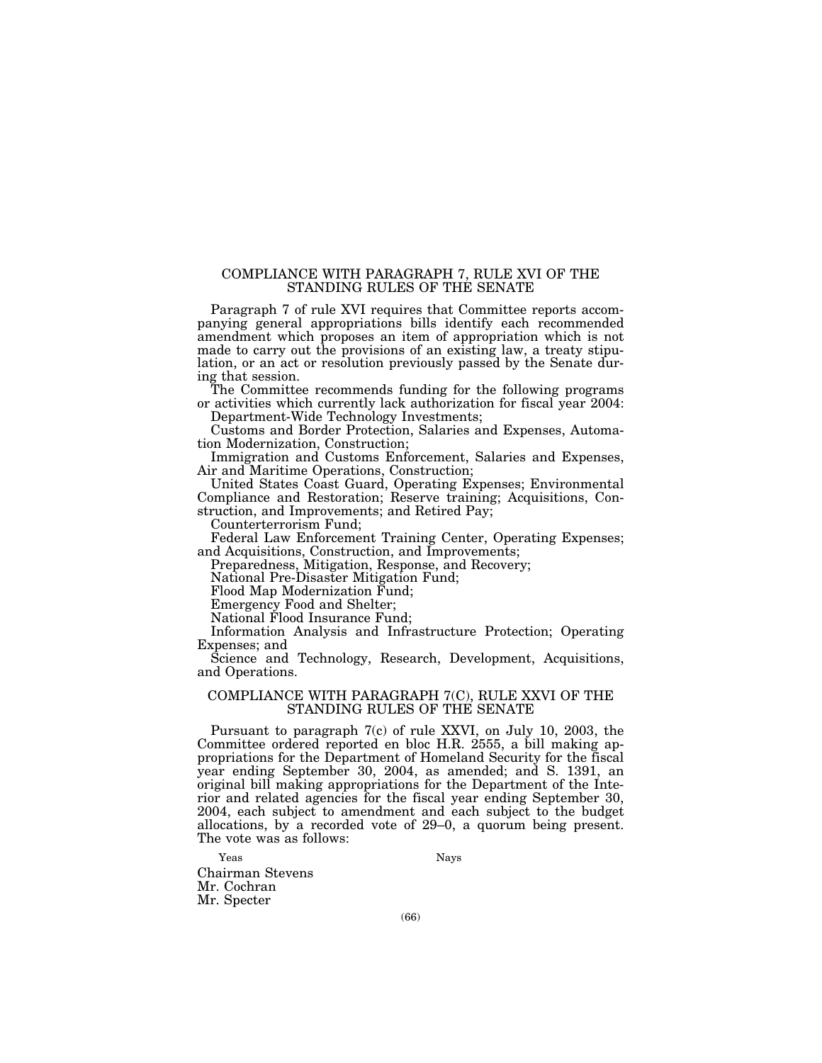## COMPLIANCE WITH PARAGRAPH 7, RULE XVI OF THE STANDING RULES OF THE SENATE

Paragraph 7 of rule XVI requires that Committee reports accompanying general appropriations bills identify each recommended amendment which proposes an item of appropriation which is not made to carry out the provisions of an existing law, a treaty stipulation, or an act or resolution previously passed by the Senate during that session.

The Committee recommends funding for the following programs or activities which currently lack authorization for fiscal year 2004:

Department-Wide Technology Investments;

Customs and Border Protection, Salaries and Expenses, Automation Modernization, Construction;

Immigration and Customs Enforcement, Salaries and Expenses, Air and Maritime Operations, Construction;

United States Coast Guard, Operating Expenses; Environmental Compliance and Restoration; Reserve training; Acquisitions, Construction, and Improvements; and Retired Pay;

Counterterrorism Fund;

Federal Law Enforcement Training Center, Operating Expenses; and Acquisitions, Construction, and Improvements;

Preparedness, Mitigation, Response, and Recovery;

National Pre-Disaster Mitigation Fund;

Flood Map Modernization Fund;

Emergency Food and Shelter;

National Flood Insurance Fund;

Information Analysis and Infrastructure Protection; Operating Expenses; and

Science and Technology, Research, Development, Acquisitions, and Operations.

## COMPLIANCE WITH PARAGRAPH 7(C), RULE XXVI OF THE STANDING RULES OF THE SENATE

Pursuant to paragraph 7(c) of rule XXVI, on July 10, 2003, the Committee ordered reported en bloc H.R. 2555, a bill making appropriations for the Department of Homeland Security for the fiscal year ending September 30, 2004, as amended; and S. 1391, an original bill making appropriations for the Department of the Interior and related agencies for the fiscal year ending September 30, 2004, each subject to amendment and each subject to the budget allocations, by a recorded vote of 29–0, a quorum being present. The vote was as follows:

| Yeas | Nays |
|---|---|
| Chairman Stevens | |
| Mr. Cochran | |
| Mr. Specter | |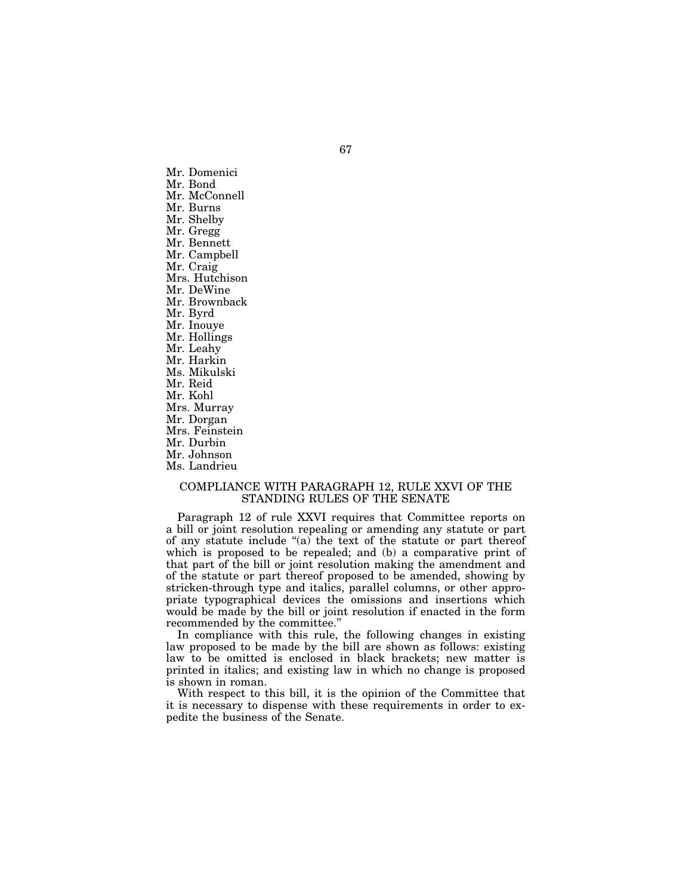Mr. Domenici
Mr. Bond
Mr. McConnell
Mr. Burns
Mr. Shelby
Mr. Gregg
Mr. Bennett
Mr. Campbell
Mr. Craig
Mrs. Hutchison
Mr. DeWine
Mr. Brownback
Mr. Byrd
Mr. Inouye
Mr. Hollings
Mr. Leahy
Mr. Harkin
Ms. Mikulski
Mr. Reid
Mr. Kohl
Mrs. Murray
Mr. Dorgan
Mrs. Feinstein
Mr. Durbin
Mr. Johnson
Ms. Landrieu

## COMPLIANCE WITH PARAGRAPH 12, RULE XXVI OF THE STANDING RULES OF THE SENATE

Paragraph 12 of rule XXVI requires that Committee reports on a bill or joint resolution repealing or amending any statute or part of any statute include "(a) the text of the statute or part thereof which is proposed to be repealed; and (b) a comparative print of that part of the bill or joint resolution making the amendment and of the statute or part thereof proposed to be amended, showing by stricken-through type and italics, parallel columns, or other appropriate typographical devices the omissions and insertions which would be made by the bill or joint resolution if enacted in the form recommended by the committee."

In compliance with this rule, the following changes in existing law proposed to be made by the bill are shown as follows: existing law to be omitted is enclosed in black brackets; new matter is printed in italics; and existing law in which no change is proposed is shown in roman.

With respect to this bill, it is the opinion of the Committee that it is necessary to dispense with these requirements in order to expedite the business of the Senate.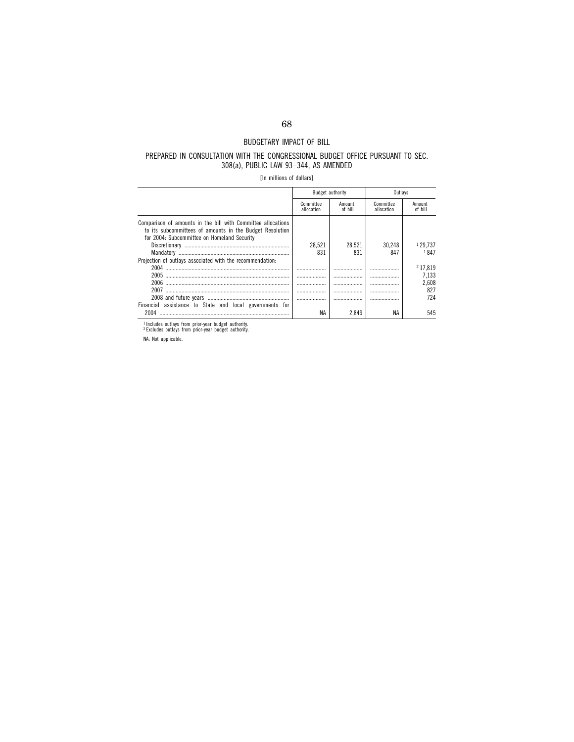# BUDGETARY IMPACT OF BILL

## PREPARED IN CONSULTATION WITH THE CONGRESSIONAL BUDGET OFFICE PURSUANT TO SEC. 308(a), PUBLIC LAW 93–344, AS AMENDED

[In millions of dollars]

| | Budget authority | | Outlays | |
|---|---|---|---|---|
| | Committee allocation | Amount of bill | Committee allocation | Amount of bill |
| Comparison of amounts in the bill with Committee allocations to its subcommittees of amounts in the Budget Resolution for 2004: Subcommittee on Homeland Security | | | | |
| Discretionary | 28,521 | 28,521 | 30,248 | [1] 29,737 |
| Mandatory | 831 | 831 | 847 | [1] 847 |
| Projection of outlays associated with the recommendation: | | | | |
| 2004 | .................... | .................... | .................... | [2] 17,819 |
| 2005 | .................... | .................... | .................... | 7,133 |
| 2006 | .................... | .................... | .................... | 2,608 |
| 2007 | .................... | .................... | .................... | 827 |
| 2008 and future years | .................... | .................... | .................... | 724 |
| Financial assistance to State and local governments for 2004 | NA | 2,849 | NA | 545 |

[1] Includes outlays from prior-year budget authority.
[2] Excludes outlays from prior-year budget authority.

NA: Not applicable.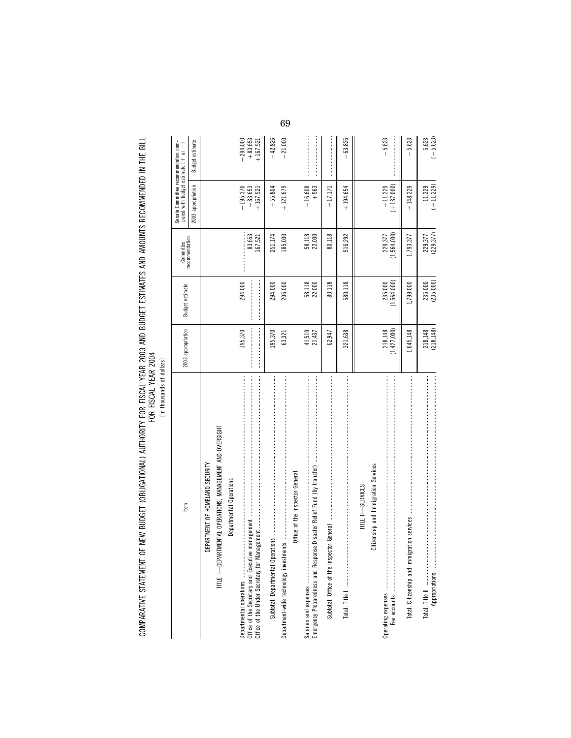# COMPARATIVE STATEMENT OF NEW BUDGET (OBLIGATIONAL) AUTHORITY FOR FISCAL YEAR 2003 AND BUDGET ESTIMATES AND AMOUNTS RECOMMENDED IN THE BILL FOR FISCAL YEAR 2004

[In thousands of dollars]

| Item | 2003 appropriation | Budget estimate | Committee recommendation | Senate Committee recommendation compared with budget estimate (+ or −) | |
|---|---|---|---|---|---|
| | | | | 2003 appropriation | Budget estimate |
| DEPARTMENT OF HOMELAND SECURITY | | | | | |
| TITLE I—DEPARTMENTAL OPERATIONS, MANAGEMENT AND OVERSIGHT | | | | | |
| Departmental Operations | | | | | |
| Departmental operations | 195,370 | 294,000 | | −195,370 | −294,000 |
| Office of the Secretary and Executive management | | | 83,653 | +83,653 | +83,653 |
| Office of the Under Secretary for Management | | | 167,521 | +167,521 | +167,521 |
| Subtotal, Departmental Operations | 195,370 | 294,000 | 251,174 | +55,804 | −42,826 |
| Department-wide technology investments | 63,321 | 206,000 | 185,000 | +121,679 | −21,000 |
| Office of the Inspector General | | | | | |
| Salaries and expenses | 41,510 | 58,118 | 58,118 | +16,608 | |
| Emergency Preparedness and Response Disaster Relief Fund (by transfer) | 21,437 | 22,000 | 22,000 | +563 | |
| Subtotal, Office of the Inspector General | 62,947 | 80,118 | 80,118 | +17,171 | |
| Total, Title I | 321,638 | 580,118 | 516,292 | +194,654 | −63,826 |
| TITLE II—SERVICES | | | | | |
| Citizenship and Immigration Services | | | | | |
| Operating expenses | 218,148 | 235,000 | 229,377 | +11,229 | −5,623 |
| Fee accounts | (1,427,000) | (1,564,000) | (1,564,000) | (+137,000) | |
| Total, Citizenship and immigration services | 1,645,148 | 1,799,000 | 1,793,377 | +148,229 | −5,623 |
| Total, Title II | 218,148 | 235,000 | 229,377 | +11,229 | −5,623 |
| Appropriations | (218,148) | (235,000) | (229,377) | (+11,229) | (−5,623) |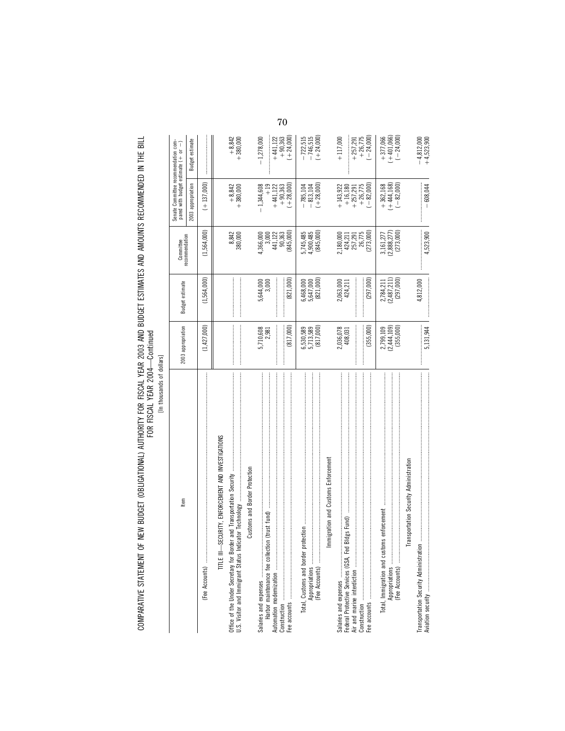COMPARATIVE STATEMENT OF NEW BUDGET (OBLIGATIONAL) AUTHORITY FOR FISCAL YEAR 2003 AND BUDGET ESTIMATES AND AMOUNTS RECOMMENDED IN THE BILL FOR FISCAL YEAR 2004—Continued

[In thousands of dollars]

| Item | 2003 appropriation | Budget estimate | Committee recommendation | Senate Committee recommendation compared with (+ or −): 2003 appropriation | Senate Committee recommendation compared with (+ or −): Budget estimate |
|---|---|---|---|---|---|
| (Fee Accounts) | (1,427,000) | (1,564,000) | (1,564,000) | (+137,000) | |
| **TITLE III—SECURITY, ENFORCEMENT AND INVESTIGATIONS** | | | | | |
| Office of the Under Secretary for Border and Transportation Security | | | 8,842 | +8,842 | +8,842 |
| U.S. Visitor and Immigrant Status Indicator Technology | | | 380,000 | +380,000 | +380,000 |
| **Customs and Border Protection** | | | | | |
| Salaries and expenses | 5,710,608 | 5,644,000 | 4,366,000 | −1,344,608 | −1,278,000 |
| Harbor maintenance fee collection (trust fund) | 2,981 | 3,000 | 3,000 | +19 | |
| Automation modernization | | | 441,122 | +441,122 | +441,122 |
| Construction | | | 90,363 | +90,363 | +90,363 |
| Fee accounts | (817,000) | (821,000) | (845,000) | (+28,000) | (+24,000) |
| Total, Customs and border protection | 6,530,589 | 6,468,000 | 5,745,485 | −785,104 | −722,515 |
| Appropriations | 5,713,589 | 5,647,000 | 4,900,485 | −813,104 | −746,515 |
| (Fee Accounts) | (817,000) | (821,000) | (845,000) | (+28,000) | (+24,000) |
| **Immigration and Customs Enforcement** | | | | | |
| Salaries and expenses | 2,036,078 | 2,063,000 | 2,180,000 | +143,922 | +117,000 |
| Federal Protective Services (GSA, Fed Bldgs Fund) | 408,031 | 424,211 | 424,211 | +16,180 | |
| Air and marine interdiction | | | 257,291 | +257,291 | +257,291 |
| Construction | | | 26,775 | +26,775 | +26,775 |
| Fee accounts | (355,000) | (297,000) | (273,000) | (−82,000) | (−24,000) |
| Total, Immigration and customs enforcement | 2,799,109 | 2,784,211 | 3,161,277 | +362,168 | +377,066 |
| Appropriations | (2,444,109) | (2,487,211) | (2,888,277) | (+444,168) | (+401,066) |
| (Fee Accounts) | (355,000) | (297,000) | (273,000) | (−82,000) | (−24,000) |
| **Transportation Security Administration** | | | | | |
| Transportation Security Administration | | 4,812,000 | | | −4,812,000 |
| Aviation security | 5,131,944 | | 4,523,900 | −608,044 | +4,523,900 |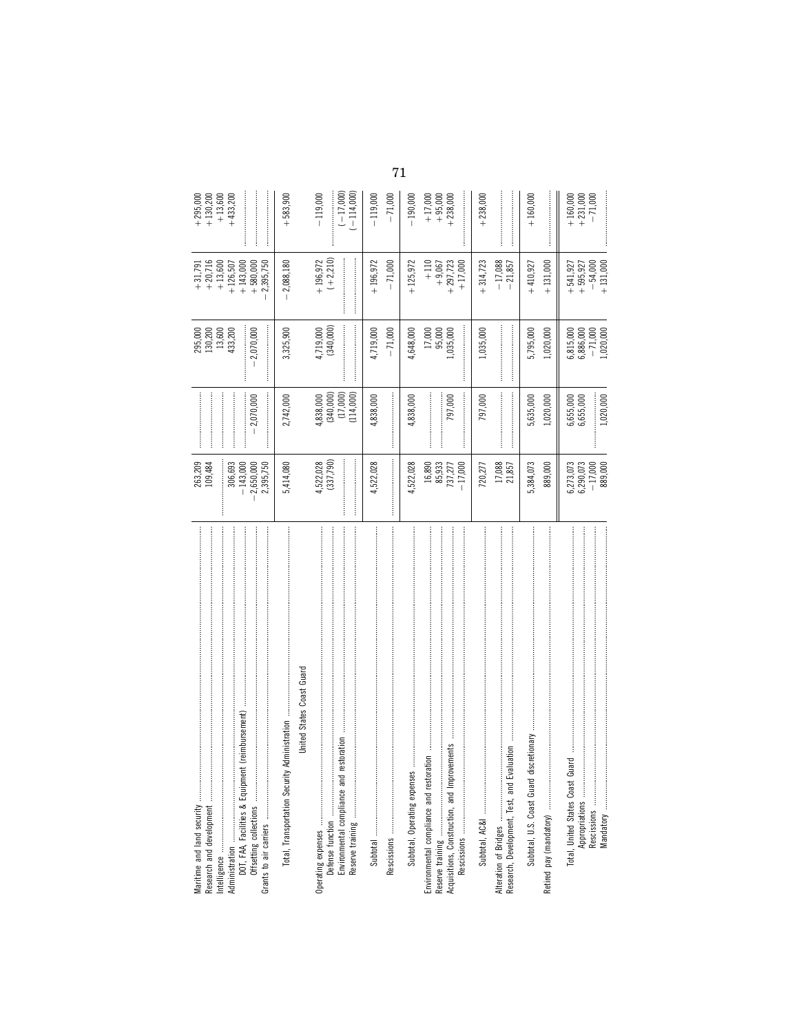| | | | | | |
|---|---|---|---|---|---|
| Maritime and land security | 263,209 | | 295,000 | +31,791 | +295,000 |
| Research and development | 109,484 | | 130,200 | +20,716 | +130,200 |
| Intelligence | | | 13,600 | +13,600 | +13,600 |
| Administration | 306,693 | | 433,200 | +126,507 | +433,200 |
| DOT, FAA, Facilities & Equipment (reimbursement) | −143,000 | | | +143,000 | |
| Offsetting collections | −2,650,000 | −2,070,000 | −2,070,000 | +580,000 | |
| Grants to air carriers | 2,395,750 | | | −2,395,750 | |
| Total, Transportation Security Administration | 5,414,080 | 2,742,000 | 3,325,900 | −2,088,180 | +583,900 |
| **United States Coast Guard** | | | | | |
| Operating expenses | 4,522,028 | 4,838,000 | 4,719,000 | +196,972 | −119,000 |
| Defense function | (337,790) | (340,000) | (340,000) | (+2,210) | |
| Environmental compliance and restoration | | (17,000) | | | (−17,000) |
| Reserve training | | (114,000) | | | (−114,000) |
| Subtotal | 4,522,028 | 4,838,000 | 4,719,000 | +196,972 | −119,000 |
| Rescissions | | | −71,000 | −71,000 | −71,000 |
| Subtotal, Operating expenses | 4,522,028 | 4,838,000 | 4,648,000 | +125,972 | −190,000 |
| Environmental compliance and restoration | 16,890 | | 17,000 | +110 | +17,000 |
| Reserve training | 85,933 | | 95,000 | +9,067 | +95,000 |
| Acquisitions, Construction, and Improvements | 737,277 | 797,000 | 1,035,000 | +297,723 | +238,000 |
| Rescissions | −17,000 | | | +17,000 | |
| Subtotal, AC&I | 720,277 | 797,000 | 1,035,000 | +314,723 | +238,000 |
| Alteration of Bridges | 17,088 | | | −17,088 | |
| Research, Development, Test, and Evaluation | 21,857 | | | −21,857 | |
| Subtotal, U.S. Coast Guard discretionary | 5,384,073 | 5,635,000 | 5,795,000 | +410,927 | +160,000 |
| Retired pay (mandatory) | 889,000 | 1,020,000 | 1,020,000 | +131,000 | |
| Total, United States Coast Guard | 6,273,073 | 6,655,000 | 6,815,000 | +541,927 | +160,000 |
| Appropriations | 6,290,073 | 6,655,000 | 6,886,000 | +595,927 | +231,000 |
| Rescissions | −17,000 | | −71,000 | −54,000 | −71,000 |
| Mandatory | 889,000 | 1,020,000 | 1,020,000 | +131,000 | |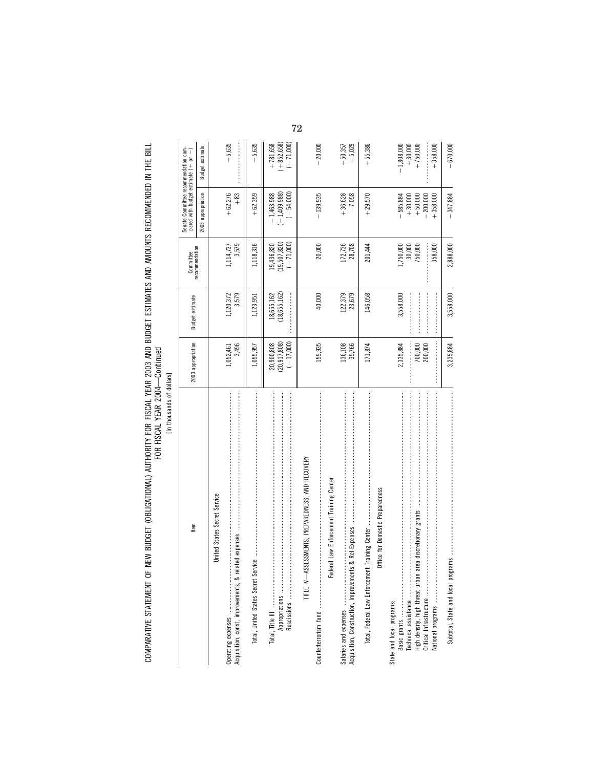COMPARATIVE STATEMENT OF NEW BUDGET (OBLIGATIONAL) AUTHORITY FOR FISCAL YEAR 2003 AND BUDGET ESTIMATES AND AMOUNTS RECOMMENDED IN THE BILL FOR FISCAL YEAR 2004—Continued

[In thousands of dollars]

| Item | 2003 appropriation | Budget estimate | Committee recommendation | Senate Committee recommendation compared with budget estimate (+ or −) | |
|---|---|---|---|---|---|
| | | | | 2003 appropriation | Budget estimate |
| **United States Secret Service** | | | | | |
| Operating expenses | 1,052,461 | 1,120,372 | 1,114,737 | +62,276 | −5,635 |
| Acquisition, const, improvements, & related expenses | 3,496 | 3,579 | 3,579 | +83 | |
| Total, United States Secret Service | 1,055,957 | 1,123,951 | 1,118,316 | +62,359 | −5,635 |
| Total, Title III | 20,900,808 | 18,655,162 | 19,436,820 | −1,463,988 | +781,658 |
| Appropriations | (20,917,808) | (18,655,162) | (19,507,820) | (−1,409,988) | (+852,658) |
| Rescissions | (−17,000) | | (−71,000) | (−54,000) | (−71,000) |
| **TITLE IV—ASSESSMENTS, PREPAREDNESS, AND RECOVERY** | | | | | |
| Counterterrorism fund | 159,935 | 40,000 | 20,000 | −139,935 | −20,000 |
| **Federal Law Enforcement Training Center** | | | | | |
| Salaries and expenses | 136,108 | 122,379 | 172,736 | +36,628 | +50,357 |
| Acquisition, Construction, Improvements & Rel Expenses | 35,766 | 23,679 | 28,708 | −7,058 | +5,029 |
| Total, Federal Law Enforcement Training Center | 171,874 | 146,058 | 201,444 | +29,570 | +55,386 |
| **Office for Domestic Preparedness** | | | | | |
| State and local programs: | | | | | |
| Basic grants | 2,335,884 | 3,558,000 | 1,750,000 | −585,884 | −1,808,000 |
| Technical assistance | | | 30,000 | +30,000 | +30,000 |
| High density, high threat urban area discretionary grants | 700,000 | | 750,000 | +50,000 | +750,000 |
| Critical Infrastructure | 200,000 | | | −200,000 | |
| National programs | | | 358,000 | +358,000 | +358,000 |
| Subtotal, State and local programs | 3,235,884 | 3,558,000 | 2,888,000 | −347,884 | −670,000 |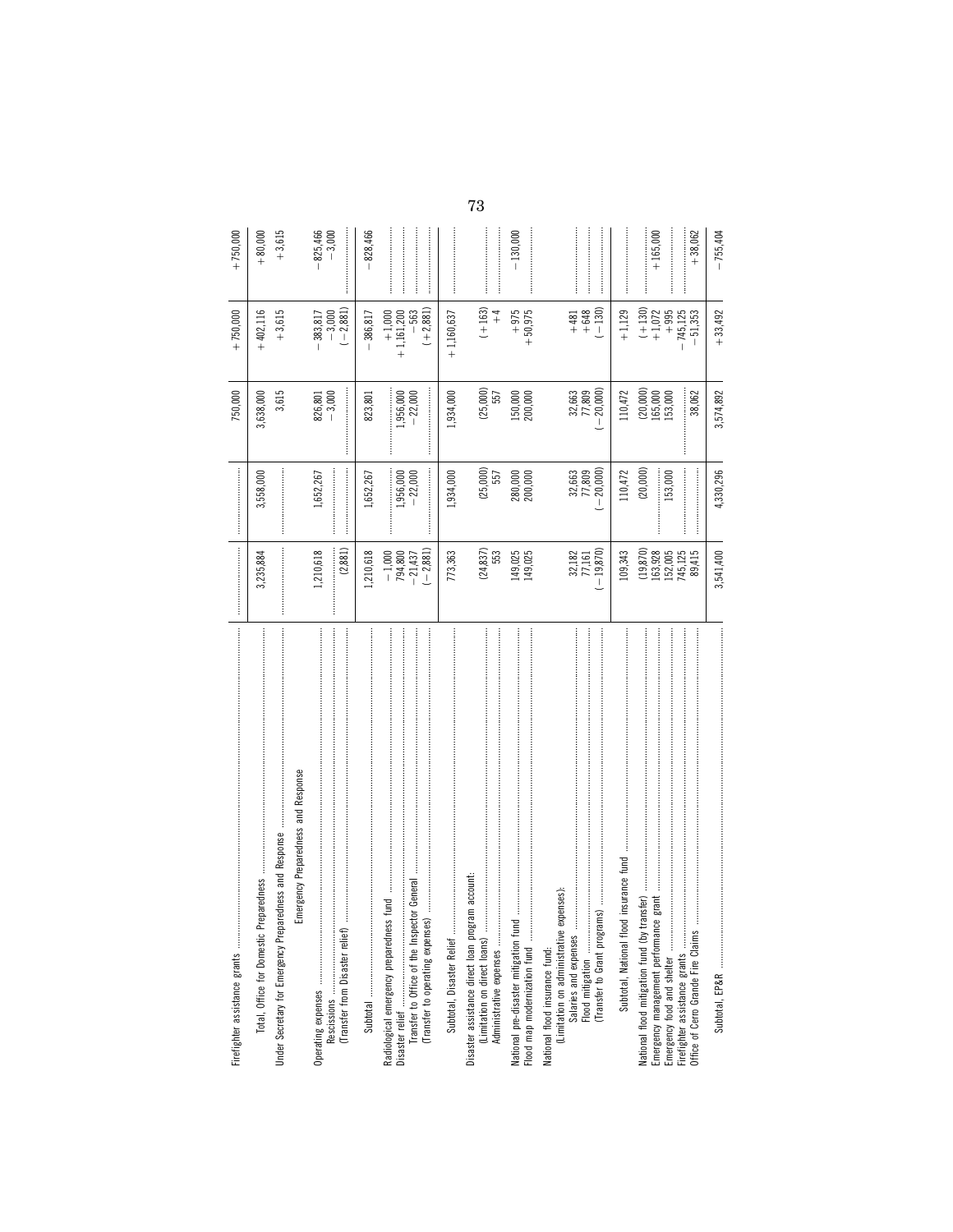| | | | | | |
|---|---|---|---|---|---|
| Firefighter assistance grants | | | 750,000 | +750,000 | +750,000 |
| Total, Office for Domestic Preparedness | 3,235,884 | 3,558,000 | 3,638,000 | +402,116 | +80,000 |
| Under Secretary for Emergency Preparedness and Response | | | 3,615 | +3,615 | +3,615 |
| **Emergency Preparedness and Response** | | | | | |
| Operating expenses | 1,210,618 | 1,652,267 | 826,801 | −383,817 | −825,466 |
| Rescissions | | | −3,000 | −3,000 | −3,000 |
| (Transfer from Disaster relief) | (2,881) | | | (−2,881) | |
| Subtotal | 1,210,618 | 1,652,267 | 823,801 | −386,817 | −828,466 |
| Radiological emergency preparedness fund | −1,000 | | | +1,000 | |
| Disaster relief | 794,800 | 1,956,000 | 1,956,000 | +1,161,200 | |
| Transfer to Office of the Inspector General | −21,437 | −22,000 | −22,000 | −563 | |
| (Transfer to operating expenses) | (−2,881) | | | (+2,881) | |
| Subtotal, Disaster Relief | 773,363 | 1,934,000 | 1,934,000 | +1,160,637 | |
| Disaster assistance direct loan program account: | | | | | |
| (Limitation on direct loans) | (24,837) | (25,000) | (25,000) | (+163) | |
| Administrative expenses | 553 | 557 | 557 | +4 | |
| National pre-disaster mitigation fund | 149,025 | 280,000 | 150,000 | +975 | −130,000 |
| Flood map modernization fund | 149,025 | 200,000 | 200,000 | +50,975 | |
| National flood insurance fund: | | | | | |
| (Limitation on administrative expenses): | | | | | |
| Salaries and expenses | 32,182 | 32,663 | 32,663 | +481 | |
| Flood mitigation | 77,161 | 77,809 | 77,809 | +648 | |
| (Transfer to Grant programs) | (−19,870) | (−20,000) | (−20,000) | (−130) | |
| Subtotal, National flood insurance fund | 109,343 | 110,472 | 110,472 | +1,129 | |
| National flood mitigation fund (by transfer) | (19,870) | (20,000) | (20,000) | (+130) | |
| Emergency management performance grant | 163,928 | | 165,000 | +1,072 | +165,000 |
| Emergency food and shelter | 152,005 | 153,000 | 153,000 | +995 | |
| Firefighter assistance grants | 745,125 | | | −745,125 | |
| Office of Cerro Grande Fire Claims | 89,415 | | 38,062 | −51,353 | +38,062 |
| Subtotal, EP&R | 3,541,400 | 4,330,296 | 3,574,892 | +33,492 | −755,404 |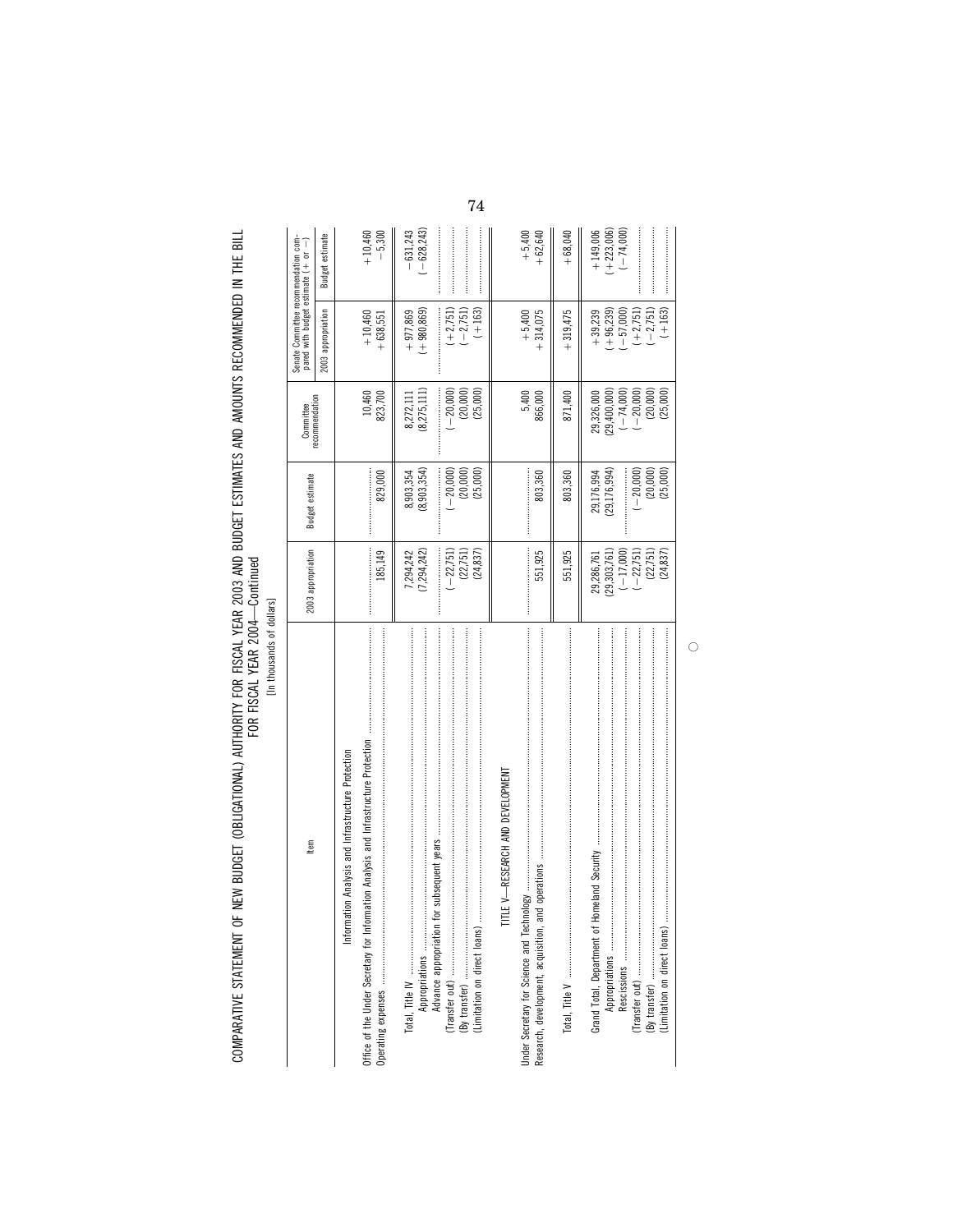# COMPARATIVE STATEMENT OF NEW BUDGET (OBLIGATIONAL) AUTHORITY FOR FISCAL YEAR 2003 AND BUDGET ESTIMATES AND AMOUNTS RECOMMENDED IN THE BILL FOR FISCAL YEAR 2004—Continued

[In thousands of dollars]

| Item | 2003 appropriation | Budget estimate | Committee recommendation | Senate Committee recommendation compared with budget estimate (+ or −) | |
|---|---|---|---|---|---|
| | | | | 2003 appropriation | Budget estimate |
| Information Analysis and Infrastructure Protection | | | | | |
| Office of the Under Secretary for Information Analysis and Infrastructure Protection | | | 10,460 | +10,460 | +10,460 |
| Operating expenses | 185,149 | 829,000 | 823,700 | +638,551 | −5,300 |
| Total, Title IV | 7,294,242 | 8,903,354 | 8,272,111 | +977,869 | −631,243 |
| Appropriations | (7,294,242) | (8,903,354) | (8,275,111) | (+980,869) | (−628,243) |
| Advance appropriation for subsequent years | | | | | |
| (Transfer out) | (−22,751) | (−20,000) | (−20,000) | (+2,751) | |
| (By transfer) | (22,751) | (20,000) | (20,000) | (−2,751) | |
| (Limitation on direct loans) | (24,837) | (25,000) | (25,000) | (+163) | |
| TITLE V—RESEARCH AND DEVELOPMENT | | | | | |
| Under Secretary for Science and Technology | | | 5,400 | +5,400 | +5,400 |
| Research, development, acquisition, and operations | 551,925 | 803,360 | 866,000 | +314,075 | +62,640 |
| Total, Title V | 551,925 | 803,360 | 871,400 | +319,475 | +68,040 |
| Grand Total, Department of Homeland Security | 29,286,761 | 29,176,994 | 29,326,000 | +39,239 | +149,006 |
| Appropriations | (29,303,761) | (29,176,994) | (29,400,000) | (+96,239) | (+223,006) |
| Rescissions | (−17,000) | | (−74,000) | (−57,000) | (−74,000) |
| (Transfer out) | (−22,751) | (−20,000) | (−20,000) | (+2,751) | |
| (By transfer) | (22,751) | (20,000) | (20,000) | (−2,751) | |
| (Limitation on direct loans) | (24,837) | (25,000) | (25,000) | (+163) | |